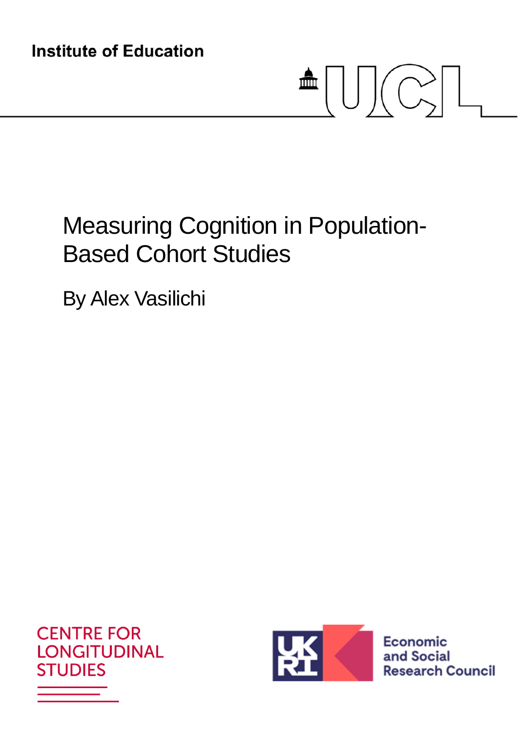Institute of Education

UCL

# Measuring Cognition in Population-Based Cohort Studies

By Alex Vasilichi

CENTRE FOR LONGITUDINAL STUDIES

UKRI Economic and Social Research Council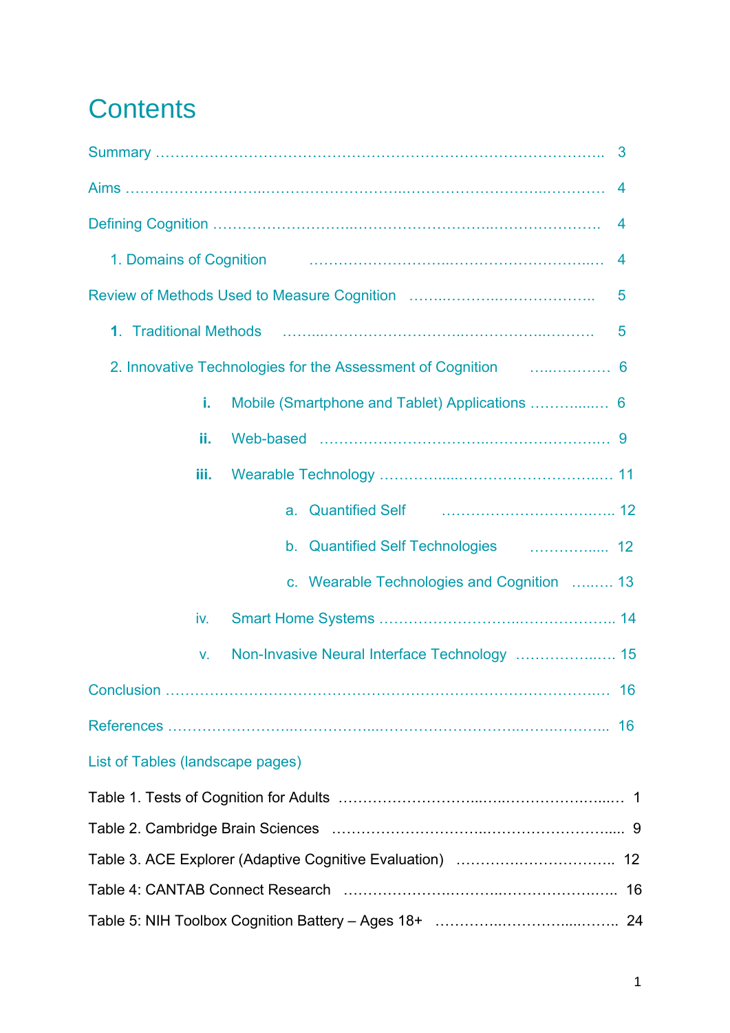# Contents

Summary ........................................................................................ 3

Aims ........................................................................................ 4

Defining Cognition ........................................................................................ 4

1. Domains of Cognition ........................................................................................ 4

Review of Methods Used to Measure Cognition ........................................ 5

**1**. Traditional Methods ........................................................................................ 5

2. Innovative Technologies for the Assessment of Cognition ........................ 6

- **i.** Mobile (Smartphone and Tablet) Applications ........................ 6
- **ii.** Web-based ........................................................................................ 9
- **iii.** Wearable Technology ........................................................................................ 11
  - a. Quantified Self ........................................................................................ 12
  - b. Quantified Self Technologies ........................ 12
  - c. Wearable Technologies and Cognition ........ 13
- iv. Smart Home Systems ........................................................................................ 14
- v. Non-Invasive Neural Interface Technology ........................ 15

Conclusion ........................................................................................ 16

References ........................................................................................ 16

List of Tables (landscape pages)

Table 1. Tests of Cognition for Adults ........................................................................................ 1

Table 2. Cambridge Brain Sciences ........................................................................................ 9

Table 3. ACE Explorer (Adaptive Cognitive Evaluation) ........................................ 12

Table 4: CANTAB Connect Research ........................................................................................ 16

Table 5: NIH Toolbox Cognition Battery – Ages 18+ ........................................ 24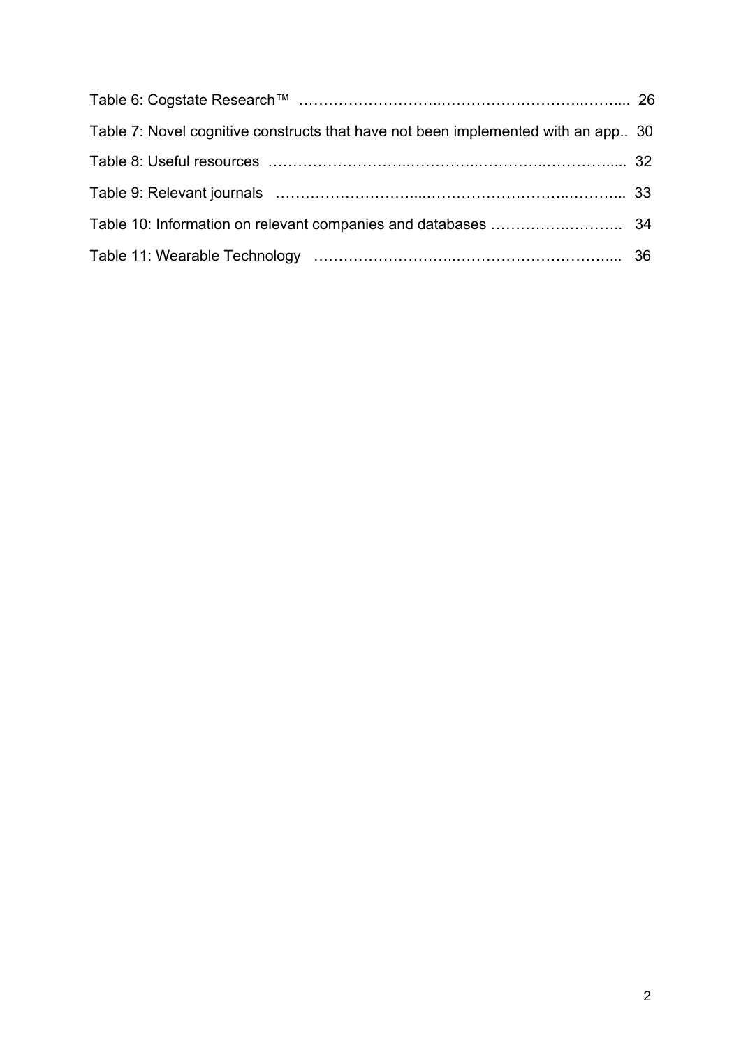Table 6: Cogstate Research™ …………………….………………………..……... 26

Table 7: Novel cognitive constructs that have not been implemented with an app.. 30

Table 8: Useful resources ……………………..…………..…………..………….... 32

Table 9: Relevant journals ……………………....……………………….……….. 33

Table 10: Information on relevant companies and databases ……………….……….. 34

Table 11: Wearable Technology ……………………..…………………………... 36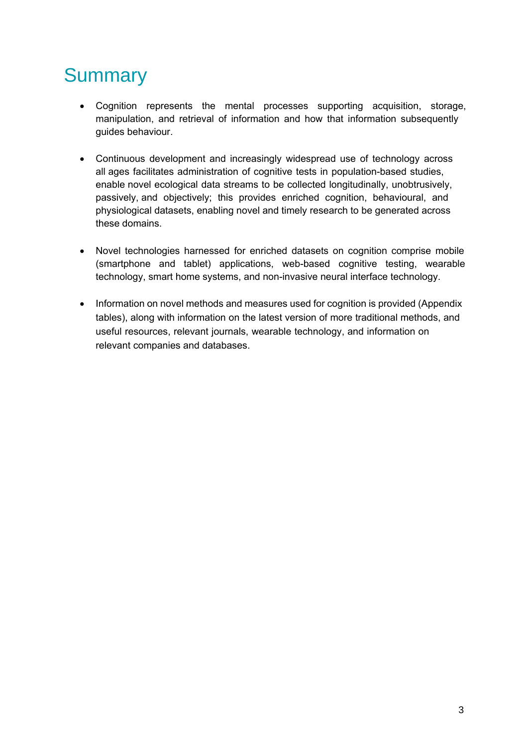# Summary

- Cognition represents the mental processes supporting acquisition, storage, manipulation, and retrieval of information and how that information subsequently guides behaviour.

- Continuous development and increasingly widespread use of technology across all ages facilitates administration of cognitive tests in population-based studies, enable novel ecological data streams to be collected longitudinally, unobtrusively, passively, and objectively; this provides enriched cognition, behavioural, and physiological datasets, enabling novel and timely research to be generated across these domains.

- Novel technologies harnessed for enriched datasets on cognition comprise mobile (smartphone and tablet) applications, web-based cognitive testing, wearable technology, smart home systems, and non-invasive neural interface technology.

- Information on novel methods and measures used for cognition is provided (Appendix tables), along with information on the latest version of more traditional methods, and useful resources, relevant journals, wearable technology, and information on relevant companies and databases.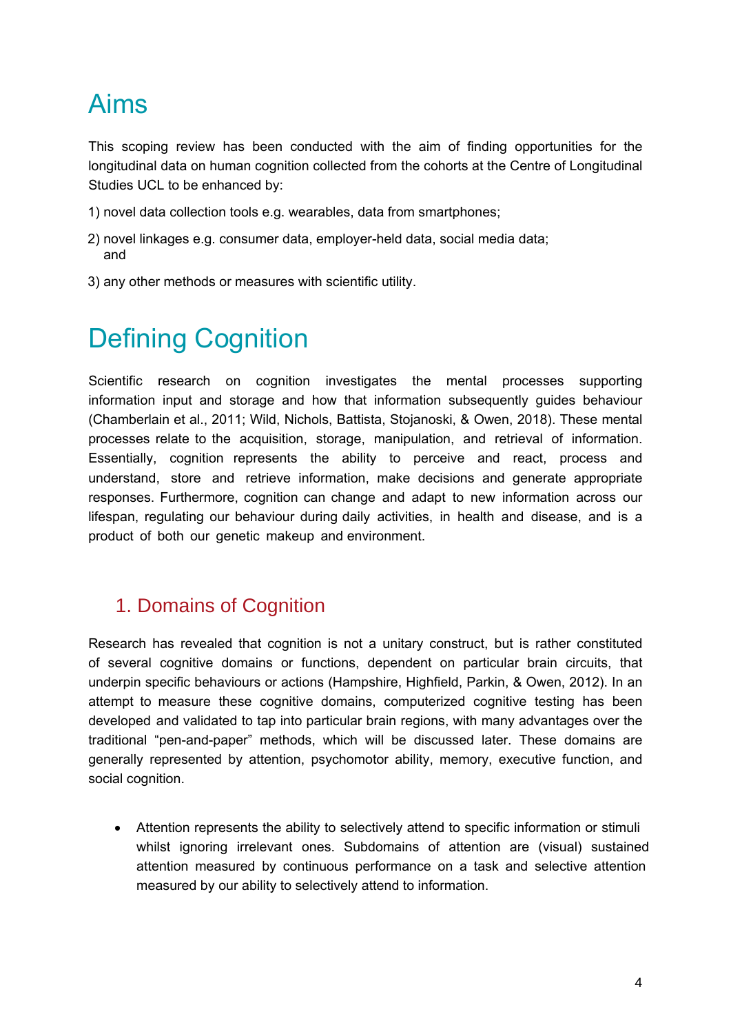# Aims

This scoping review has been conducted with the aim of finding opportunities for the longitudinal data on human cognition collected from the cohorts at the Centre of Longitudinal Studies UCL to be enhanced by:

1) novel data collection tools e.g. wearables, data from smartphones;

2) novel linkages e.g. consumer data, employer-held data, social media data; and

3) any other methods or measures with scientific utility.

# Defining Cognition

Scientific research on cognition investigates the mental processes supporting information input and storage and how that information subsequently guides behaviour (Chamberlain et al., 2011; Wild, Nichols, Battista, Stojanoski, & Owen, 2018). These mental processes relate to the acquisition, storage, manipulation, and retrieval of information. Essentially, cognition represents the ability to perceive and react, process and understand, store and retrieve information, make decisions and generate appropriate responses. Furthermore, cognition can change and adapt to new information across our lifespan, regulating our behaviour during daily activities, in health and disease, and is a product of both our genetic makeup and environment.

## 1. Domains of Cognition

Research has revealed that cognition is not a unitary construct, but is rather constituted of several cognitive domains or functions, dependent on particular brain circuits, that underpin specific behaviours or actions (Hampshire, Highfield, Parkin, & Owen, 2012). In an attempt to measure these cognitive domains, computerized cognitive testing has been developed and validated to tap into particular brain regions, with many advantages over the traditional "pen-and-paper" methods, which will be discussed later. These domains are generally represented by attention, psychomotor ability, memory, executive function, and social cognition.

- Attention represents the ability to selectively attend to specific information or stimuli whilst ignoring irrelevant ones. Subdomains of attention are (visual) sustained attention measured by continuous performance on a task and selective attention measured by our ability to selectively attend to information.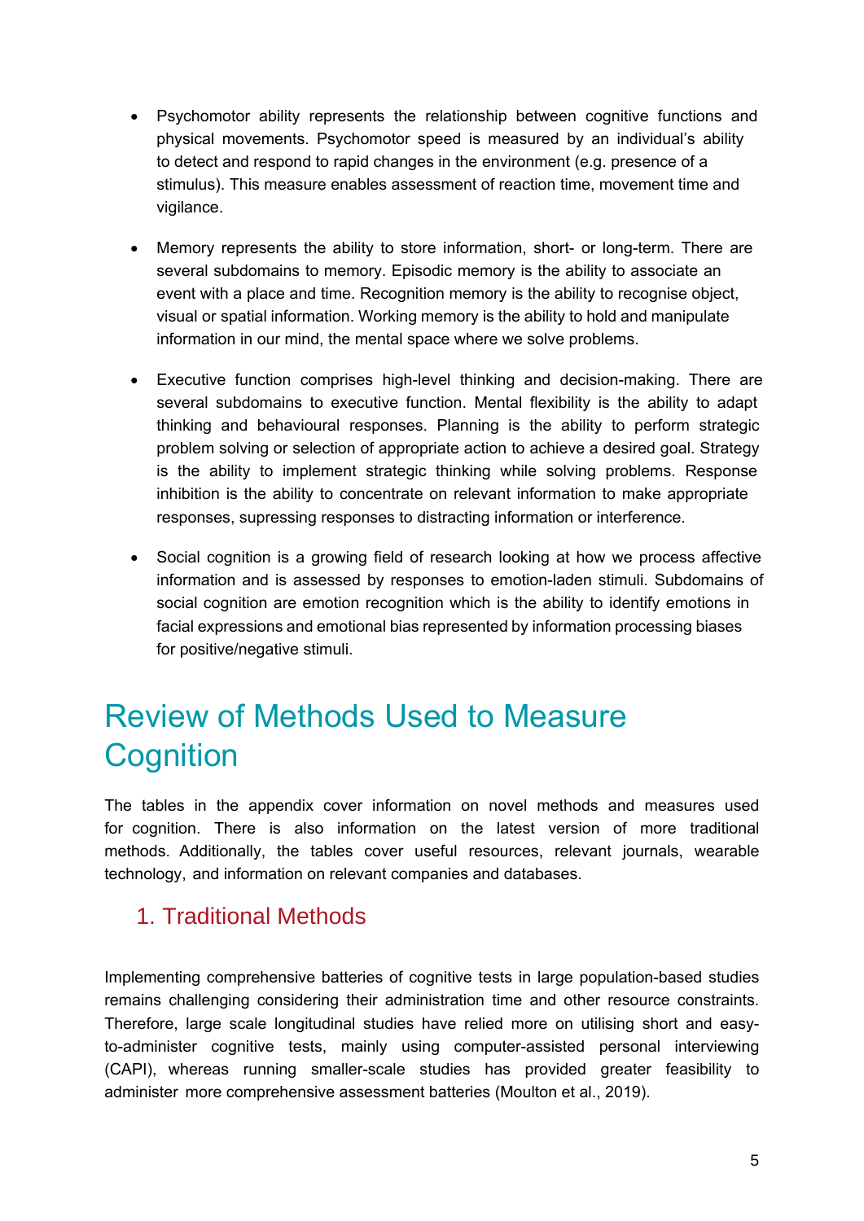- Psychomotor ability represents the relationship between cognitive functions and physical movements. Psychomotor speed is measured by an individual's ability to detect and respond to rapid changes in the environment (e.g. presence of a stimulus). This measure enables assessment of reaction time, movement time and vigilance.

- Memory represents the ability to store information, short- or long-term. There are several subdomains to memory. Episodic memory is the ability to associate an event with a place and time. Recognition memory is the ability to recognise object, visual or spatial information. Working memory is the ability to hold and manipulate information in our mind, the mental space where we solve problems.

- Executive function comprises high-level thinking and decision-making. There are several subdomains to executive function. Mental flexibility is the ability to adapt thinking and behavioural responses. Planning is the ability to perform strategic problem solving or selection of appropriate action to achieve a desired goal. Strategy is the ability to implement strategic thinking while solving problems. Response inhibition is the ability to concentrate on relevant information to make appropriate responses, supressing responses to distracting information or interference.

- Social cognition is a growing field of research looking at how we process affective information and is assessed by responses to emotion-laden stimuli. Subdomains of social cognition are emotion recognition which is the ability to identify emotions in facial expressions and emotional bias represented by information processing biases for positive/negative stimuli.

# Review of Methods Used to Measure Cognition

The tables in the appendix cover information on novel methods and measures used for cognition. There is also information on the latest version of more traditional methods. Additionally, the tables cover useful resources, relevant journals, wearable technology, and information on relevant companies and databases.

## 1. Traditional Methods

Implementing comprehensive batteries of cognitive tests in large population-based studies remains challenging considering their administration time and other resource constraints. Therefore, large scale longitudinal studies have relied more on utilising short and easy-to-administer cognitive tests, mainly using computer-assisted personal interviewing (CAPI), whereas running smaller-scale studies has provided greater feasibility to administer more comprehensive assessment batteries (Moulton et al., 2019).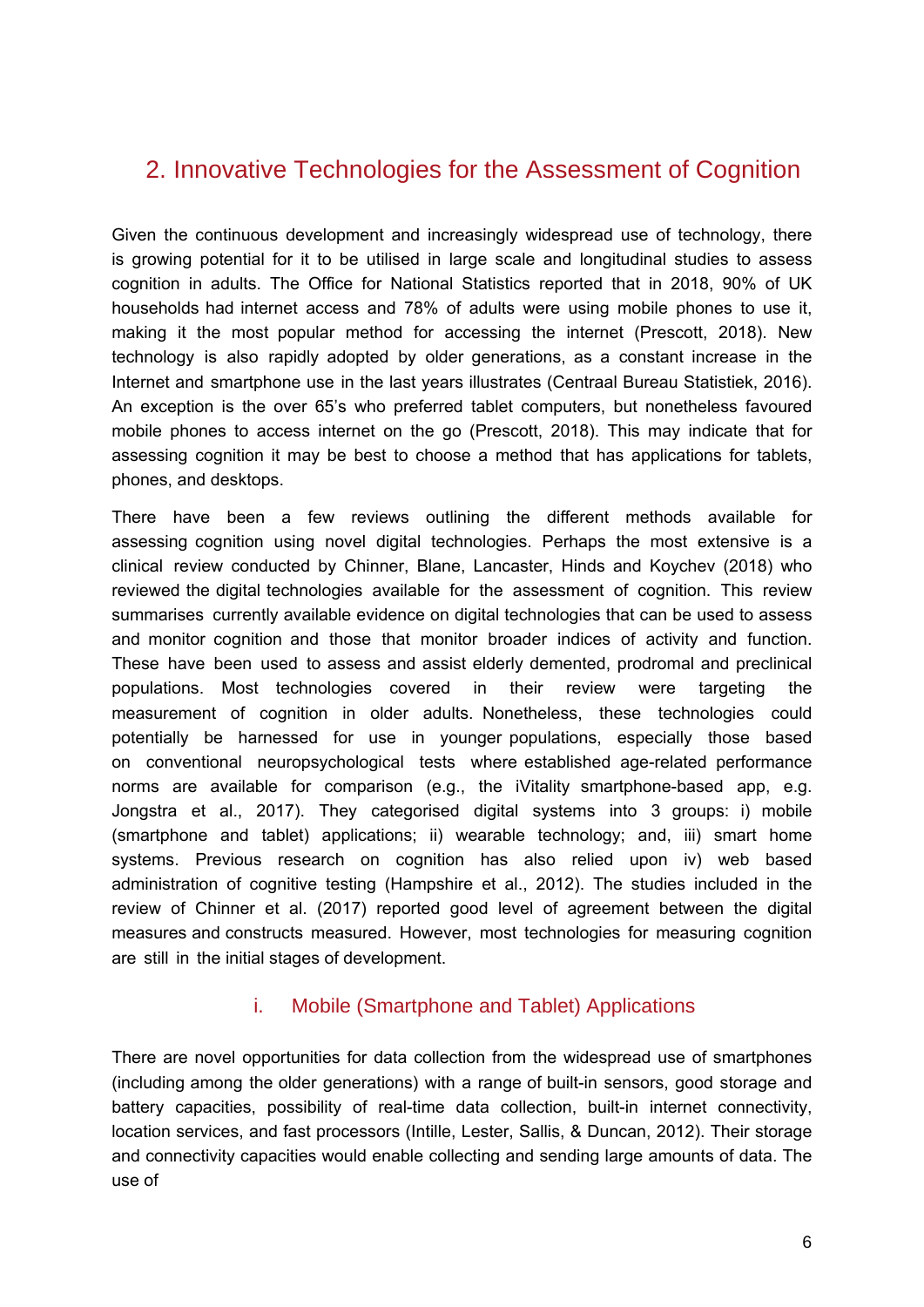## 2. Innovative Technologies for the Assessment of Cognition

Given the continuous development and increasingly widespread use of technology, there is growing potential for it to be utilised in large scale and longitudinal studies to assess cognition in adults. The Office for National Statistics reported that in 2018, 90% of UK households had internet access and 78% of adults were using mobile phones to use it, making it the most popular method for accessing the internet (Prescott, 2018). New technology is also rapidly adopted by older generations, as a constant increase in the Internet and smartphone use in the last years illustrates (Centraal Bureau Statistiek, 2016). An exception is the over 65's who preferred tablet computers, but nonetheless favoured mobile phones to access internet on the go (Prescott, 2018). This may indicate that for assessing cognition it may be best to choose a method that has applications for tablets, phones, and desktops.

There have been a few reviews outlining the different methods available for assessing cognition using novel digital technologies. Perhaps the most extensive is a clinical review conducted by Chinner, Blane, Lancaster, Hinds and Koychev (2018) who reviewed the digital technologies available for the assessment of cognition. This review summarises currently available evidence on digital technologies that can be used to assess and monitor cognition and those that monitor broader indices of activity and function. These have been used to assess and assist elderly demented, prodromal and preclinical populations. Most technologies covered in their review were targeting the measurement of cognition in older adults. Nonetheless, these technologies could potentially be harnessed for use in younger populations, especially those based on conventional neuropsychological tests where established age-related performance norms are available for comparison (e.g., the iVitality smartphone-based app, e.g. Jongstra et al., 2017). They categorised digital systems into 3 groups: i) mobile (smartphone and tablet) applications; ii) wearable technology; and, iii) smart home systems. Previous research on cognition has also relied upon iv) web based administration of cognitive testing (Hampshire et al., 2012). The studies included in the review of Chinner et al. (2017) reported good level of agreement between the digital measures and constructs measured. However, most technologies for measuring cognition are still in the initial stages of development.

### i. Mobile (Smartphone and Tablet) Applications

There are novel opportunities for data collection from the widespread use of smartphones (including among the older generations) with a range of built-in sensors, good storage and battery capacities, possibility of real-time data collection, built-in internet connectivity, location services, and fast processors (Intille, Lester, Sallis, & Duncan, 2012). Their storage and connectivity capacities would enable collecting and sending large amounts of data. The use of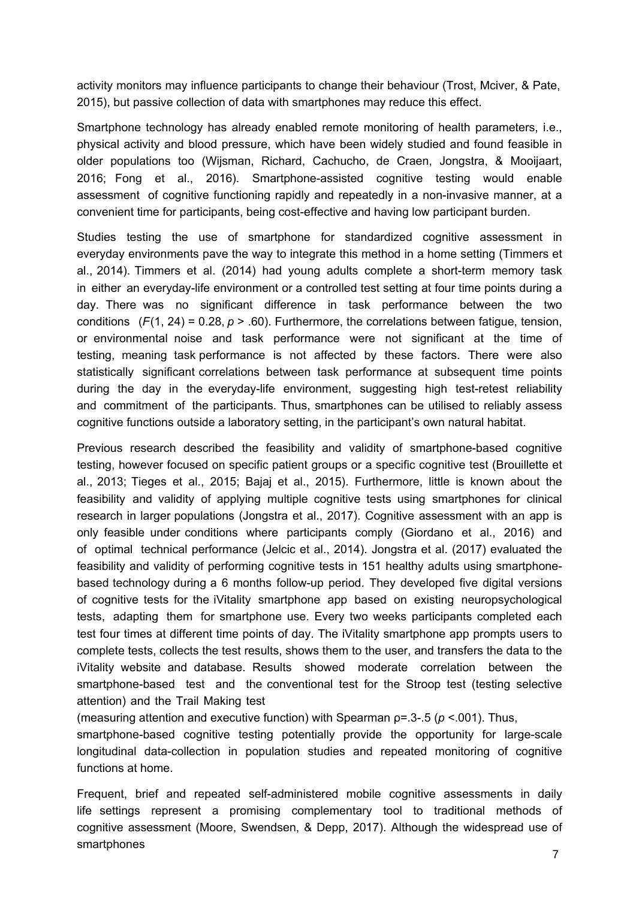activity monitors may influence participants to change their behaviour (Trost, Mciver, & Pate, 2015), but passive collection of data with smartphones may reduce this effect.

Smartphone technology has already enabled remote monitoring of health parameters, i.e., physical activity and blood pressure, which have been widely studied and found feasible in older populations too (Wijsman, Richard, Cachucho, de Craen, Jongstra, & Mooijaart, 2016; Fong et al., 2016). Smartphone-assisted cognitive testing would enable assessment of cognitive functioning rapidly and repeatedly in a non-invasive manner, at a convenient time for participants, being cost-effective and having low participant burden.

Studies testing the use of smartphone for standardized cognitive assessment in everyday environments pave the way to integrate this method in a home setting (Timmers et al., 2014). Timmers et al. (2014) had young adults complete a short-term memory task in either an everyday-life environment or a controlled test setting at four time points during a day. There was no significant difference in task performance between the two conditions ($F(1, 24) = 0.28$, $p > .60$). Furthermore, the correlations between fatigue, tension, or environmental noise and task performance were not significant at the time of testing, meaning task performance is not affected by these factors. There were also statistically significant correlations between task performance at subsequent time points during the day in the everyday-life environment, suggesting high test-retest reliability and commitment of the participants. Thus, smartphones can be utilised to reliably assess cognitive functions outside a laboratory setting, in the participant's own natural habitat.

Previous research described the feasibility and validity of smartphone-based cognitive testing, however focused on specific patient groups or a specific cognitive test (Brouillette et al., 2013; Tieges et al., 2015; Bajaj et al., 2015). Furthermore, little is known about the feasibility and validity of applying multiple cognitive tests using smartphones for clinical research in larger populations (Jongstra et al., 2017). Cognitive assessment with an app is only feasible under conditions where participants comply (Giordano et al., 2016) and of optimal technical performance (Jelcic et al., 2014). Jongstra et al. (2017) evaluated the feasibility and validity of performing cognitive tests in 151 healthy adults using smartphone-based technology during a 6 months follow-up period. They developed five digital versions of cognitive tests for the iVitality smartphone app based on existing neuropsychological tests, adapting them for smartphone use. Every two weeks participants completed each test four times at different time points of day. The iVitality smartphone app prompts users to complete tests, collects the test results, shows them to the user, and transfers the data to the iVitality website and database. Results showed moderate correlation between the smartphone-based test and the conventional test for the Stroop test (testing selective attention) and the Trail Making test

(measuring attention and executive function) with Spearman $\rho$=.3-.5 ($p$ <.001). Thus,

smartphone-based cognitive testing potentially provide the opportunity for large-scale longitudinal data-collection in population studies and repeated monitoring of cognitive functions at home.

Frequent, brief and repeated self-administered mobile cognitive assessments in daily life settings represent a promising complementary tool to traditional methods of cognitive assessment (Moore, Swendsen, & Depp, 2017). Although the widespread use of smartphones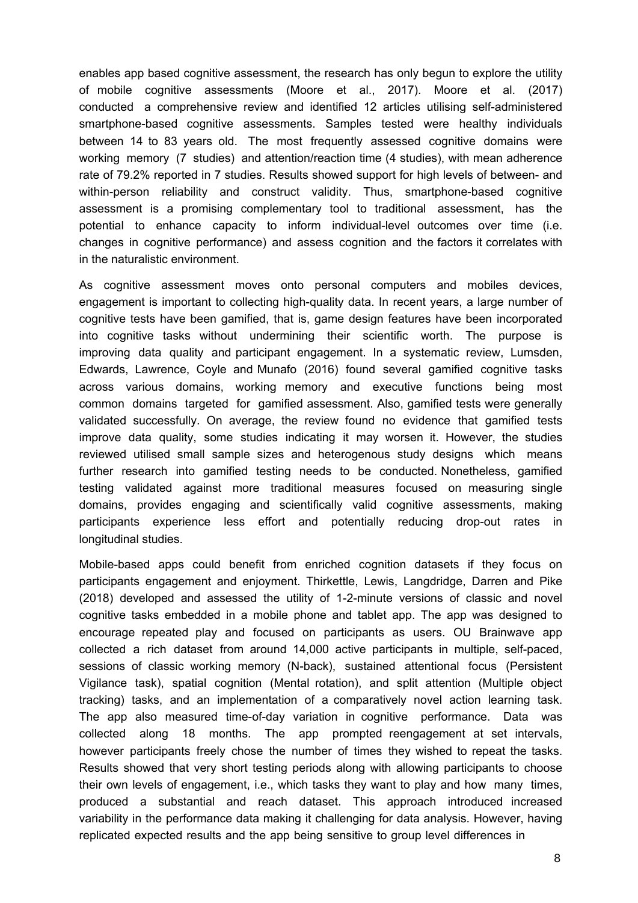enables app based cognitive assessment, the research has only begun to explore the utility of mobile cognitive assessments (Moore et al., 2017). Moore et al. (2017) conducted a comprehensive review and identified 12 articles utilising self-administered smartphone-based cognitive assessments. Samples tested were healthy individuals between 14 to 83 years old. The most frequently assessed cognitive domains were working memory (7 studies) and attention/reaction time (4 studies), with mean adherence rate of 79.2% reported in 7 studies. Results showed support for high levels of between- and within-person reliability and construct validity. Thus, smartphone-based cognitive assessment is a promising complementary tool to traditional assessment, has the potential to enhance capacity to inform individual-level outcomes over time (i.e. changes in cognitive performance) and assess cognition and the factors it correlates with in the naturalistic environment.

As cognitive assessment moves onto personal computers and mobiles devices, engagement is important to collecting high-quality data. In recent years, a large number of cognitive tests have been gamified, that is, game design features have been incorporated into cognitive tasks without undermining their scientific worth. The purpose is improving data quality and participant engagement. In a systematic review, Lumsden, Edwards, Lawrence, Coyle and Munafo (2016) found several gamified cognitive tasks across various domains, working memory and executive functions being most common domains targeted for gamified assessment. Also, gamified tests were generally validated successfully. On average, the review found no evidence that gamified tests improve data quality, some studies indicating it may worsen it. However, the studies reviewed utilised small sample sizes and heterogenous study designs which means further research into gamified testing needs to be conducted. Nonetheless, gamified testing validated against more traditional measures focused on measuring single domains, provides engaging and scientifically valid cognitive assessments, making participants experience less effort and potentially reducing drop-out rates in longitudinal studies.

Mobile-based apps could benefit from enriched cognition datasets if they focus on participants engagement and enjoyment. Thirkettle, Lewis, Langdridge, Darren and Pike (2018) developed and assessed the utility of 1-2-minute versions of classic and novel cognitive tasks embedded in a mobile phone and tablet app. The app was designed to encourage repeated play and focused on participants as users. OU Brainwave app collected a rich dataset from around 14,000 active participants in multiple, self-paced, sessions of classic working memory (N-back), sustained attentional focus (Persistent Vigilance task), spatial cognition (Mental rotation), and split attention (Multiple object tracking) tasks, and an implementation of a comparatively novel action learning task. The app also measured time-of-day variation in cognitive performance. Data was collected along 18 months. The app prompted reengagement at set intervals, however participants freely chose the number of times they wished to repeat the tasks. Results showed that very short testing periods along with allowing participants to choose their own levels of engagement, i.e., which tasks they want to play and how many times, produced a substantial and reach dataset. This approach introduced increased variability in the performance data making it challenging for data analysis. However, having replicated expected results and the app being sensitive to group level differences in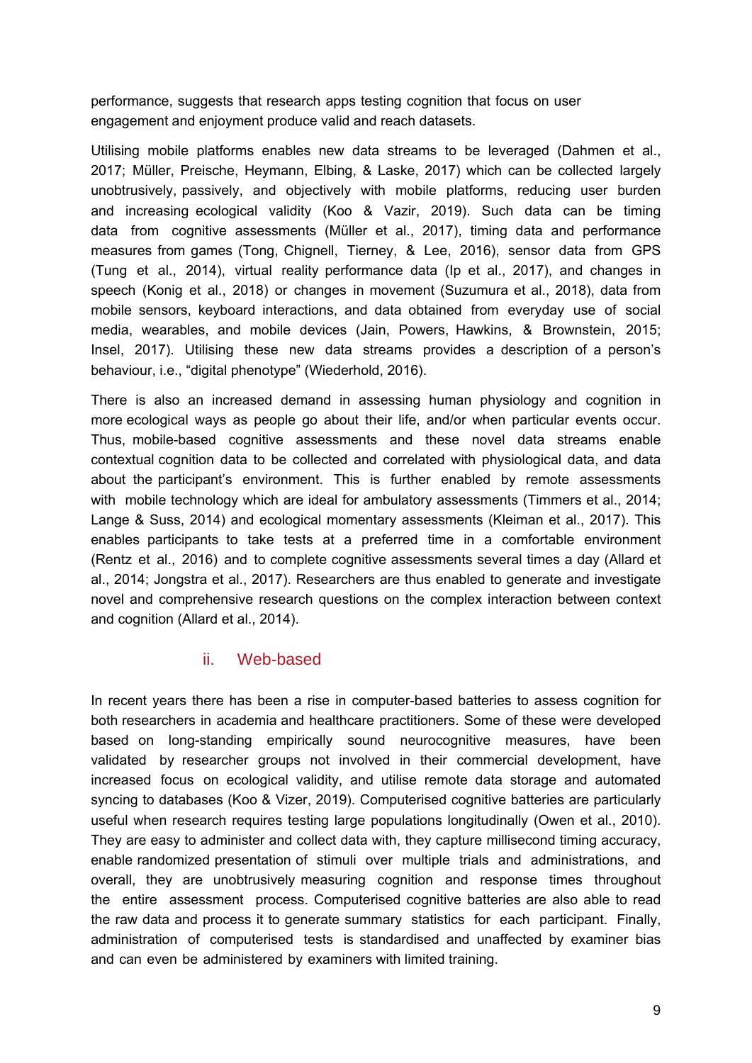performance, suggests that research apps testing cognition that focus on user engagement and enjoyment produce valid and reach datasets.

Utilising mobile platforms enables new data streams to be leveraged (Dahmen et al., 2017; Müller, Preische, Heymann, Elbing, & Laske, 2017) which can be collected largely unobtrusively, passively, and objectively with mobile platforms, reducing user burden and increasing ecological validity (Koo & Vazir, 2019). Such data can be timing data from cognitive assessments (Müller et al., 2017), timing data and performance measures from games (Tong, Chignell, Tierney, & Lee, 2016), sensor data from GPS (Tung et al., 2014), virtual reality performance data (Ip et al., 2017), and changes in speech (Konig et al., 2018) or changes in movement (Suzumura et al., 2018), data from mobile sensors, keyboard interactions, and data obtained from everyday use of social media, wearables, and mobile devices (Jain, Powers, Hawkins, & Brownstein, 2015; Insel, 2017). Utilising these new data streams provides a description of a person's behaviour, i.e., "digital phenotype" (Wiederhold, 2016).

There is also an increased demand in assessing human physiology and cognition in more ecological ways as people go about their life, and/or when particular events occur. Thus, mobile-based cognitive assessments and these novel data streams enable contextual cognition data to be collected and correlated with physiological data, and data about the participant's environment. This is further enabled by remote assessments with mobile technology which are ideal for ambulatory assessments (Timmers et al., 2014; Lange & Suss, 2014) and ecological momentary assessments (Kleiman et al., 2017). This enables participants to take tests at a preferred time in a comfortable environment (Rentz et al., 2016) and to complete cognitive assessments several times a day (Allard et al., 2014; Jongstra et al., 2017). Researchers are thus enabled to generate and investigate novel and comprehensive research questions on the complex interaction between context and cognition (Allard et al., 2014).

### ii. Web-based

In recent years there has been a rise in computer-based batteries to assess cognition for both researchers in academia and healthcare practitioners. Some of these were developed based on long-standing empirically sound neurocognitive measures, have been validated by researcher groups not involved in their commercial development, have increased focus on ecological validity, and utilise remote data storage and automated syncing to databases (Koo & Vizer, 2019). Computerised cognitive batteries are particularly useful when research requires testing large populations longitudinally (Owen et al., 2010). They are easy to administer and collect data with, they capture millisecond timing accuracy, enable randomized presentation of stimuli over multiple trials and administrations, and overall, they are unobtrusively measuring cognition and response times throughout the entire assessment process. Computerised cognitive batteries are also able to read the raw data and process it to generate summary statistics for each participant. Finally, administration of computerised tests is standardised and unaffected by examiner bias and can even be administered by examiners with limited training.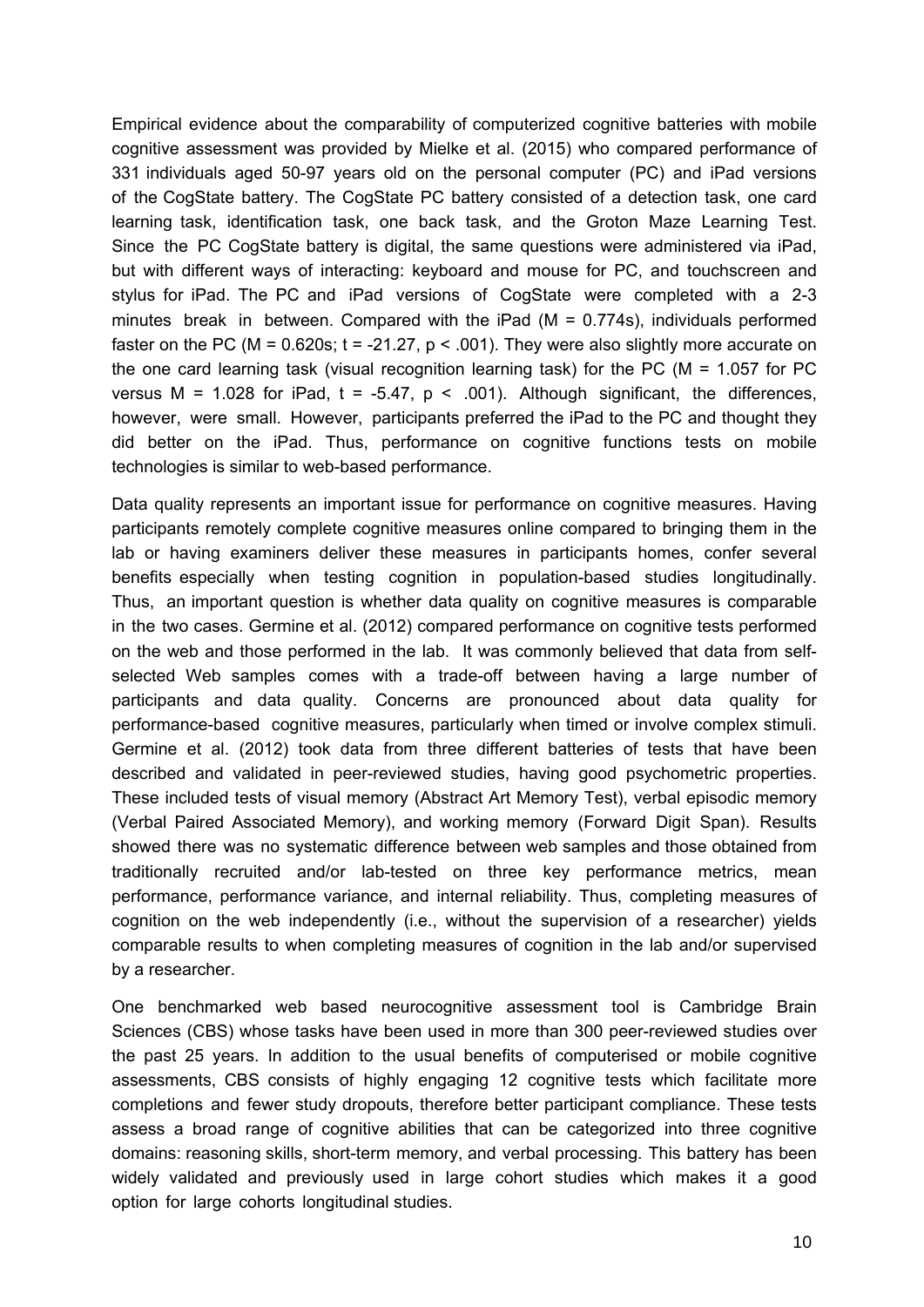Empirical evidence about the comparability of computerized cognitive batteries with mobile cognitive assessment was provided by Mielke et al. (2015) who compared performance of 331 individuals aged 50-97 years old on the personal computer (PC) and iPad versions of the CogState battery. The CogState PC battery consisted of a detection task, one card learning task, identification task, one back task, and the Groton Maze Learning Test. Since the PC CogState battery is digital, the same questions were administered via iPad, but with different ways of interacting: keyboard and mouse for PC, and touchscreen and stylus for iPad. The PC and iPad versions of CogState were completed with a 2-3 minutes break in between. Compared with the iPad ($M = 0.774s$), individuals performed faster on the PC ($M = 0.620s$; $t = -21.27$, $p < .001$). They were also slightly more accurate on the one card learning task (visual recognition learning task) for the PC ($M = 1.057$ for PC versus $M = 1.028$ for iPad, $t = -5.47$, $p < .001$). Although significant, the differences, however, were small. However, participants preferred the iPad to the PC and thought they did better on the iPad. Thus, performance on cognitive functions tests on mobile technologies is similar to web-based performance.

Data quality represents an important issue for performance on cognitive measures. Having participants remotely complete cognitive measures online compared to bringing them in the lab or having examiners deliver these measures in participants homes, confer several benefits especially when testing cognition in population-based studies longitudinally. Thus, an important question is whether data quality on cognitive measures is comparable in the two cases. Germine et al. (2012) compared performance on cognitive tests performed on the web and those performed in the lab. It was commonly believed that data from self-selected Web samples comes with a trade-off between having a large number of participants and data quality. Concerns are pronounced about data quality for performance-based cognitive measures, particularly when timed or involve complex stimuli. Germine et al. (2012) took data from three different batteries of tests that have been described and validated in peer-reviewed studies, having good psychometric properties. These included tests of visual memory (Abstract Art Memory Test), verbal episodic memory (Verbal Paired Associated Memory), and working memory (Forward Digit Span). Results showed there was no systematic difference between web samples and those obtained from traditionally recruited and/or lab-tested on three key performance metrics, mean performance, performance variance, and internal reliability. Thus, completing measures of cognition on the web independently (i.e., without the supervision of a researcher) yields comparable results to when completing measures of cognition in the lab and/or supervised by a researcher.

One benchmarked web based neurocognitive assessment tool is Cambridge Brain Sciences (CBS) whose tasks have been used in more than 300 peer-reviewed studies over the past 25 years. In addition to the usual benefits of computerised or mobile cognitive assessments, CBS consists of highly engaging 12 cognitive tests which facilitate more completions and fewer study dropouts, therefore better participant compliance. These tests assess a broad range of cognitive abilities that can be categorized into three cognitive domains: reasoning skills, short-term memory, and verbal processing. This battery has been widely validated and previously used in large cohort studies which makes it a good option for large cohorts longitudinal studies.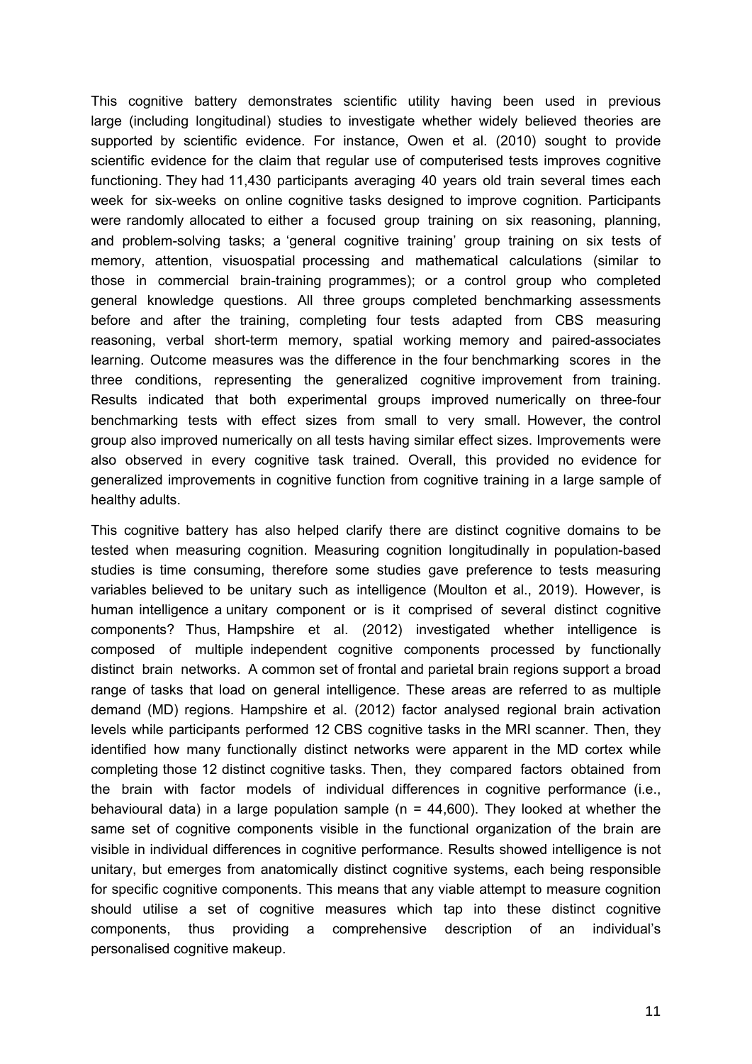This cognitive battery demonstrates scientific utility having been used in previous large (including longitudinal) studies to investigate whether widely believed theories are supported by scientific evidence. For instance, Owen et al. (2010) sought to provide scientific evidence for the claim that regular use of computerised tests improves cognitive functioning. They had 11,430 participants averaging 40 years old train several times each week for six-weeks on online cognitive tasks designed to improve cognition. Participants were randomly allocated to either a focused group training on six reasoning, planning, and problem-solving tasks; a 'general cognitive training' group training on six tests of memory, attention, visuospatial processing and mathematical calculations (similar to those in commercial brain-training programmes); or a control group who completed general knowledge questions. All three groups completed benchmarking assessments before and after the training, completing four tests adapted from CBS measuring reasoning, verbal short-term memory, spatial working memory and paired-associates learning. Outcome measures was the difference in the four benchmarking scores in the three conditions, representing the generalized cognitive improvement from training. Results indicated that both experimental groups improved numerically on three-four benchmarking tests with effect sizes from small to very small. However, the control group also improved numerically on all tests having similar effect sizes. Improvements were also observed in every cognitive task trained. Overall, this provided no evidence for generalized improvements in cognitive function from cognitive training in a large sample of healthy adults.

This cognitive battery has also helped clarify there are distinct cognitive domains to be tested when measuring cognition. Measuring cognition longitudinally in population-based studies is time consuming, therefore some studies gave preference to tests measuring variables believed to be unitary such as intelligence (Moulton et al., 2019). However, is human intelligence a unitary component or is it comprised of several distinct cognitive components? Thus, Hampshire et al. (2012) investigated whether intelligence is composed of multiple independent cognitive components processed by functionally distinct brain networks. A common set of frontal and parietal brain regions support a broad range of tasks that load on general intelligence. These areas are referred to as multiple demand (MD) regions. Hampshire et al. (2012) factor analysed regional brain activation levels while participants performed 12 CBS cognitive tasks in the MRI scanner. Then, they identified how many functionally distinct networks were apparent in the MD cortex while completing those 12 distinct cognitive tasks. Then, they compared factors obtained from the brain with factor models of individual differences in cognitive performance (i.e., behavioural data) in a large population sample (n = 44,600). They looked at whether the same set of cognitive components visible in the functional organization of the brain are visible in individual differences in cognitive performance. Results showed intelligence is not unitary, but emerges from anatomically distinct cognitive systems, each being responsible for specific cognitive components. This means that any viable attempt to measure cognition should utilise a set of cognitive measures which tap into these distinct cognitive components, thus providing a comprehensive description of an individual's personalised cognitive makeup.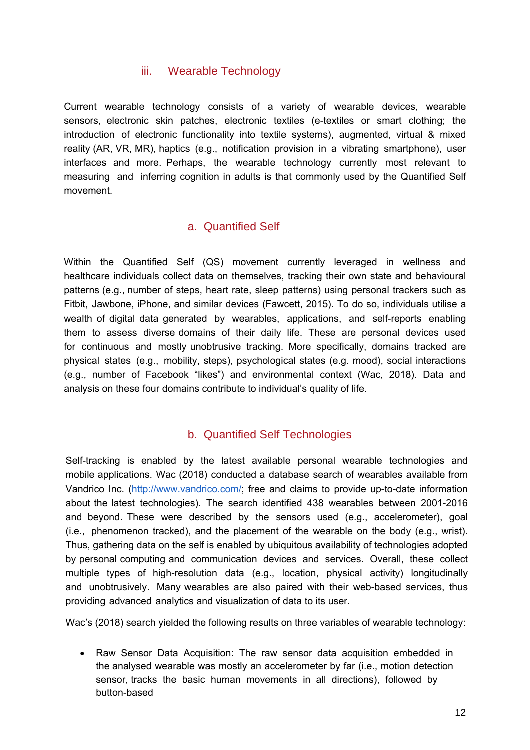### iii. Wearable Technology

Current wearable technology consists of a variety of wearable devices, wearable sensors, electronic skin patches, electronic textiles (e-textiles or smart clothing; the introduction of electronic functionality into textile systems), augmented, virtual & mixed reality (AR, VR, MR), haptics (e.g., notification provision in a vibrating smartphone), user interfaces and more. Perhaps, the wearable technology currently most relevant to measuring and inferring cognition in adults is that commonly used by the Quantified Self movement.

#### a. Quantified Self

Within the Quantified Self (QS) movement currently leveraged in wellness and healthcare individuals collect data on themselves, tracking their own state and behavioural patterns (e.g., number of steps, heart rate, sleep patterns) using personal trackers such as Fitbit, Jawbone, iPhone, and similar devices (Fawcett, 2015). To do so, individuals utilise a wealth of digital data generated by wearables, applications, and self-reports enabling them to assess diverse domains of their daily life. These are personal devices used for continuous and mostly unobtrusive tracking. More specifically, domains tracked are physical states (e.g., mobility, steps), psychological states (e.g. mood), social interactions (e.g., number of Facebook "likes") and environmental context (Wac, 2018). Data and analysis on these four domains contribute to individual's quality of life.

#### b. Quantified Self Technologies

Self-tracking is enabled by the latest available personal wearable technologies and mobile applications. Wac (2018) conducted a database search of wearables available from Vandrico Inc. (http://www.vandrico.com/; free and claims to provide up-to-date information about the latest technologies). The search identified 438 wearables between 2001-2016 and beyond. These were described by the sensors used (e.g., accelerometer), goal (i.e., phenomenon tracked), and the placement of the wearable on the body (e.g., wrist). Thus, gathering data on the self is enabled by ubiquitous availability of technologies adopted by personal computing and communication devices and services. Overall, these collect multiple types of high-resolution data (e.g., location, physical activity) longitudinally and unobtrusively. Many wearables are also paired with their web-based services, thus providing advanced analytics and visualization of data to its user.

Wac's (2018) search yielded the following results on three variables of wearable technology:

- Raw Sensor Data Acquisition: The raw sensor data acquisition embedded in the analysed wearable was mostly an accelerometer by far (i.e., motion detection sensor, tracks the basic human movements in all directions), followed by button-based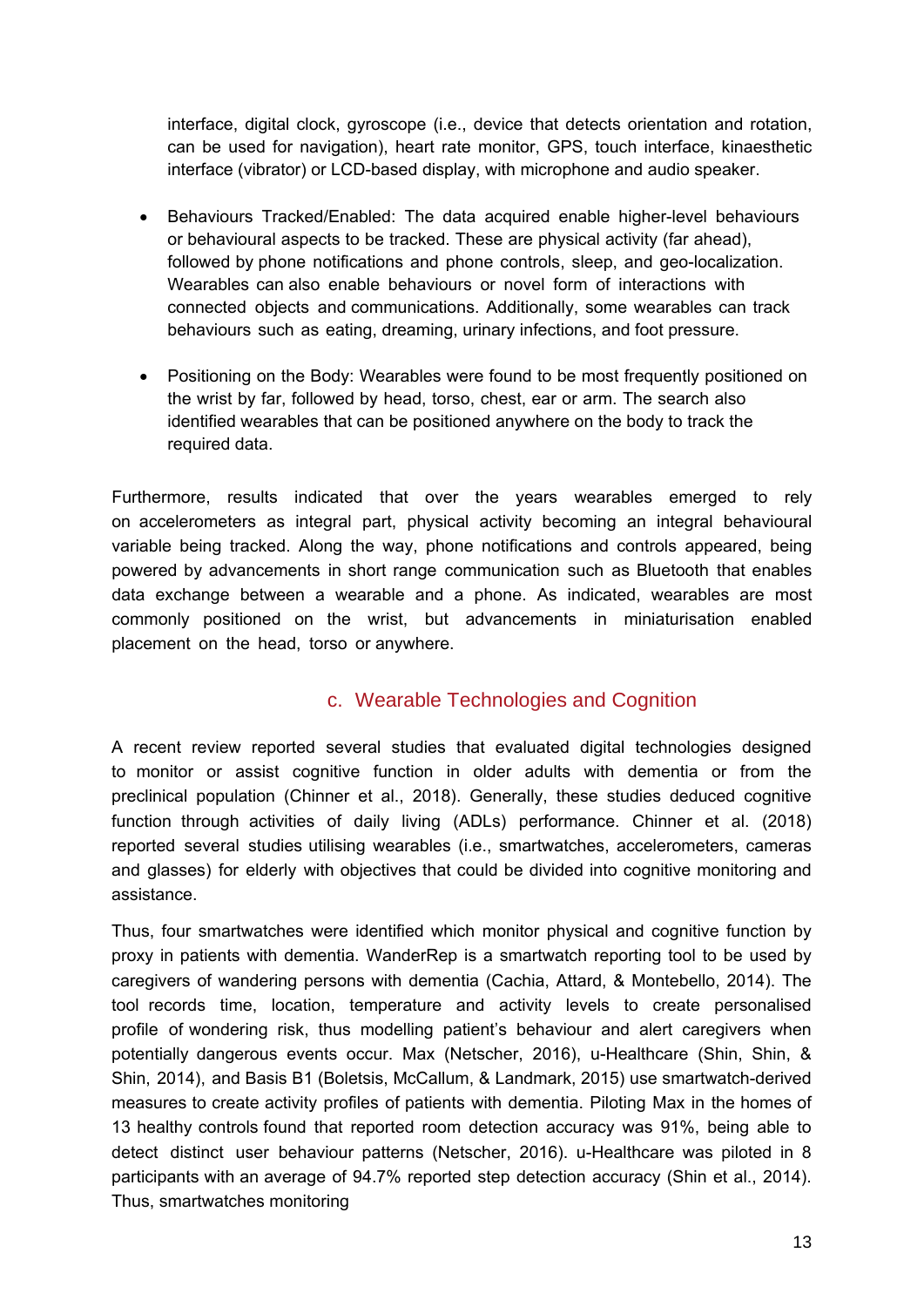interface, digital clock, gyroscope (i.e., device that detects orientation and rotation, can be used for navigation), heart rate monitor, GPS, touch interface, kinaesthetic interface (vibrator) or LCD-based display, with microphone and audio speaker.

- Behaviours Tracked/Enabled: The data acquired enable higher-level behaviours or behavioural aspects to be tracked. These are physical activity (far ahead), followed by phone notifications and phone controls, sleep, and geo-localization. Wearables can also enable behaviours or novel form of interactions with connected objects and communications. Additionally, some wearables can track behaviours such as eating, dreaming, urinary infections, and foot pressure.

- Positioning on the Body: Wearables were found to be most frequently positioned on the wrist by far, followed by head, torso, chest, ear or arm. The search also identified wearables that can be positioned anywhere on the body to track the required data.

Furthermore, results indicated that over the years wearables emerged to rely on accelerometers as integral part, physical activity becoming an integral behavioural variable being tracked. Along the way, phone notifications and controls appeared, being powered by advancements in short range communication such as Bluetooth that enables data exchange between a wearable and a phone. As indicated, wearables are most commonly positioned on the wrist, but advancements in miniaturisation enabled placement on the head, torso or anywhere.

### c. Wearable Technologies and Cognition

A recent review reported several studies that evaluated digital technologies designed to monitor or assist cognitive function in older adults with dementia or from the preclinical population (Chinner et al., 2018). Generally, these studies deduced cognitive function through activities of daily living (ADLs) performance. Chinner et al. (2018) reported several studies utilising wearables (i.e., smartwatches, accelerometers, cameras and glasses) for elderly with objectives that could be divided into cognitive monitoring and assistance.

Thus, four smartwatches were identified which monitor physical and cognitive function by proxy in patients with dementia. WanderRep is a smartwatch reporting tool to be used by caregivers of wandering persons with dementia (Cachia, Attard, & Montebello, 2014). The tool records time, location, temperature and activity levels to create personalised profile of wondering risk, thus modelling patient's behaviour and alert caregivers when potentially dangerous events occur. Max (Netscher, 2016), u-Healthcare (Shin, Shin, & Shin, 2014), and Basis B1 (Boletsis, McCallum, & Landmark, 2015) use smartwatch-derived measures to create activity profiles of patients with dementia. Piloting Max in the homes of 13 healthy controls found that reported room detection accuracy was 91%, being able to detect distinct user behaviour patterns (Netscher, 2016). u-Healthcare was piloted in 8 participants with an average of 94.7% reported step detection accuracy (Shin et al., 2014). Thus, smartwatches monitoring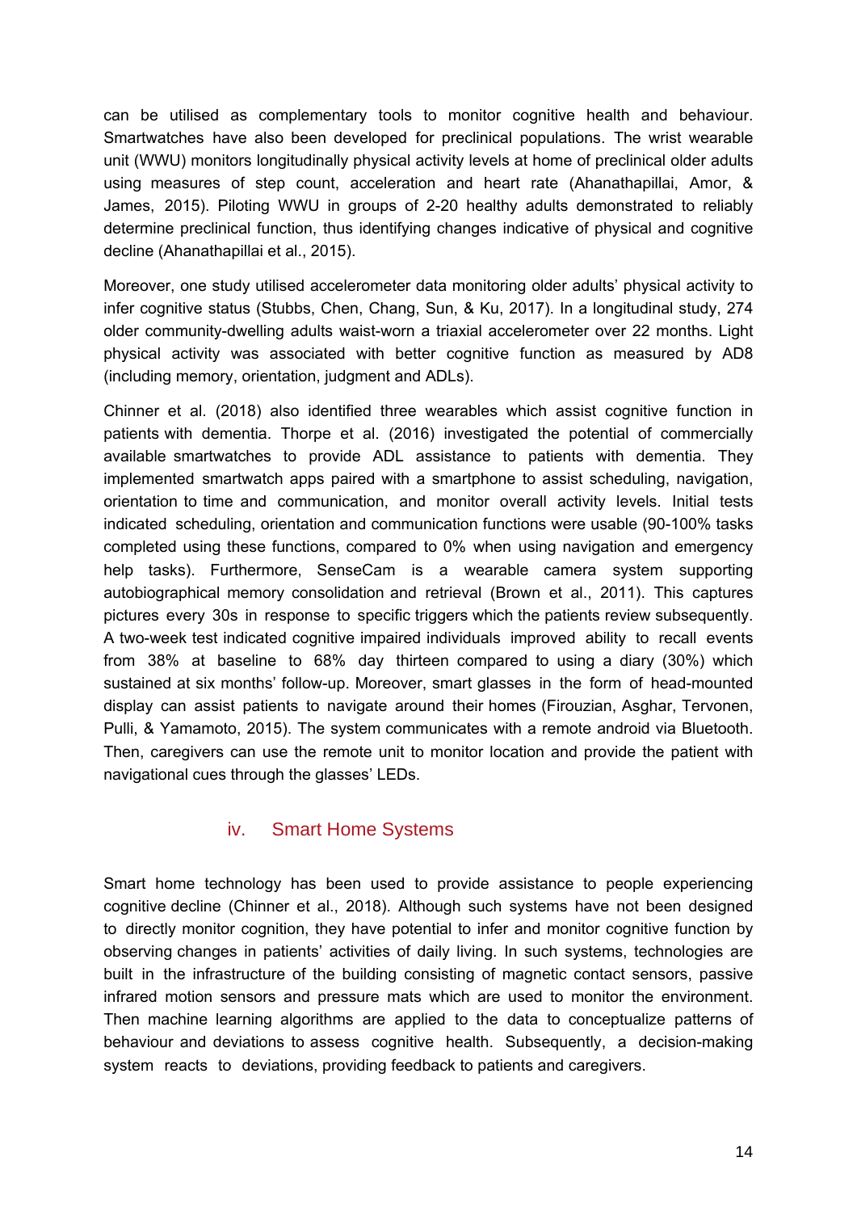can be utilised as complementary tools to monitor cognitive health and behaviour. Smartwatches have also been developed for preclinical populations. The wrist wearable unit (WWU) monitors longitudinally physical activity levels at home of preclinical older adults using measures of step count, acceleration and heart rate (Ahanathapillai, Amor, & James, 2015). Piloting WWU in groups of 2-20 healthy adults demonstrated to reliably determine preclinical function, thus identifying changes indicative of physical and cognitive decline (Ahanathapillai et al., 2015).

Moreover, one study utilised accelerometer data monitoring older adults' physical activity to infer cognitive status (Stubbs, Chen, Chang, Sun, & Ku, 2017). In a longitudinal study, 274 older community-dwelling adults waist-worn a triaxial accelerometer over 22 months. Light physical activity was associated with better cognitive function as measured by AD8 (including memory, orientation, judgment and ADLs).

Chinner et al. (2018) also identified three wearables which assist cognitive function in patients with dementia. Thorpe et al. (2016) investigated the potential of commercially available smartwatches to provide ADL assistance to patients with dementia. They implemented smartwatch apps paired with a smartphone to assist scheduling, navigation, orientation to time and communication, and monitor overall activity levels. Initial tests indicated scheduling, orientation and communication functions were usable (90-100% tasks completed using these functions, compared to 0% when using navigation and emergency help tasks). Furthermore, SenseCam is a wearable camera system supporting autobiographical memory consolidation and retrieval (Brown et al., 2011). This captures pictures every 30s in response to specific triggers which the patients review subsequently. A two-week test indicated cognitive impaired individuals improved ability to recall events from 38% at baseline to 68% day thirteen compared to using a diary (30%) which sustained at six months' follow-up. Moreover, smart glasses in the form of head-mounted display can assist patients to navigate around their homes (Firouzian, Asghar, Tervonen, Pulli, & Yamamoto, 2015). The system communicates with a remote android via Bluetooth. Then, caregivers can use the remote unit to monitor location and provide the patient with navigational cues through the glasses' LEDs.

### iv. Smart Home Systems

Smart home technology has been used to provide assistance to people experiencing cognitive decline (Chinner et al., 2018). Although such systems have not been designed to directly monitor cognition, they have potential to infer and monitor cognitive function by observing changes in patients' activities of daily living. In such systems, technologies are built in the infrastructure of the building consisting of magnetic contact sensors, passive infrared motion sensors and pressure mats which are used to monitor the environment. Then machine learning algorithms are applied to the data to conceptualize patterns of behaviour and deviations to assess cognitive health. Subsequently, a decision-making system reacts to deviations, providing feedback to patients and caregivers.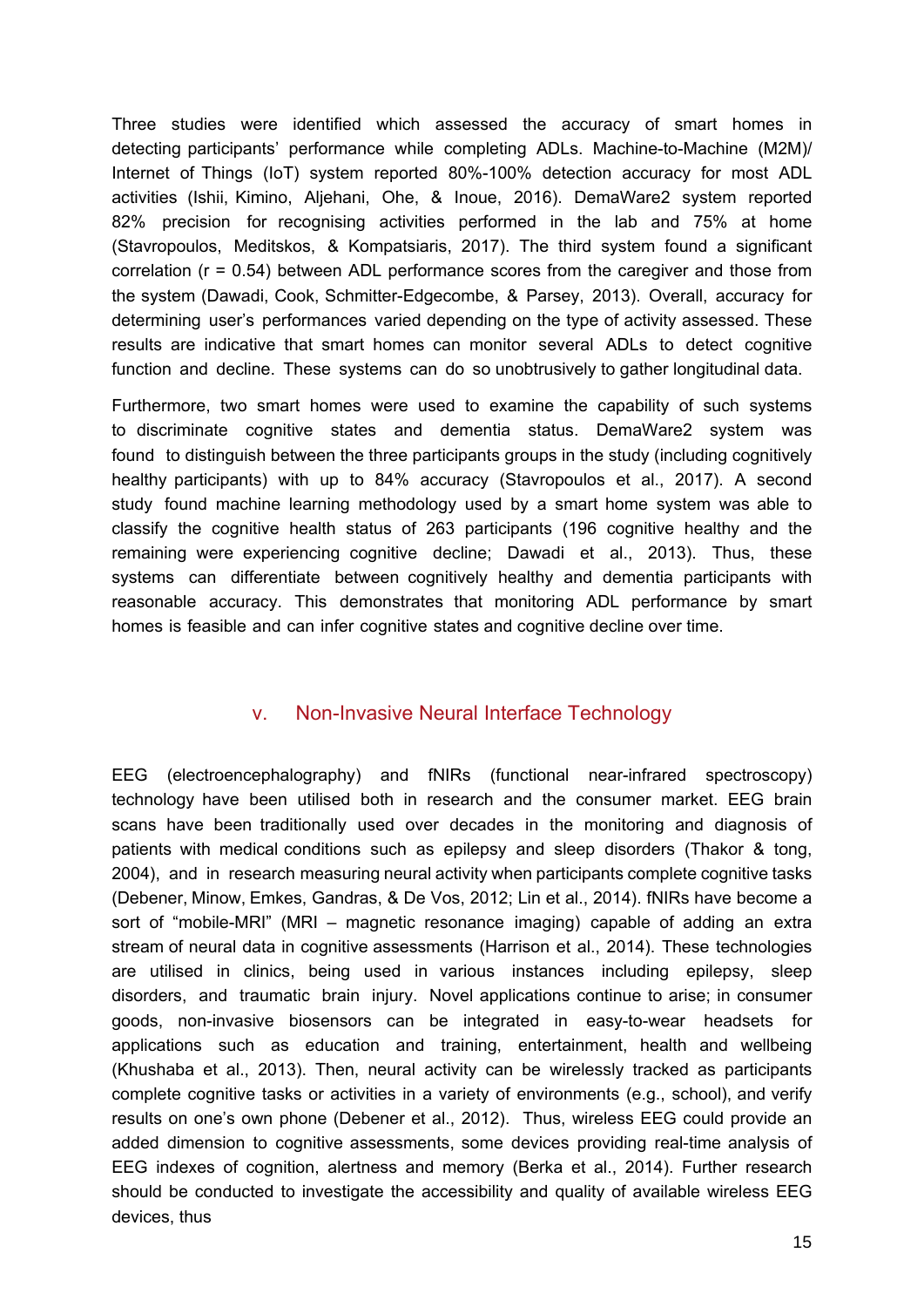Three studies were identified which assessed the accuracy of smart homes in detecting participants' performance while completing ADLs. Machine-to-Machine (M2M)/ Internet of Things (IoT) system reported 80%-100% detection accuracy for most ADL activities (Ishii, Kimino, Aljehani, Ohe, & Inoue, 2016). DemaWare2 system reported 82% precision for recognising activities performed in the lab and 75% at home (Stavropoulos, Meditskos, & Kompatsiaris, 2017). The third system found a significant correlation (r = 0.54) between ADL performance scores from the caregiver and those from the system (Dawadi, Cook, Schmitter-Edgecombe, & Parsey, 2013). Overall, accuracy for determining user's performances varied depending on the type of activity assessed. These results are indicative that smart homes can monitor several ADLs to detect cognitive function and decline. These systems can do so unobtrusively to gather longitudinal data.

Furthermore, two smart homes were used to examine the capability of such systems to discriminate cognitive states and dementia status. DemaWare2 system was found to distinguish between the three participants groups in the study (including cognitively healthy participants) with up to 84% accuracy (Stavropoulos et al., 2017). A second study found machine learning methodology used by a smart home system was able to classify the cognitive health status of 263 participants (196 cognitive healthy and the remaining were experiencing cognitive decline; Dawadi et al., 2013). Thus, these systems can differentiate between cognitively healthy and dementia participants with reasonable accuracy. This demonstrates that monitoring ADL performance by smart homes is feasible and can infer cognitive states and cognitive decline over time.

### v. Non-Invasive Neural Interface Technology

EEG (electroencephalography) and fNIRs (functional near-infrared spectroscopy) technology have been utilised both in research and the consumer market. EEG brain scans have been traditionally used over decades in the monitoring and diagnosis of patients with medical conditions such as epilepsy and sleep disorders (Thakor & tong, 2004), and in research measuring neural activity when participants complete cognitive tasks (Debener, Minow, Emkes, Gandras, & De Vos, 2012; Lin et al., 2014). fNIRs have become a sort of "mobile-MRI" (MRI – magnetic resonance imaging) capable of adding an extra stream of neural data in cognitive assessments (Harrison et al., 2014). These technologies are utilised in clinics, being used in various instances including epilepsy, sleep disorders, and traumatic brain injury. Novel applications continue to arise; in consumer goods, non-invasive biosensors can be integrated in easy-to-wear headsets for applications such as education and training, entertainment, health and wellbeing (Khushaba et al., 2013). Then, neural activity can be wirelessly tracked as participants complete cognitive tasks or activities in a variety of environments (e.g., school), and verify results on one's own phone (Debener et al., 2012). Thus, wireless EEG could provide an added dimension to cognitive assessments, some devices providing real-time analysis of EEG indexes of cognition, alertness and memory (Berka et al., 2014). Further research should be conducted to investigate the accessibility and quality of available wireless EEG devices, thus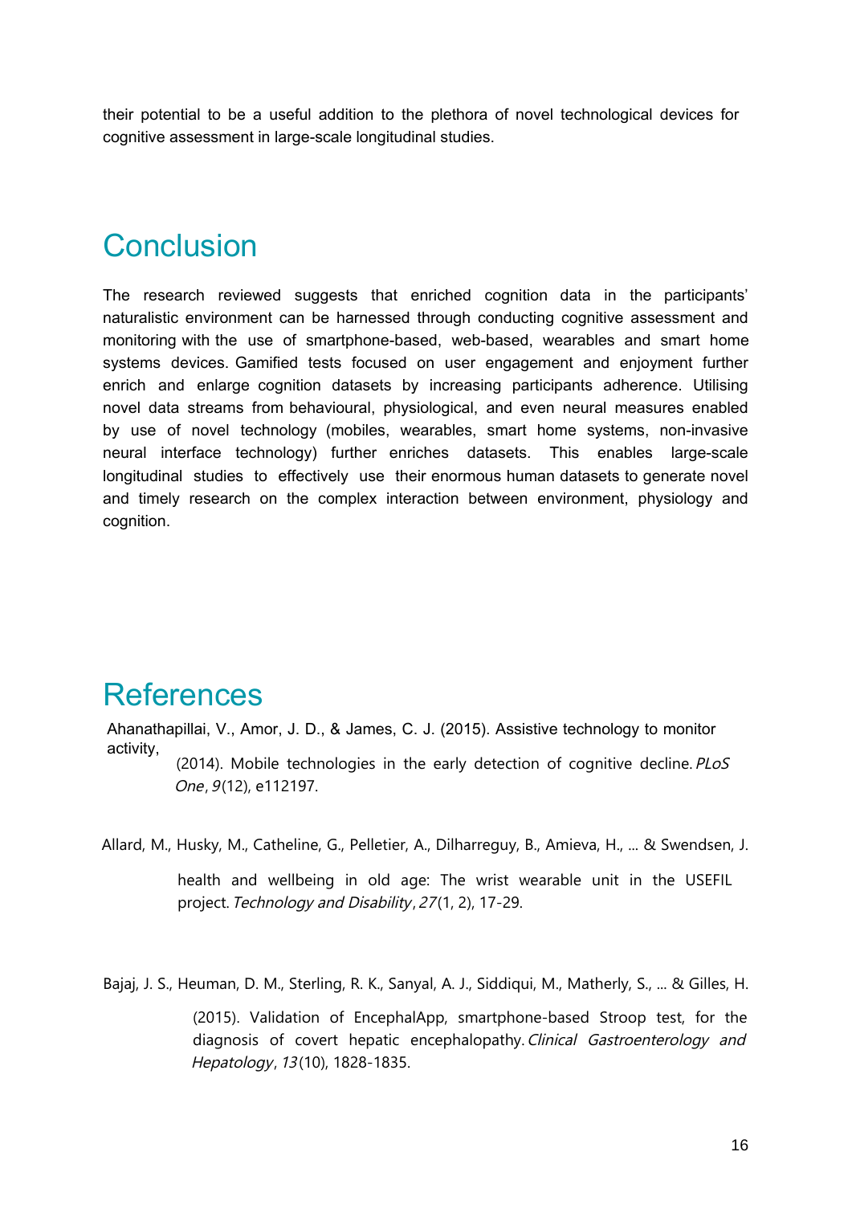their potential to be a useful addition to the plethora of novel technological devices for cognitive assessment in large-scale longitudinal studies.

# Conclusion

The research reviewed suggests that enriched cognition data in the participants' naturalistic environment can be harnessed through conducting cognitive assessment and monitoring with the use of smartphone-based, web-based, wearables and smart home systems devices. Gamified tests focused on user engagement and enjoyment further enrich and enlarge cognition datasets by increasing participants adherence. Utilising novel data streams from behavioural, physiological, and even neural measures enabled by use of novel technology (mobiles, wearables, smart home systems, non-invasive neural interface technology) further enriches datasets. This enables large-scale longitudinal studies to effectively use their enormous human datasets to generate novel and timely research on the complex interaction between environment, physiology and cognition.

# References

Ahanathapillai, V., Amor, J. D., & James, C. J. (2015). Assistive technology to monitor activity,

(2014). Mobile technologies in the early detection of cognitive decline. *PLoS One*, *9*(12), e112197.

Allard, M., Husky, M., Catheline, G., Pelletier, A., Dilharreguy, B., Amieva, H., ... & Swendsen, J.

health and wellbeing in old age: The wrist wearable unit in the USEFIL project. *Technology and Disability*, *27*(1, 2), 17-29.

Bajaj, J. S., Heuman, D. M., Sterling, R. K., Sanyal, A. J., Siddiqui, M., Matherly, S., ... & Gilles, H.

(2015). Validation of EncephalApp, smartphone-based Stroop test, for the diagnosis of covert hepatic encephalopathy. *Clinical Gastroenterology and Hepatology*, *13*(10), 1828-1835.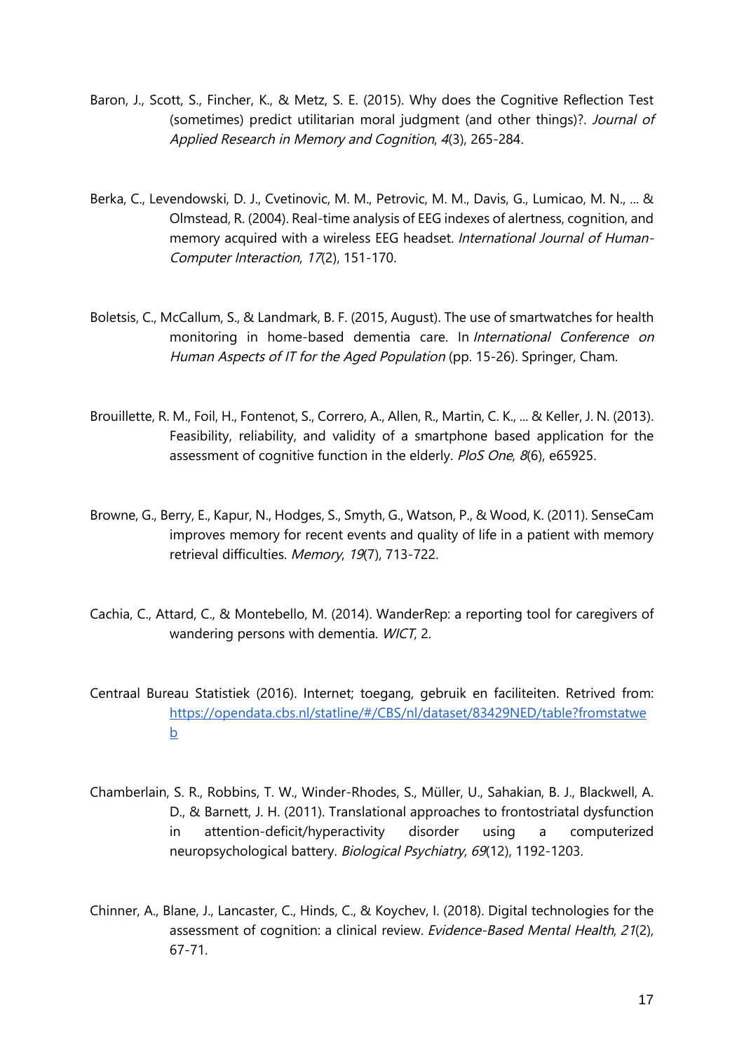Baron, J., Scott, S., Fincher, K., & Metz, S. E. (2015). Why does the Cognitive Reflection Test (sometimes) predict utilitarian moral judgment (and other things)?. *Journal of Applied Research in Memory and Cognition*, *4*(3), 265-284.

Berka, C., Levendowski, D. J., Cvetinovic, M. M., Petrovic, M. M., Davis, G., Lumicao, M. N., ... & Olmstead, R. (2004). Real-time analysis of EEG indexes of alertness, cognition, and memory acquired with a wireless EEG headset. *International Journal of Human-Computer Interaction*, *17*(2), 151-170.

Boletsis, C., McCallum, S., & Landmark, B. F. (2015, August). The use of smartwatches for health monitoring in home-based dementia care. In *International Conference on Human Aspects of IT for the Aged Population* (pp. 15-26). Springer, Cham.

Brouillette, R. M., Foil, H., Fontenot, S., Correro, A., Allen, R., Martin, C. K., ... & Keller, J. N. (2013). Feasibility, reliability, and validity of a smartphone based application for the assessment of cognitive function in the elderly. *PloS One*, *8*(6), e65925.

Browne, G., Berry, E., Kapur, N., Hodges, S., Smyth, G., Watson, P., & Wood, K. (2011). SenseCam improves memory for recent events and quality of life in a patient with memory retrieval difficulties. *Memory*, *19*(7), 713-722.

Cachia, C., Attard, C., & Montebello, M. (2014). WanderRep: a reporting tool for caregivers of wandering persons with dementia. *WICT*, 2.

Centraal Bureau Statistiek (2016). Internet; toegang, gebruik en faciliteiten. Retrived from: https://opendata.cbs.nl/statline/#/CBS/nl/dataset/83429NED/table?fromstatweb

Chamberlain, S. R., Robbins, T. W., Winder-Rhodes, S., Müller, U., Sahakian, B. J., Blackwell, A. D., & Barnett, J. H. (2011). Translational approaches to frontostriatal dysfunction in attention-deficit/hyperactivity disorder using a computerized neuropsychological battery. *Biological Psychiatry*, *69*(12), 1192-1203.

Chinner, A., Blane, J., Lancaster, C., Hinds, C., & Koychev, I. (2018). Digital technologies for the assessment of cognition: a clinical review. *Evidence-Based Mental Health*, *21*(2), 67-71.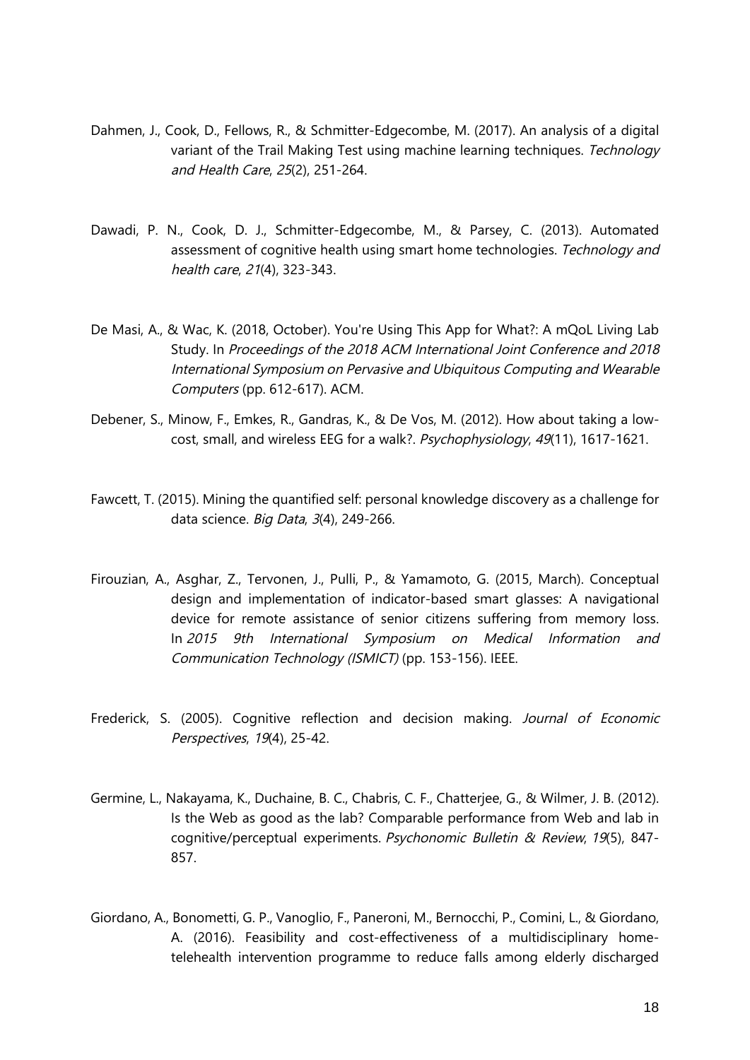Dahmen, J., Cook, D., Fellows, R., & Schmitter-Edgecombe, M. (2017). An analysis of a digital variant of the Trail Making Test using machine learning techniques. *Technology and Health Care*, *25*(2), 251-264.

Dawadi, P. N., Cook, D. J., Schmitter-Edgecombe, M., & Parsey, C. (2013). Automated assessment of cognitive health using smart home technologies. *Technology and health care*, *21*(4), 323-343.

De Masi, A., & Wac, K. (2018, October). You're Using This App for What?: A mQoL Living Lab Study. In *Proceedings of the 2018 ACM International Joint Conference and 2018 International Symposium on Pervasive and Ubiquitous Computing and Wearable Computers* (pp. 612-617). ACM.

Debener, S., Minow, F., Emkes, R., Gandras, K., & De Vos, M. (2012). How about taking a low-cost, small, and wireless EEG for a walk?. *Psychophysiology*, *49*(11), 1617-1621.

Fawcett, T. (2015). Mining the quantified self: personal knowledge discovery as a challenge for data science. *Big Data*, *3*(4), 249-266.

Firouzian, A., Asghar, Z., Tervonen, J., Pulli, P., & Yamamoto, G. (2015, March). Conceptual design and implementation of indicator-based smart glasses: A navigational device for remote assistance of senior citizens suffering from memory loss. In *2015 9th International Symposium on Medical Information and Communication Technology (ISMICT)* (pp. 153-156). IEEE.

Frederick, S. (2005). Cognitive reflection and decision making. *Journal of Economic Perspectives*, *19*(4), 25-42.

Germine, L., Nakayama, K., Duchaine, B. C., Chabris, C. F., Chatterjee, G., & Wilmer, J. B. (2012). Is the Web as good as the lab? Comparable performance from Web and lab in cognitive/perceptual experiments. *Psychonomic Bulletin & Review*, *19*(5), 847-857.

Giordano, A., Bonometti, G. P., Vanoglio, F., Paneroni, M., Bernocchi, P., Comini, L., & Giordano, A. (2016). Feasibility and cost-effectiveness of a multidisciplinary home-telehealth intervention programme to reduce falls among elderly discharged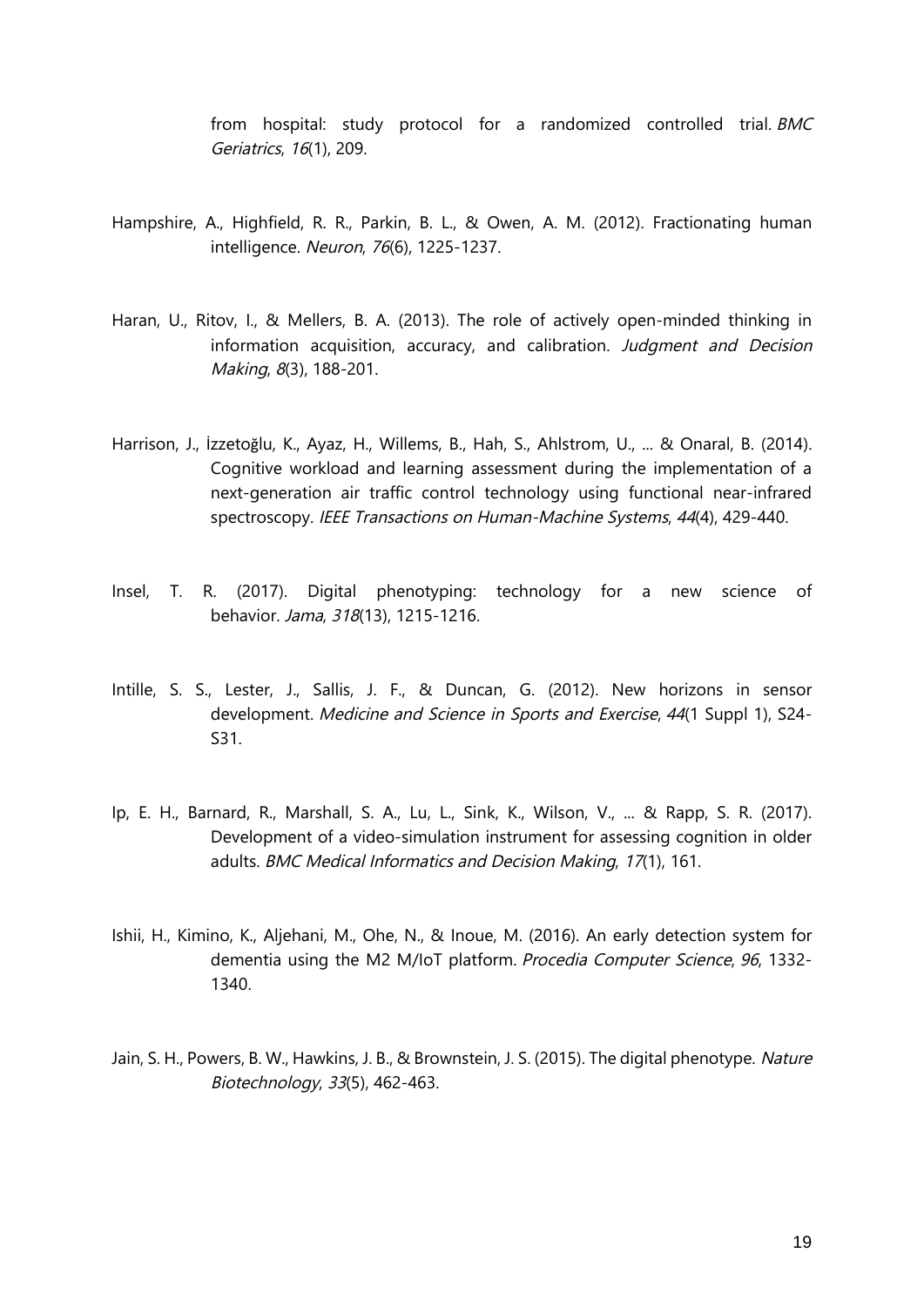from hospital: study protocol for a randomized controlled trial. *BMC Geriatrics*, *16*(1), 209.

Hampshire, A., Highfield, R. R., Parkin, B. L., & Owen, A. M. (2012). Fractionating human intelligence. *Neuron*, *76*(6), 1225-1237.

Haran, U., Ritov, I., & Mellers, B. A. (2013). The role of actively open-minded thinking in information acquisition, accuracy, and calibration. *Judgment and Decision Making*, *8*(3), 188-201.

Harrison, J., İzzetoğlu, K., Ayaz, H., Willems, B., Hah, S., Ahlstrom, U., ... & Onaral, B. (2014). Cognitive workload and learning assessment during the implementation of a next-generation air traffic control technology using functional near-infrared spectroscopy. *IEEE Transactions on Human-Machine Systems*, *44*(4), 429-440.

Insel, T. R. (2017). Digital phenotyping: technology for a new science of behavior. *Jama*, *318*(13), 1215-1216.

Intille, S. S., Lester, J., Sallis, J. F., & Duncan, G. (2012). New horizons in sensor development. *Medicine and Science in Sports and Exercise*, *44*(1 Suppl 1), S24-S31.

Ip, E. H., Barnard, R., Marshall, S. A., Lu, L., Sink, K., Wilson, V., ... & Rapp, S. R. (2017). Development of a video-simulation instrument for assessing cognition in older adults. *BMC Medical Informatics and Decision Making*, *17*(1), 161.

Ishii, H., Kimino, K., Aljehani, M., Ohe, N., & Inoue, M. (2016). An early detection system for dementia using the M2 M/IoT platform. *Procedia Computer Science*, *96*, 1332-1340.

Jain, S. H., Powers, B. W., Hawkins, J. B., & Brownstein, J. S. (2015). The digital phenotype. *Nature Biotechnology*, *33*(5), 462-463.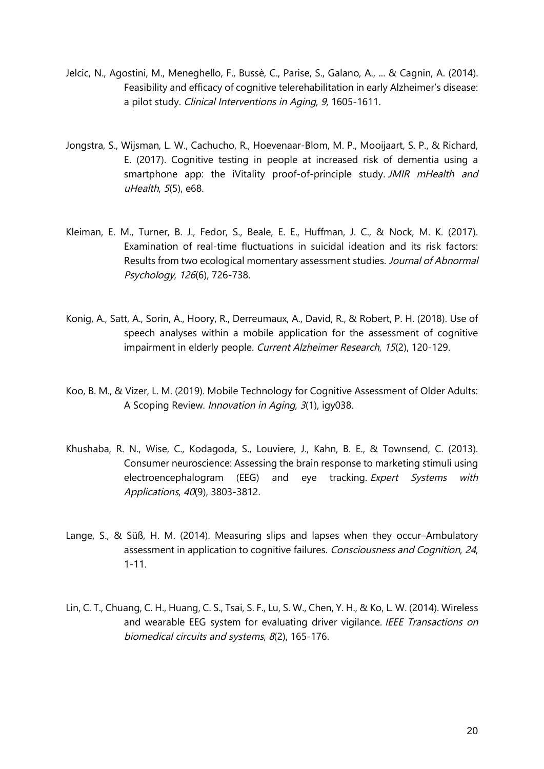Jelcic, N., Agostini, M., Meneghello, F., Bussè, C., Parise, S., Galano, A., ... & Cagnin, A. (2014). Feasibility and efficacy of cognitive telerehabilitation in early Alzheimer's disease: a pilot study. *Clinical Interventions in Aging*, *9*, 1605-1611.

Jongstra, S., Wijsman, L. W., Cachucho, R., Hoevenaar-Blom, M. P., Mooijaart, S. P., & Richard, E. (2017). Cognitive testing in people at increased risk of dementia using a smartphone app: the iVitality proof-of-principle study. *JMIR mHealth and uHealth*, *5*(5), e68.

Kleiman, E. M., Turner, B. J., Fedor, S., Beale, E. E., Huffman, J. C., & Nock, M. K. (2017). Examination of real-time fluctuations in suicidal ideation and its risk factors: Results from two ecological momentary assessment studies. *Journal of Abnormal Psychology*, *126*(6), 726-738.

Konig, A., Satt, A., Sorin, A., Hoory, R., Derreumaux, A., David, R., & Robert, P. H. (2018). Use of speech analyses within a mobile application for the assessment of cognitive impairment in elderly people. *Current Alzheimer Research*, *15*(2), 120-129.

Koo, B. M., & Vizer, L. M. (2019). Mobile Technology for Cognitive Assessment of Older Adults: A Scoping Review. *Innovation in Aging*, *3*(1), igy038.

Khushaba, R. N., Wise, C., Kodagoda, S., Louviere, J., Kahn, B. E., & Townsend, C. (2013). Consumer neuroscience: Assessing the brain response to marketing stimuli using electroencephalogram (EEG) and eye tracking. *Expert Systems with Applications*, *40*(9), 3803-3812.

Lange, S., & Süß, H. M. (2014). Measuring slips and lapses when they occur–Ambulatory assessment in application to cognitive failures. *Consciousness and Cognition*, *24*, 1-11.

Lin, C. T., Chuang, C. H., Huang, C. S., Tsai, S. F., Lu, S. W., Chen, Y. H., & Ko, L. W. (2014). Wireless and wearable EEG system for evaluating driver vigilance. *IEEE Transactions on biomedical circuits and systems*, *8*(2), 165-176.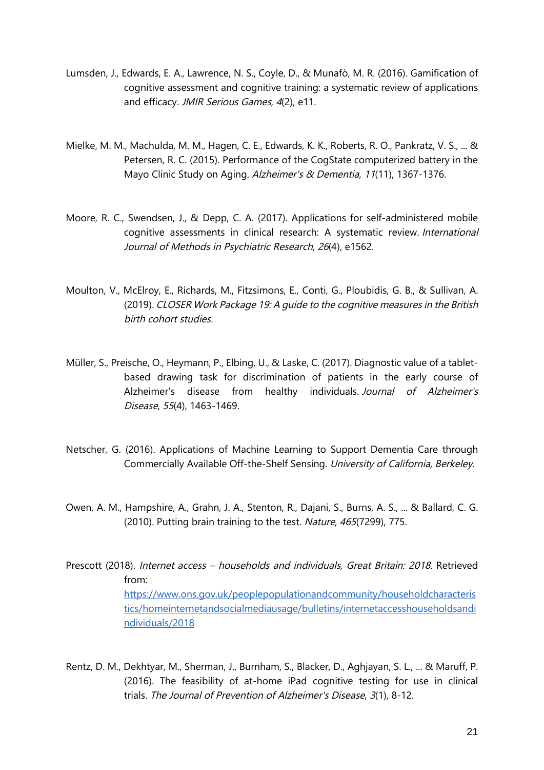Lumsden, J., Edwards, E. A., Lawrence, N. S., Coyle, D., & Munafò, M. R. (2016). Gamification of cognitive assessment and cognitive training: a systematic review of applications and efficacy. *JMIR Serious Games*, *4*(2), e11.

Mielke, M. M., Machulda, M. M., Hagen, C. E., Edwards, K. K., Roberts, R. O., Pankratz, V. S., ... & Petersen, R. C. (2015). Performance of the CogState computerized battery in the Mayo Clinic Study on Aging. *Alzheimer's & Dementia*, *11*(11), 1367-1376.

Moore, R. C., Swendsen, J., & Depp, C. A. (2017). Applications for self‐administered mobile cognitive assessments in clinical research: A systematic review. *International Journal of Methods in Psychiatric Research*, *26*(4), e1562.

Moulton, V., McElroy, E., Richards, M., Fitzsimons, E., Conti, G., Ploubidis, G. B., & Sullivan, A. (2019). *CLOSER Work Package 19: A guide to the cognitive measures in the British birth cohort studies.*

Müller, S., Preische, O., Heymann, P., Elbing, U., & Laske, C. (2017). Diagnostic value of a tablet-based drawing task for discrimination of patients in the early course of Alzheimer's disease from healthy individuals. *Journal of Alzheimer's Disease*, *55*(4), 1463-1469.

Netscher, G. (2016). Applications of Machine Learning to Support Dementia Care through Commercially Available Off-the-Shelf Sensing. *University of California, Berkeley.*

Owen, A. M., Hampshire, A., Grahn, J. A., Stenton, R., Dajani, S., Burns, A. S., ... & Ballard, C. G. (2010). Putting brain training to the test. *Nature*, *465*(7299), 775.

Prescott (2018). *Internet access – households and individuals, Great Britain: 2018*. Retrieved from: https://www.ons.gov.uk/peoplepopulationandcommunity/householdcharacteristics/homeinternetandsocialmediausage/bulletins/internetaccesshouseholdsandindividuals/2018

Rentz, D. M., Dekhtyar, M., Sherman, J., Burnham, S., Blacker, D., Aghjayan, S. L., ... & Maruff, P. (2016). The feasibility of at-home iPad cognitive testing for use in clinical trials. *The Journal of Prevention of Alzheimer's Disease*, *3*(1), 8-12.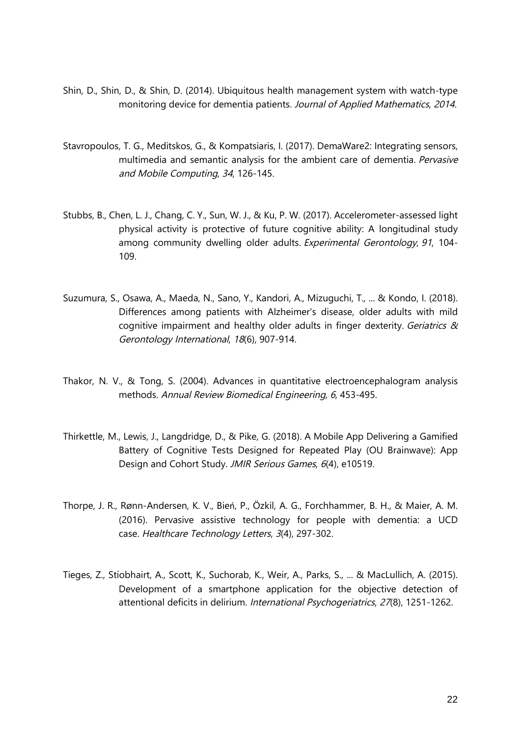Shin, D., Shin, D., & Shin, D. (2014). Ubiquitous health management system with watch-type monitoring device for dementia patients. *Journal of Applied Mathematics*, *2014*.

Stavropoulos, T. G., Meditskos, G., & Kompatsiaris, I. (2017). DemaWare2: Integrating sensors, multimedia and semantic analysis for the ambient care of dementia. *Pervasive and Mobile Computing*, *34*, 126-145.

Stubbs, B., Chen, L. J., Chang, C. Y., Sun, W. J., & Ku, P. W. (2017). Accelerometer-assessed light physical activity is protective of future cognitive ability: A longitudinal study among community dwelling older adults. *Experimental Gerontology*, *91*, 104-109.

Suzumura, S., Osawa, A., Maeda, N., Sano, Y., Kandori, A., Mizuguchi, T., ... & Kondo, I. (2018). Differences among patients with Alzheimer's disease, older adults with mild cognitive impairment and healthy older adults in finger dexterity. *Geriatrics & Gerontology International*, *18*(6), 907-914.

Thakor, N. V., & Tong, S. (2004). Advances in quantitative electroencephalogram analysis methods. *Annual Review Biomedical Engineering*, *6*, 453-495.

Thirkettle, M., Lewis, J., Langdridge, D., & Pike, G. (2018). A Mobile App Delivering a Gamified Battery of Cognitive Tests Designed for Repeated Play (OU Brainwave): App Design and Cohort Study. *JMIR Serious Games*, *6*(4), e10519.

Thorpe, J. R., Rønn-Andersen, K. V., Bień, P., Özkil, A. G., Forchhammer, B. H., & Maier, A. M. (2016). Pervasive assistive technology for people with dementia: a UCD case. *Healthcare Technology Letters*, *3*(4), 297-302.

Tieges, Z., Stíobhairt, A., Scott, K., Suchorab, K., Weir, A., Parks, S., ... & MacLullich, A. (2015). Development of a smartphone application for the objective detection of attentional deficits in delirium. *International Psychogeriatrics*, *27*(8), 1251-1262.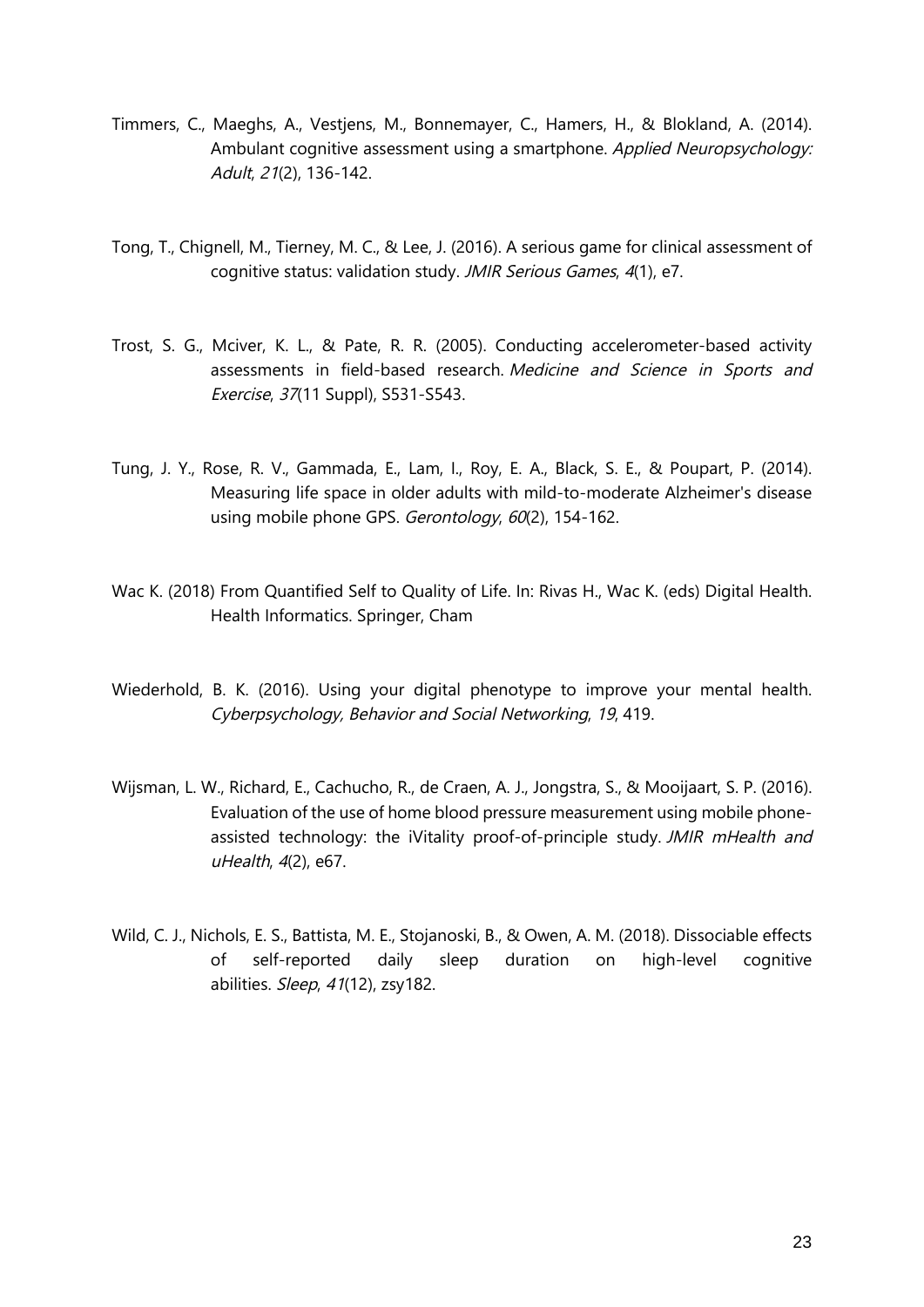Timmers, C., Maeghs, A., Vestjens, M., Bonnemayer, C., Hamers, H., & Blokland, A. (2014). Ambulant cognitive assessment using a smartphone. *Applied Neuropsychology: Adult*, *21*(2), 136-142.

Tong, T., Chignell, M., Tierney, M. C., & Lee, J. (2016). A serious game for clinical assessment of cognitive status: validation study. *JMIR Serious Games*, *4*(1), e7.

Trost, S. G., Mciver, K. L., & Pate, R. R. (2005). Conducting accelerometer-based activity assessments in field-based research. *Medicine and Science in Sports and Exercise*, *37*(11 Suppl), S531-S543.

Tung, J. Y., Rose, R. V., Gammada, E., Lam, I., Roy, E. A., Black, S. E., & Poupart, P. (2014). Measuring life space in older adults with mild-to-moderate Alzheimer's disease using mobile phone GPS. *Gerontology*, *60*(2), 154-162.

Wac K. (2018) From Quantified Self to Quality of Life. In: Rivas H., Wac K. (eds) Digital Health. Health Informatics. Springer, Cham

Wiederhold, B. K. (2016). Using your digital phenotype to improve your mental health. *Cyberpsychology, Behavior and Social Networking*, *19*, 419.

Wijsman, L. W., Richard, E., Cachucho, R., de Craen, A. J., Jongstra, S., & Mooijaart, S. P. (2016). Evaluation of the use of home blood pressure measurement using mobile phone-assisted technology: the iVitality proof-of-principle study. *JMIR mHealth and uHealth*, *4*(2), e67.

Wild, C. J., Nichols, E. S., Battista, M. E., Stojanoski, B., & Owen, A. M. (2018). Dissociable effects of self-reported daily sleep duration on high-level cognitive abilities. *Sleep*, *41*(12), zsy182.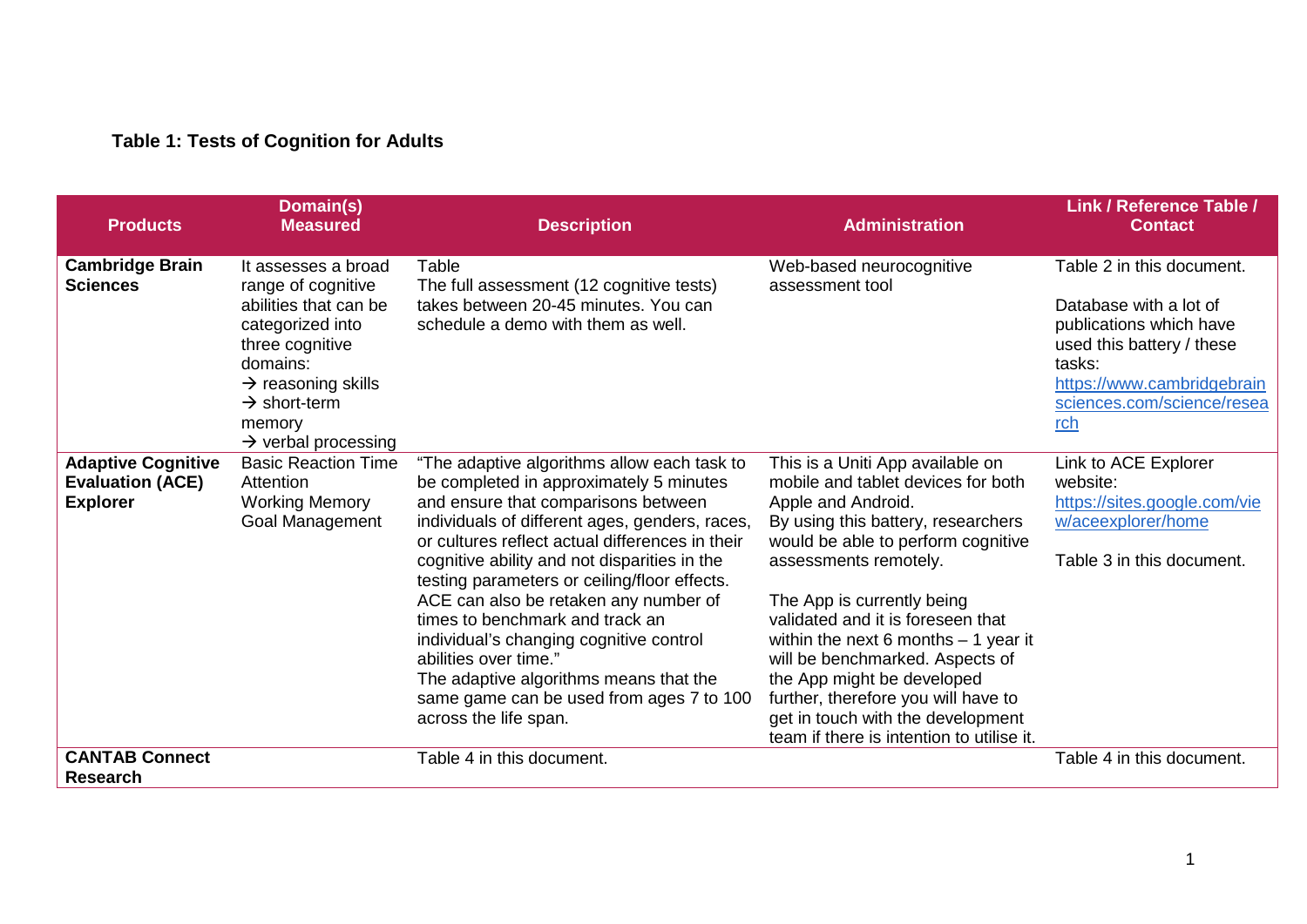**Table 1: Tests of Cognition for Adults**

| Products | Domain(s) Measured | Description | Administration | Link / Reference Table / Contact |
| --- | --- | --- | --- | --- |
| **Cambridge Brain Sciences** | It assesses a broad range of cognitive abilities that can be categorized into three cognitive domains:<br>→ reasoning skills<br>→ short-term memory<br>→ verbal processing | Table<br>The full assessment (12 cognitive tests) takes between 20-45 minutes. You can schedule a demo with them as well. | Web-based neurocognitive assessment tool | Table 2 in this document.<br><br>Database with a lot of publications which have used this battery / these tasks:<br>https://www.cambridgebrainsciences.com/science/research |
| **Adaptive Cognitive Evaluation (ACE) Explorer** | Basic Reaction Time<br>Attention<br>Working Memory<br>Goal Management | "The adaptive algorithms allow each task to be completed in approximately 5 minutes and ensure that comparisons between individuals of different ages, genders, races, or cultures reflect actual differences in their cognitive ability and not disparities in the testing parameters or ceiling/floor effects. ACE can also be retaken any number of times to benchmark and track an individual's changing cognitive control abilities over time."<br>The adaptive algorithms means that the same game can be used from ages 7 to 100 across the life span. | This is a Uniti App available on mobile and tablet devices for both Apple and Android.<br>By using this battery, researchers would be able to perform cognitive assessments remotely.<br><br>The App is currently being validated and it is foreseen that within the next 6 months – 1 year it will be benchmarked. Aspects of the App might be developed further, therefore you will have to get in touch with the development team if there is intention to utilise it. | Link to ACE Explorer website:<br>https://sites.google.com/view/aceexplorer/home<br><br>Table 3 in this document. |
| **CANTAB Connect Research** | | Table 4 in this document. | | Table 4 in this document. |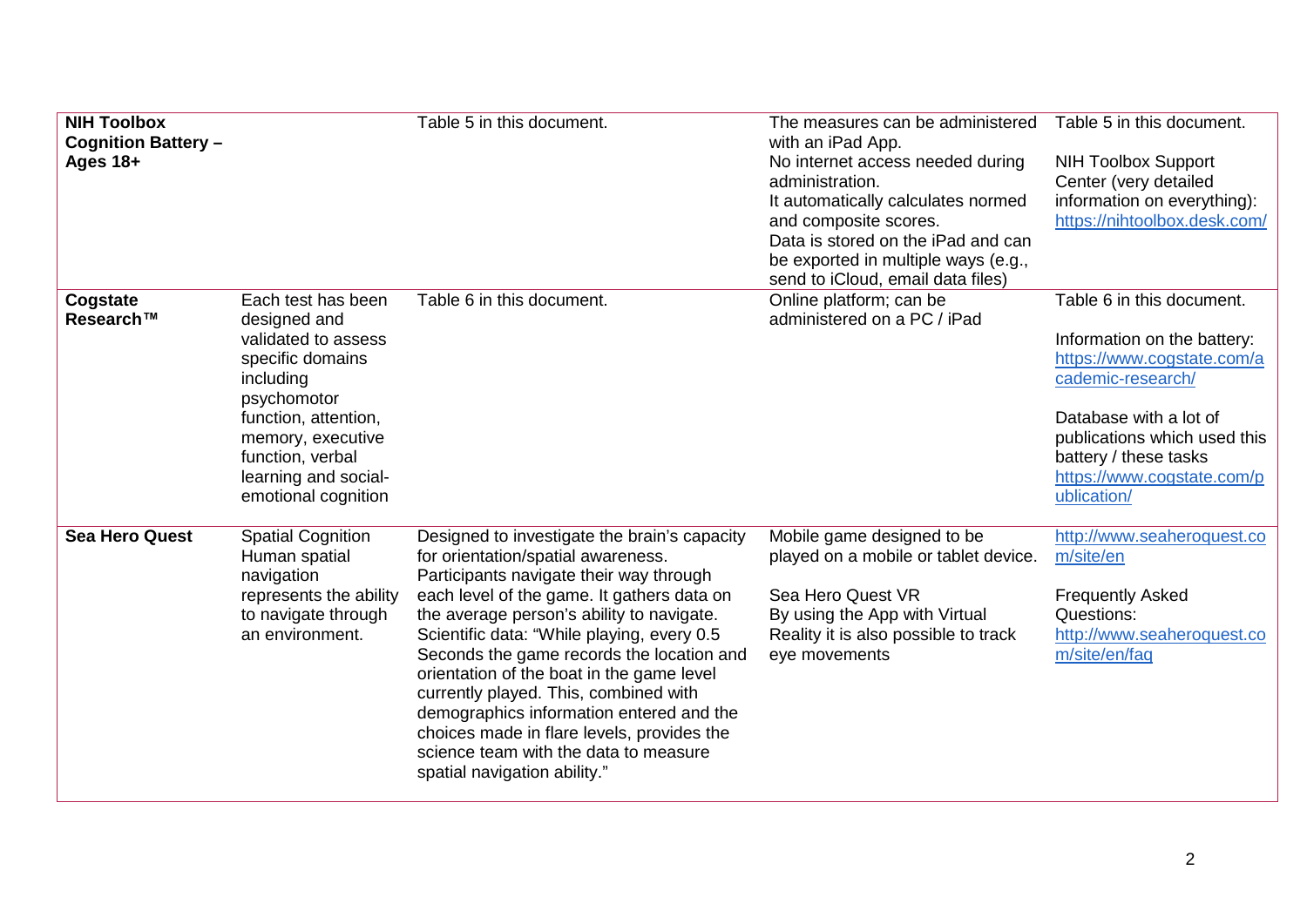| | | | | |
|---|---|---|---|---|
| **NIH Toolbox Cognition Battery – Ages 18+** | | Table 5 in this document. | The measures can be administered with an iPad App.<br>No internet access needed during administration.<br>It automatically calculates normed and composite scores.<br>Data is stored on the iPad and can be exported in multiple ways (e.g., send to iCloud, email data files) | Table 5 in this document.<br><br>NIH Toolbox Support Center (very detailed information on everything): https://nihtoolbox.desk.com/ |
| **Cogstate Research™** | Each test has been designed and validated to assess specific domains including psychomotor function, attention, memory, executive function, verbal learning and social-emotional cognition | Table 6 in this document. | Online platform; can be administered on a PC / iPad | Table 6 in this document.<br><br>Information on the battery: https://www.cogstate.com/academic-research/<br><br>Database with a lot of publications which used this battery / these tasks https://www.cogstate.com/publication/ |
| **Sea Hero Quest** | Spatial Cognition Human spatial navigation represents the ability to navigate through an environment. | Designed to investigate the brain's capacity for orientation/spatial awareness. Participants navigate their way through each level of the game. It gathers data on the average person's ability to navigate. Scientific data: "While playing, every 0.5 Seconds the game records the location and orientation of the boat in the game level currently played. This, combined with demographics information entered and the choices made in flare levels, provides the science team with the data to measure spatial navigation ability." | Mobile game designed to be played on a mobile or tablet device.<br><br>Sea Hero Quest VR<br>By using the App with Virtual Reality it is also possible to track eye movements | http://www.seaheroquest.com/site/en<br><br>Frequently Asked Questions: http://www.seaheroquest.com/site/en/faq |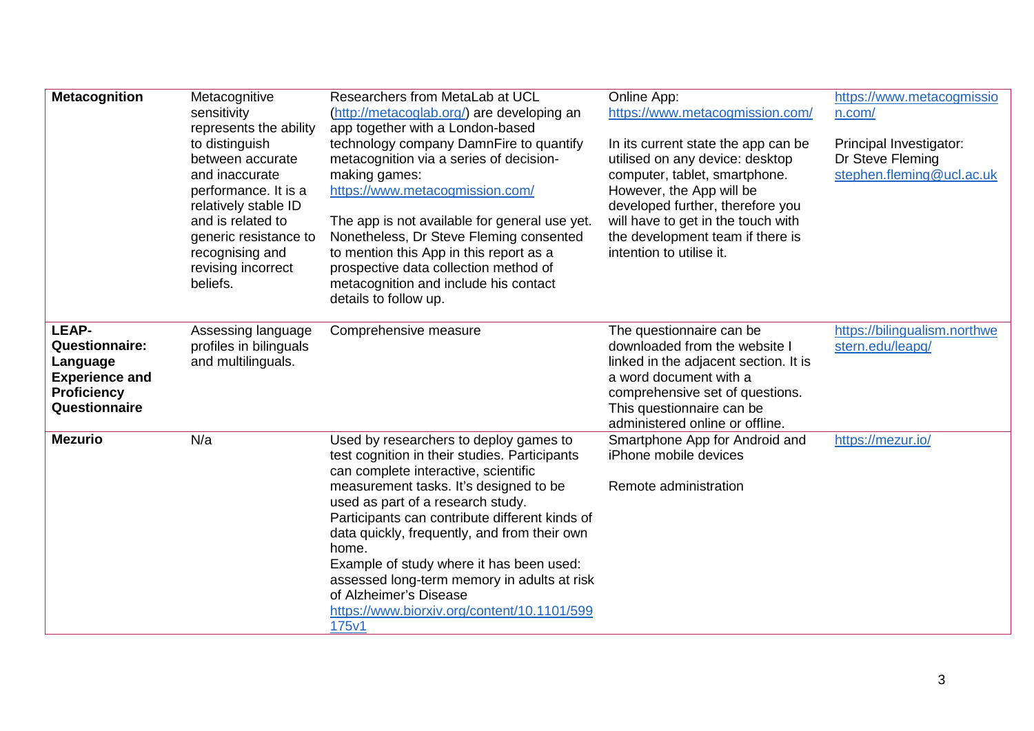| **Metacognition** | Metacognitive sensitivity represents the ability to distinguish between accurate and inaccurate performance. It is a relatively stable ID and is related to generic resistance to recognising and revising incorrect beliefs. | Researchers from MetaLab at UCL (http://metacoglab.org/) are developing an app together with a London-based technology company DamnFire to quantify metacognition via a series of decision-making games: https://www.metacogmission.com/<br><br>The app is not available for general use yet. Nonetheless, Dr Steve Fleming consented to mention this App in this report as a prospective data collection method of metacognition and include his contact details to follow up. | Online App: https://www.metacogmission.com/<br><br>In its current state the app can be utilised on any device: desktop computer, tablet, smartphone. However, the App will be developed further, therefore you will have to get in the touch with the development team if there is intention to utilise it. | https://www.metacogmission.com/<br><br>Principal Investigator: Dr Steve Fleming stephen.fleming@ucl.ac.uk |
|---|---|---|---|---|
| **LEAP-Questionnaire: Language Experience and Proficiency Questionnaire** | Assessing language profiles in bilinguals and multilinguals. | Comprehensive measure | The questionnaire can be downloaded from the website I linked in the adjacent section. It is a word document with a comprehensive set of questions. This questionnaire can be administered online or offline. | https://bilingualism.northwestern.edu/leapq/ |
| **Mezurio** | N/a | Used by researchers to deploy games to test cognition in their studies. Participants can complete interactive, scientific measurement tasks. It's designed to be used as part of a research study. Participants can contribute different kinds of data quickly, frequently, and from their own home.<br>Example of study where it has been used: assessed long-term memory in adults at risk of Alzheimer's Disease https://www.biorxiv.org/content/10.1101/599175v1 | Smartphone App for Android and iPhone mobile devices<br><br>Remote administration | https://mezur.io/ |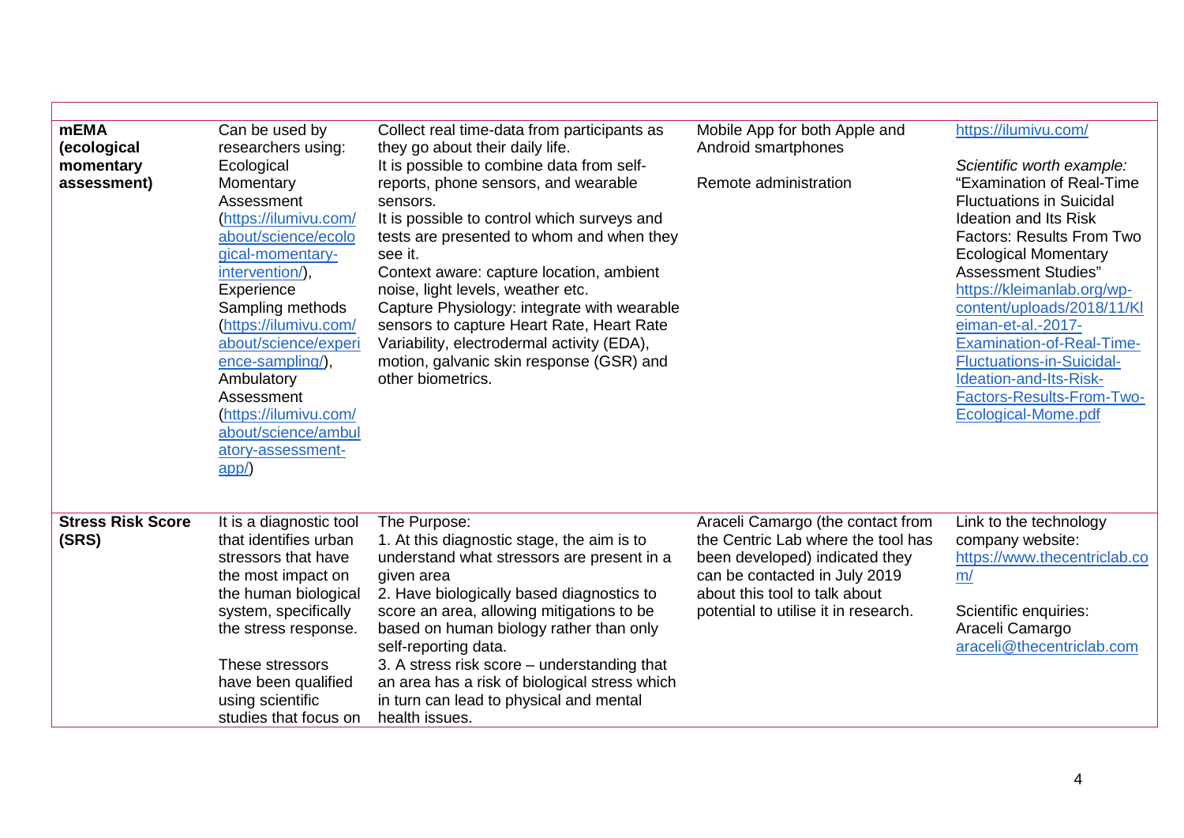| | | | | |
|---|---|---|---|---|
| **mEMA (ecological momentary assessment)** | Can be used by researchers using: Ecological Momentary Assessment (https://ilumivu.com/about/science/ecological-momentary-intervention/), Experience Sampling methods (https://ilumivu.com/about/science/experience-sampling/), Ambulatory Assessment (https://ilumivu.com/about/science/ambulatory-assessment-app/) | Collect real time-data from participants as they go about their daily life.<br>It is possible to combine data from self-reports, phone sensors, and wearable sensors.<br>It is possible to control which surveys and tests are presented to whom and when they see it.<br>Context aware: capture location, ambient noise, light levels, weather etc.<br>Capture Physiology: integrate with wearable sensors to capture Heart Rate, Heart Rate Variability, electrodermal activity (EDA), motion, galvanic skin response (GSR) and other biometrics. | Mobile App for both Apple and Android smartphones<br><br>Remote administration | https://ilumivu.com/<br><br>*Scientific worth example:*<br>"Examination of Real-Time Fluctuations in Suicidal Ideation and Its Risk Factors: Results From Two Ecological Momentary Assessment Studies" https://kleimanlab.org/wp-content/uploads/2018/11/Kleiman-et-al.-2017-Examination-of-Real-Time-Fluctuations-in-Suicidal-Ideation-and-Its-Risk-Factors-Results-From-Two-Ecological-Mome.pdf |
| **Stress Risk Score (SRS)** | It is a diagnostic tool that identifies urban stressors that have the most impact on the human biological system, specifically the stress response.<br><br>These stressors have been qualified using scientific studies that focus on | The Purpose:<br>1. At this diagnostic stage, the aim is to understand what stressors are present in a given area<br>2. Have biologically based diagnostics to score an area, allowing mitigations to be based on human biology rather than only self-reporting data.<br>3. A stress risk score – understanding that an area has a risk of biological stress which in turn can lead to physical and mental health issues. | Araceli Camargo (the contact from the Centric Lab where the tool has been developed) indicated they can be contacted in July 2019 about this tool to talk about potential to utilise it in research. | Link to the technology company website: https://www.thecentriclab.com/<br><br>Scientific enquiries: Araceli Camargo araceli@thecentriclab.com |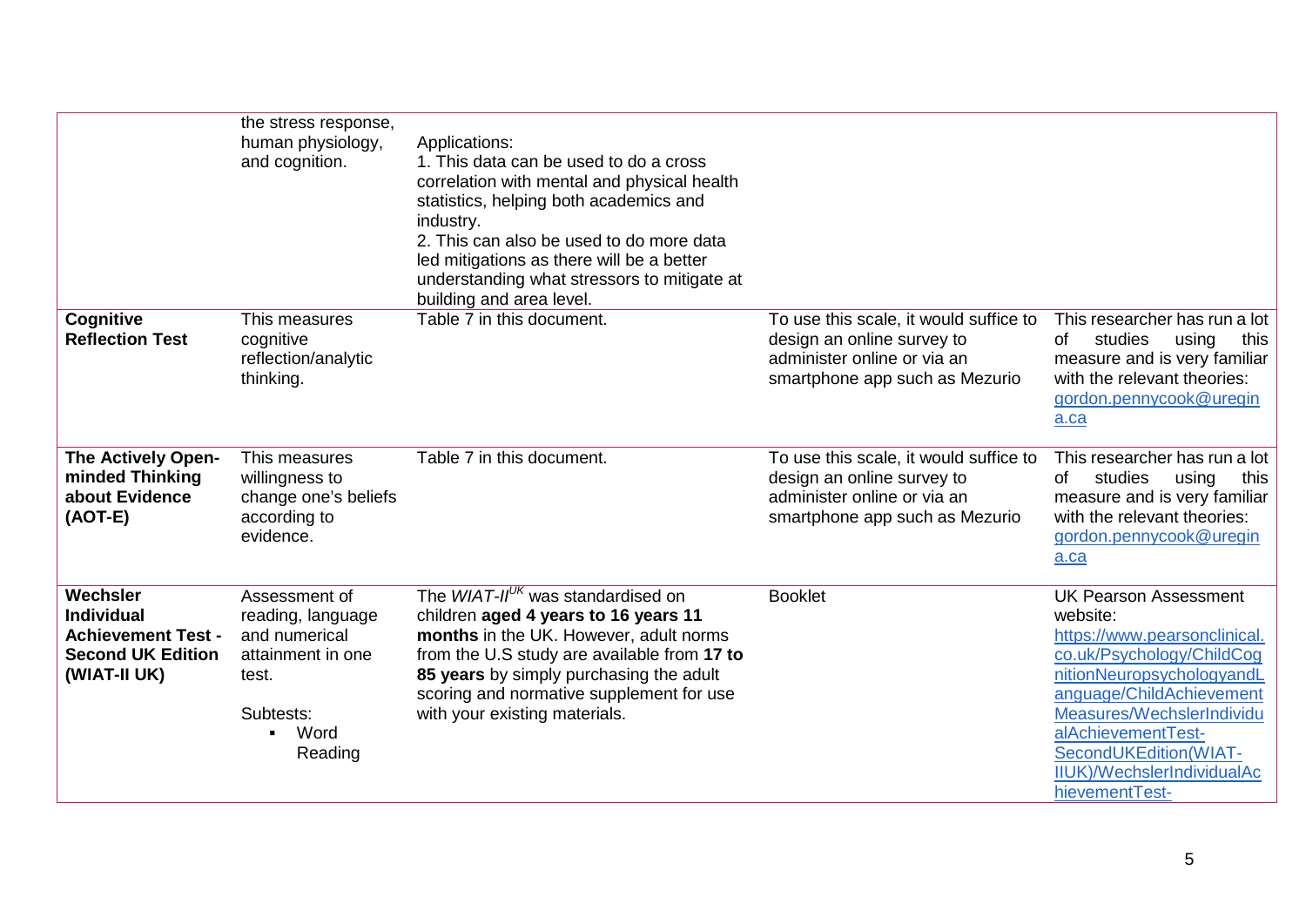| | | | | |
|---|---|---|---|---|
| | the stress response, human physiology, and cognition. | Applications:<br>1. This data can be used to do a cross correlation with mental and physical health statistics, helping both academics and industry.<br>2. This can also be used to do more data led mitigations as there will be a better understanding what stressors to mitigate at building and area level. | | |
| **Cognitive Reflection Test** | This measures cognitive reflection/analytic thinking. | Table 7 in this document. | To use this scale, it would suffice to design an online survey to administer online or via an smartphone app such as Mezurio | This researcher has run a lot of studies using this measure and is very familiar with the relevant theories: gordon.pennycook@uregina.ca |
| **The Actively Open-minded Thinking about Evidence (AOT-E)** | This measures willingness to change one's beliefs according to evidence. | Table 7 in this document. | To use this scale, it would suffice to design an online survey to administer online or via an smartphone app such as Mezurio | This researcher has run a lot of studies using this measure and is very familiar with the relevant theories: gordon.pennycook@uregina.ca |
| **Wechsler Individual Achievement Test - Second UK Edition (WIAT-II UK)** | Assessment of reading, language and numerical attainment in one test.<br><br>Subtests:<br>▪ Word Reading | The *WIAT-II*$^{UK}$ was standardised on children **aged 4 years to 16 years 11 months** in the UK. However, adult norms from the U.S study are available from **17 to 85 years** by simply purchasing the adult scoring and normative supplement for use with your existing materials. | Booklet | UK Pearson Assessment website: https://www.pearsonclinical.co.uk/Psychology/ChildCognitionNeuropsychologyandLanguage/ChildAchievementMeasures/WechslerIndividualAchievementTest-SecondUKEdition(WIAT-IIUK)/WechslerIndividualAchievementTest- |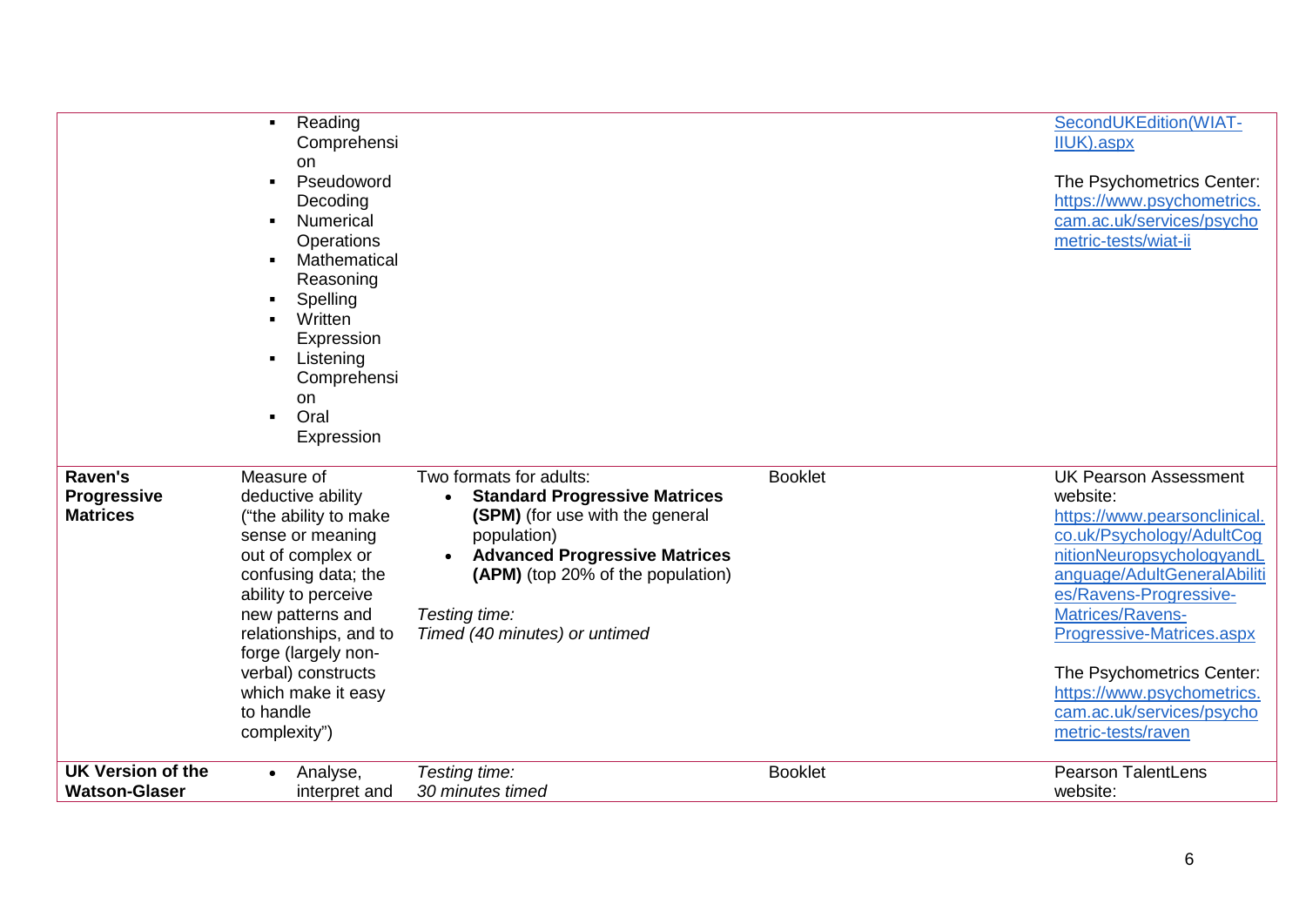| | | | | |
|---|---|---|---|---|
| | ▪ Reading Comprehension<br>▪ Pseudoword Decoding<br>▪ Numerical Operations<br>▪ Mathematical Reasoning<br>▪ Spelling<br>▪ Written Expression<br>▪ Listening Comprehension<br>▪ Oral Expression | | | SecondUKEdition(WIAT-IIUK).aspx<br><br>The Psychometrics Center: https://www.psychometrics.cam.ac.uk/services/psychometric-tests/wiat-ii |
| **Raven's Progressive Matrices** | Measure of deductive ability ("the ability to make sense or meaning out of complex or confusing data; the ability to perceive new patterns and relationships, and to forge (largely non-verbal) constructs which make it easy to handle complexity") | Two formats for adults:<br>• **Standard Progressive Matrices (SPM)** (for use with the general population)<br>• **Advanced Progressive Matrices (APM)** (top 20% of the population)<br><br>*Testing time:*<br>*Timed (40 minutes) or untimed* | Booklet | UK Pearson Assessment website: https://www.pearsonclinical.co.uk/Psychology/AdultCognitionNeuropsychologyandLanguage/AdultGeneralAbilities/Ravens-Progressive-Matrices/Ravens-Progressive-Matrices.aspx<br><br>The Psychometrics Center: https://www.psychometrics.cam.ac.uk/services/psychometric-tests/raven |
| **UK Version of the Watson-Glaser** | • Analyse, interpret and | *Testing time:*<br>*30 minutes timed* | Booklet | Pearson TalentLens website: |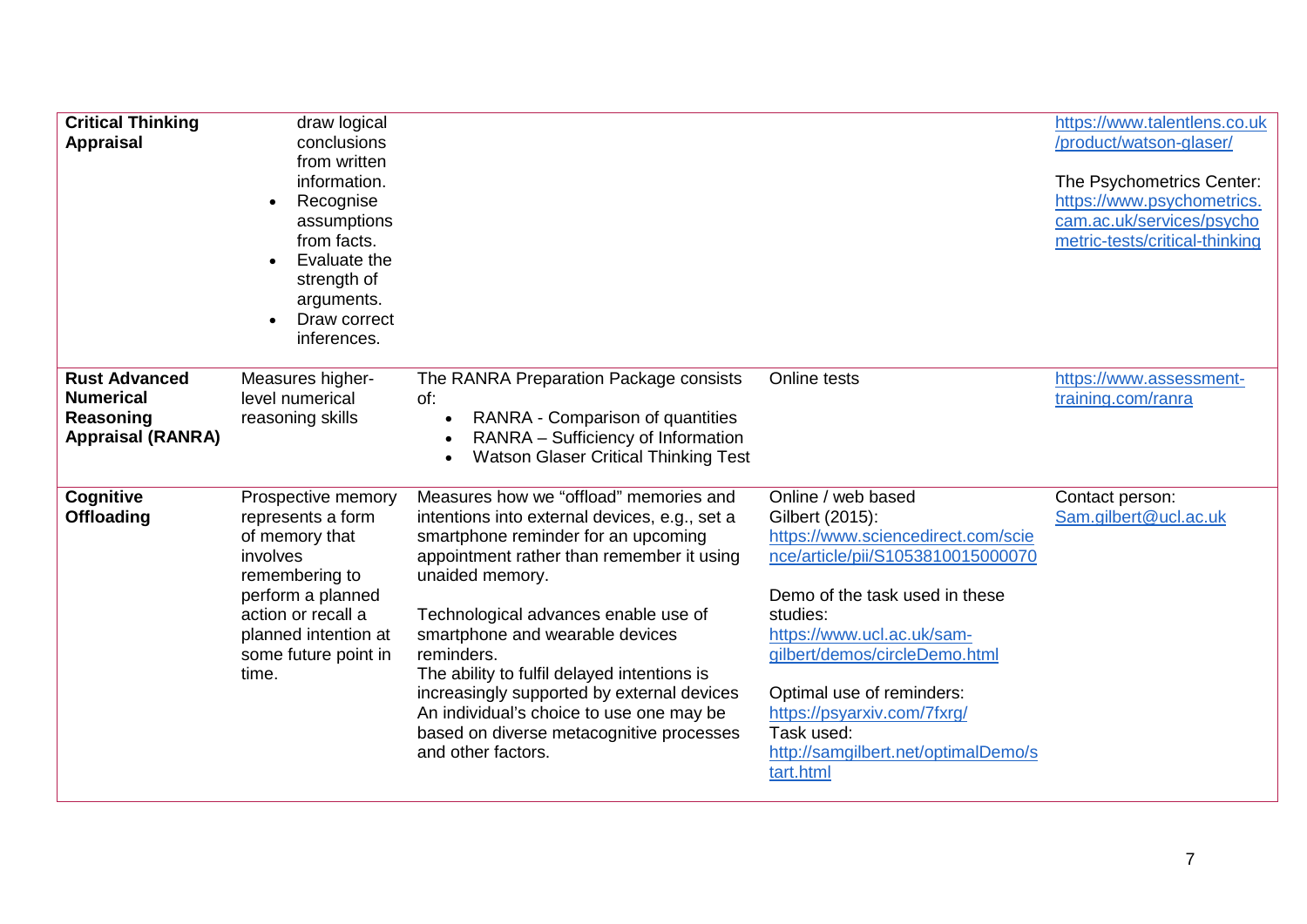| | | | | |
|---|---|---|---|---|
| **Critical Thinking Appraisal** | draw logical conclusions from written information.<br>• Recognise assumptions from facts.<br>• Evaluate the strength of arguments.<br>• Draw correct inferences. | | | https://www.talentlens.co.uk/product/watson-glaser/<br><br>The Psychometrics Center: https://www.psychometrics.cam.ac.uk/services/psychometric-tests/critical-thinking |
| **Rust Advanced Numerical Reasoning Appraisal (RANRA)** | Measures higher-level numerical reasoning skills | The RANRA Preparation Package consists of:<br>• RANRA - Comparison of quantities<br>• RANRA – Sufficiency of Information<br>• Watson Glaser Critical Thinking Test | Online tests | https://www.assessment-training.com/ranra |
| **Cognitive Offloading** | Prospective memory represents a form of memory that involves remembering to perform a planned action or recall a planned intention at some future point in time. | Measures how we “offload” memories and intentions into external devices, e.g., set a smartphone reminder for an upcoming appointment rather than remember it using unaided memory.<br><br>Technological advances enable use of smartphone and wearable devices reminders.<br>The ability to fulfil delayed intentions is increasingly supported by external devices An individual’s choice to use one may be based on diverse metacognitive processes and other factors. | Online / web based<br>Gilbert (2015):<br>https://www.sciencedirect.com/science/article/pii/S1053810015000070<br><br>Demo of the task used in these studies:<br>https://www.ucl.ac.uk/sam-gilbert/demos/circleDemo.html<br><br>Optimal use of reminders:<br>https://psyarxiv.com/7fxrg/<br>Task used:<br>http://samgilbert.net/optimalDemo/start.html | Contact person:<br>Sam.gilbert@ucl.ac.uk |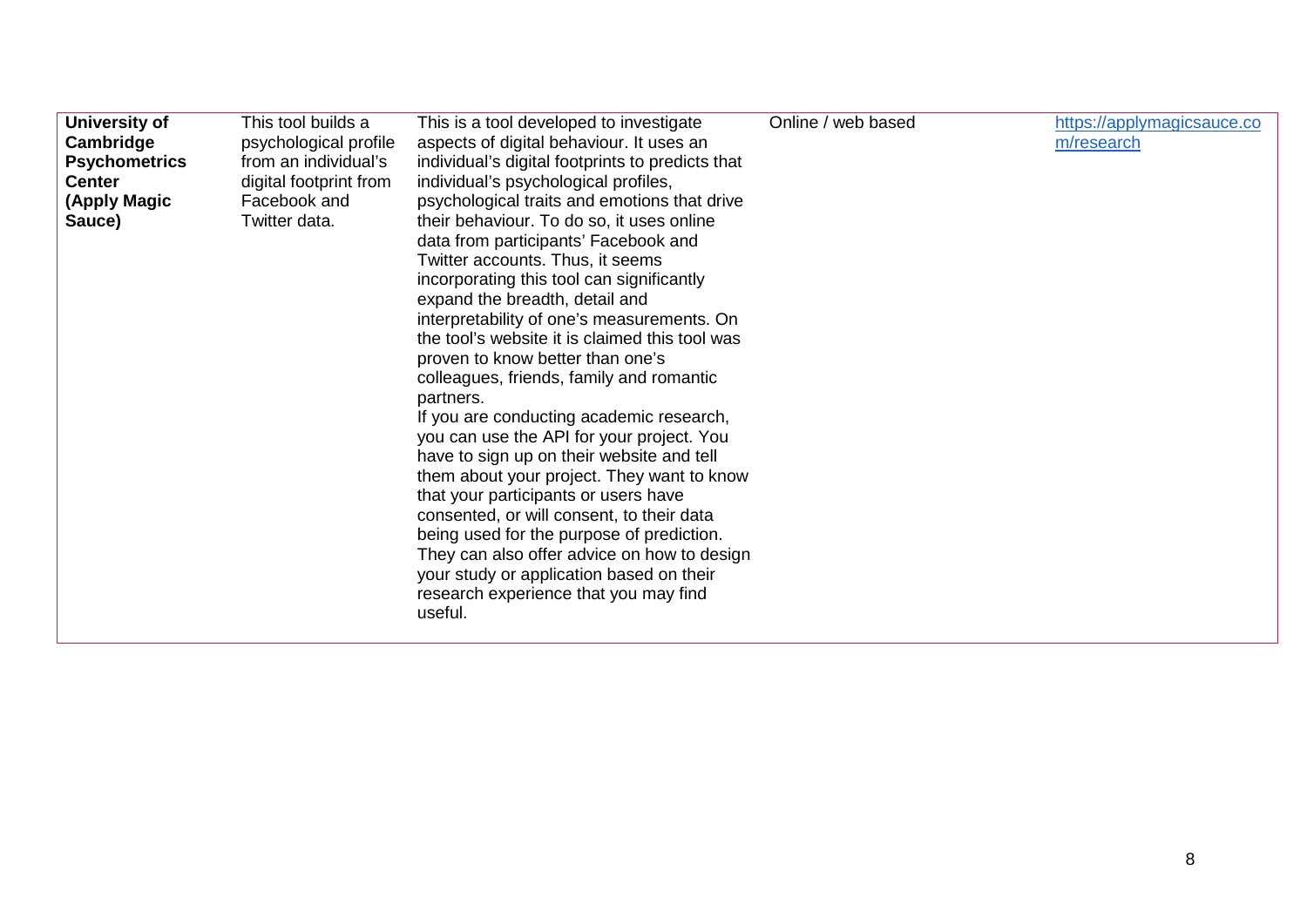| **University of Cambridge Psychometrics Center (Apply Magic Sauce)** | This tool builds a psychological profile from an individual's digital footprint from Facebook and Twitter data. | This is a tool developed to investigate aspects of digital behaviour. It uses an individual's digital footprints to predicts that individual's psychological profiles, psychological traits and emotions that drive their behaviour. To do so, it uses online data from participants' Facebook and Twitter accounts. Thus, it seems incorporating this tool can significantly expand the breadth, detail and interpretability of one's measurements. On the tool's website it is claimed this tool was proven to know better than one's colleagues, friends, family and romantic partners.<br>If you are conducting academic research, you can use the API for your project. You have to sign up on their website and tell them about your project. They want to know that your participants or users have consented, or will consent, to their data being used for the purpose of prediction. They can also offer advice on how to design your study or application based on their research experience that you may find useful. | Online / web based | [https://applymagicsauce.com/research](https://applymagicsauce.com/research) |
|---|---|---|---|---|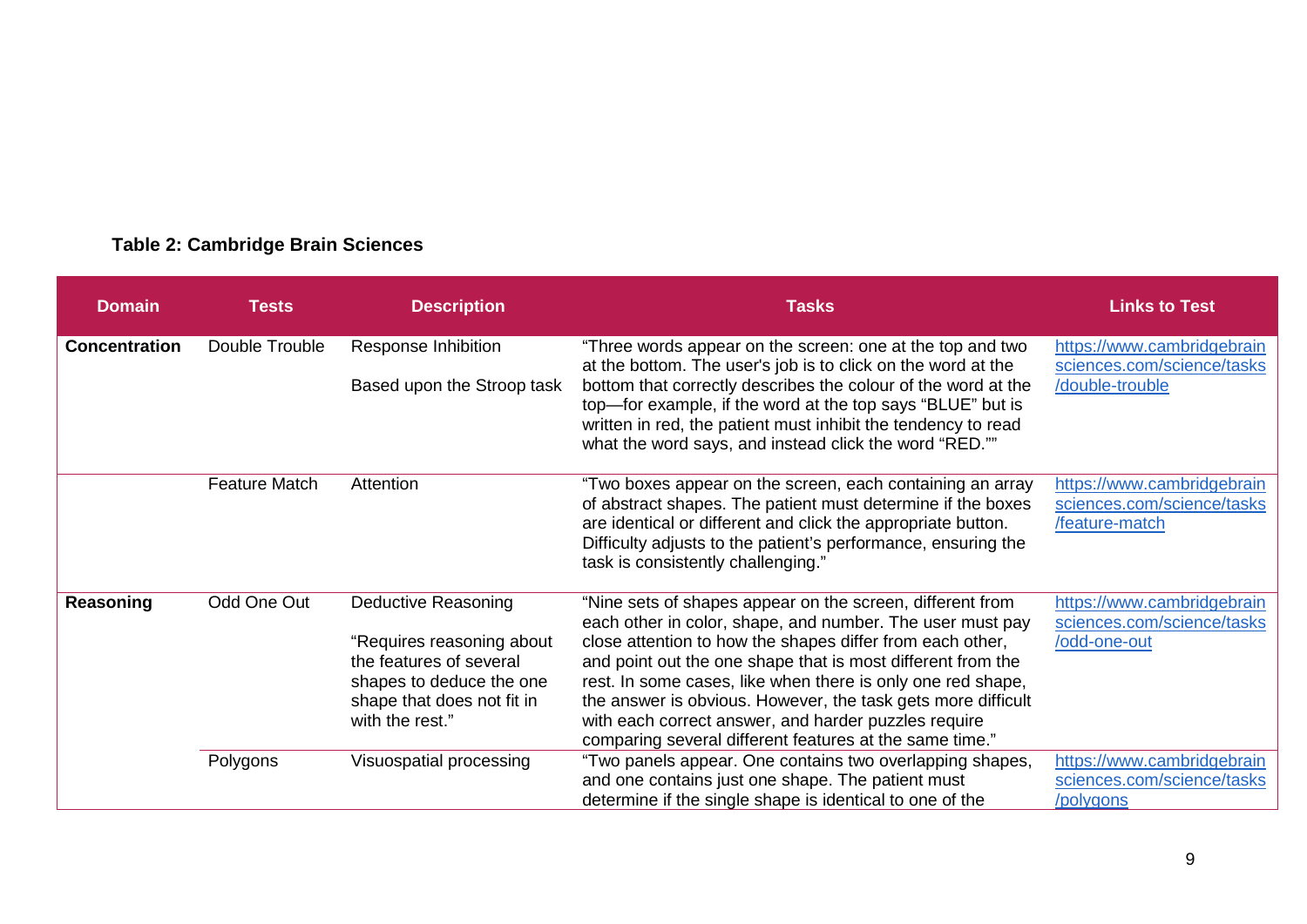**Table 2: Cambridge Brain Sciences**

| Domain | Tests | Description | Tasks | Links to Test |
|---|---|---|---|---|
| **Concentration** | Double Trouble | Response Inhibition<br><br>Based upon the Stroop task | "Three words appear on the screen: one at the top and two at the bottom. The user's job is to click on the word at the bottom that correctly describes the colour of the word at the top—for example, if the word at the top says "BLUE" but is written in red, the patient must inhibit the tendency to read what the word says, and instead click the word "RED."" | https://www.cambridgebrainsciences.com/science/tasks/double-trouble |
| | Feature Match | Attention | "Two boxes appear on the screen, each containing an array of abstract shapes. The patient must determine if the boxes are identical or different and click the appropriate button. Difficulty adjusts to the patient's performance, ensuring the task is consistently challenging." | https://www.cambridgebrainsciences.com/science/tasks/feature-match |
| **Reasoning** | Odd One Out | Deductive Reasoning<br><br>"Requires reasoning about the features of several shapes to deduce the one shape that does not fit in with the rest." | "Nine sets of shapes appear on the screen, different from each other in color, shape, and number. The user must pay close attention to how the shapes differ from each other, and point out the one shape that is most different from the rest. In some cases, like when there is only one red shape, the answer is obvious. However, the task gets more difficult with each correct answer, and harder puzzles require comparing several different features at the same time." | https://www.cambridgebrainsciences.com/science/tasks/odd-one-out |
| | Polygons | Visuospatial processing | "Two panels appear. One contains two overlapping shapes, and one contains just one shape. The patient must determine if the single shape is identical to one of the | https://www.cambridgebrainsciences.com/science/tasks/polygons |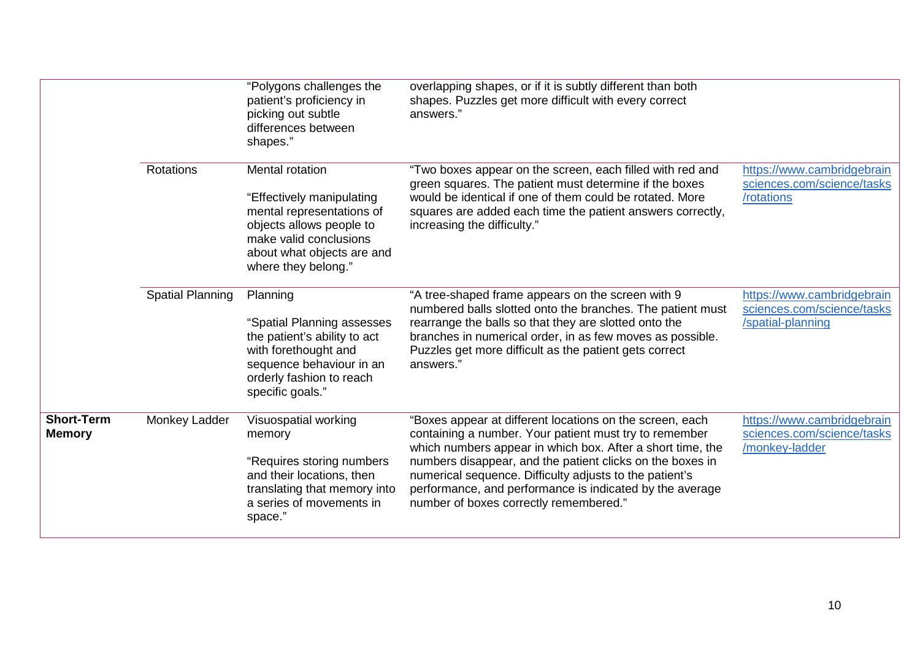| | | | | |
|---|---|---|---|---|
| | | "Polygons challenges the patient's proficiency in picking out subtle differences between shapes." | overlapping shapes, or if it is subtly different than both shapes. Puzzles get more difficult with every correct answers." | |
| | Rotations | Mental rotation<br><br>"Effectively manipulating mental representations of objects allows people to make valid conclusions about what objects are and where they belong." | "Two boxes appear on the screen, each filled with red and green squares. The patient must determine if the boxes would be identical if one of them could be rotated. More squares are added each time the patient answers correctly, increasing the difficulty." | https://www.cambridgebrainsciences.com/science/tasks/rotations |
| | Spatial Planning | Planning<br><br>"Spatial Planning assesses the patient's ability to act with forethought and sequence behaviour in an orderly fashion to reach specific goals." | "A tree-shaped frame appears on the screen with 9 numbered balls slotted onto the branches. The patient must rearrange the balls so that they are slotted onto the branches in numerical order, in as few moves as possible. Puzzles get more difficult as the patient gets correct answers." | https://www.cambridgebrainsciences.com/science/tasks/spatial-planning |
| **Short-Term Memory** | Monkey Ladder | Visuospatial working memory<br><br>"Requires storing numbers and their locations, then translating that memory into a series of movements in space." | "Boxes appear at different locations on the screen, each containing a number. Your patient must try to remember which numbers appear in which box. After a short time, the numbers disappear, and the patient clicks on the boxes in numerical sequence. Difficulty adjusts to the patient's performance, and performance is indicated by the average number of boxes correctly remembered." | https://www.cambridgebrainsciences.com/science/tasks/monkey-ladder |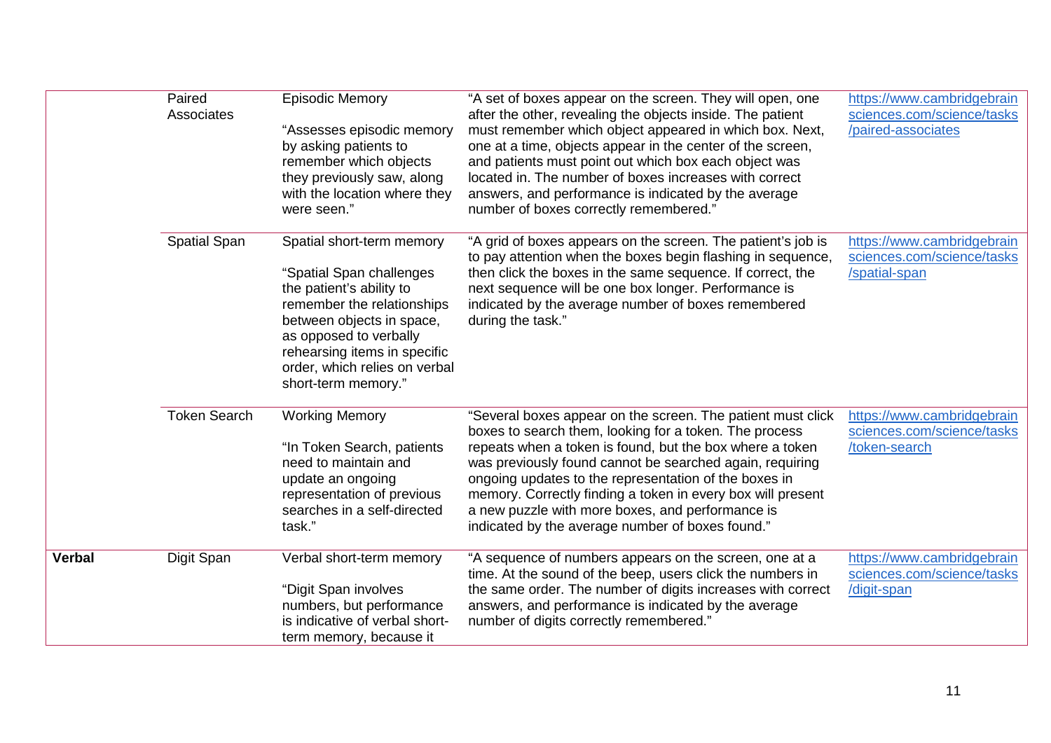| | | | | |
|---|---|---|---|---|
| | Paired Associates | Episodic Memory<br><br>"Assesses episodic memory by asking patients to remember which objects they previously saw, along with the location where they were seen." | "A set of boxes appear on the screen. They will open, one after the other, revealing the objects inside. The patient must remember which object appeared in which box. Next, one at a time, objects appear in the center of the screen, and patients must point out which box each object was located in. The number of boxes increases with correct answers, and performance is indicated by the average number of boxes correctly remembered." | https://www.cambridgebrainsciences.com/science/tasks/paired-associates |
| | Spatial Span | Spatial short-term memory<br><br>"Spatial Span challenges the patient's ability to remember the relationships between objects in space, as opposed to verbally rehearsing items in specific order, which relies on verbal short-term memory." | "A grid of boxes appears on the screen. The patient's job is to pay attention when the boxes begin flashing in sequence, then click the boxes in the same sequence. If correct, the next sequence will be one box longer. Performance is indicated by the average number of boxes remembered during the task." | https://www.cambridgebrainsciences.com/science/tasks/spatial-span |
| | Token Search | Working Memory<br><br>"In Token Search, patients need to maintain and update an ongoing representation of previous searches in a self-directed task." | "Several boxes appear on the screen. The patient must click boxes to search them, looking for a token. The process repeats when a token is found, but the box where a token was previously found cannot be searched again, requiring ongoing updates to the representation of the boxes in memory. Correctly finding a token in every box will present a new puzzle with more boxes, and performance is indicated by the average number of boxes found." | https://www.cambridgebrainsciences.com/science/tasks/token-search |
| **Verbal** | Digit Span | Verbal short-term memory<br><br>"Digit Span involves numbers, but performance is indicative of verbal short-term memory, because it | "A sequence of numbers appears on the screen, one at a time. At the sound of the beep, users click the numbers in the same order. The number of digits increases with correct answers, and performance is indicated by the average number of digits correctly remembered." | https://www.cambridgebrainsciences.com/science/tasks/digit-span |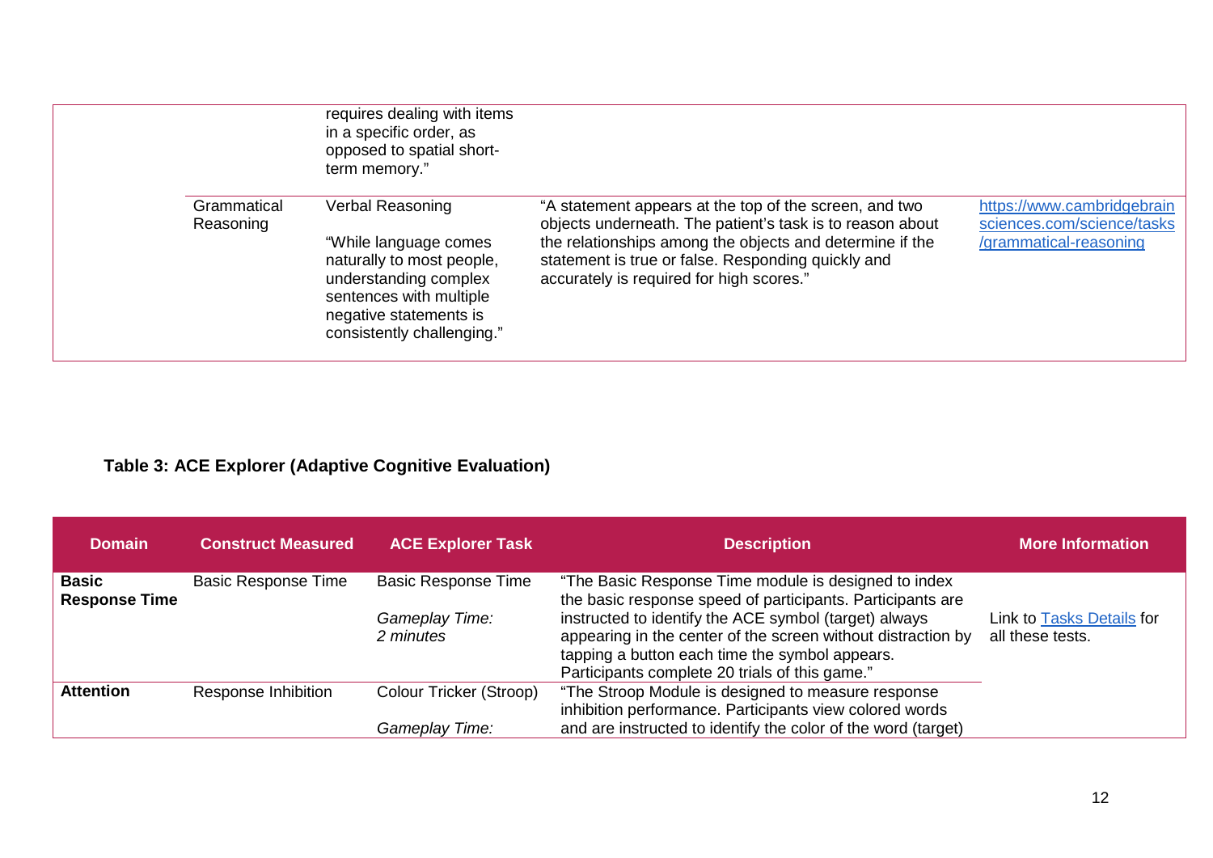| | | | | |
|---|---|---|---|---|
| | | requires dealing with items in a specific order, as opposed to spatial short-term memory." | | |
| | Grammatical Reasoning | Verbal Reasoning<br><br>"While language comes naturally to most people, understanding complex sentences with multiple negative statements is consistently challenging." | "A statement appears at the top of the screen, and two objects underneath. The patient's task is to reason about the relationships among the objects and determine if the statement is true or false. Responding quickly and accurately is required for high scores." | https://www.cambridgebrainsciences.com/science/tasks/grammatical-reasoning |

**Table 3: ACE Explorer (Adaptive Cognitive Evaluation)**

| Domain | Construct Measured | ACE Explorer Task | Description | More Information |
|---|---|---|---|---|
| **Basic Response Time** | Basic Response Time | Basic Response Time<br><br>*Gameplay Time:*<br>*2 minutes* | "The Basic Response Time module is designed to index the basic response speed of participants. Participants are instructed to identify the ACE symbol (target) always appearing in the center of the screen without distraction by tapping a button each time the symbol appears. Participants complete 20 trials of this game." | Link to Tasks Details for all these tests. |
| **Attention** | Response Inhibition | Colour Tricker (Stroop)<br><br>*Gameplay Time:* | "The Stroop Module is designed to measure response inhibition performance. Participants view colored words and are instructed to identify the color of the word (target) | |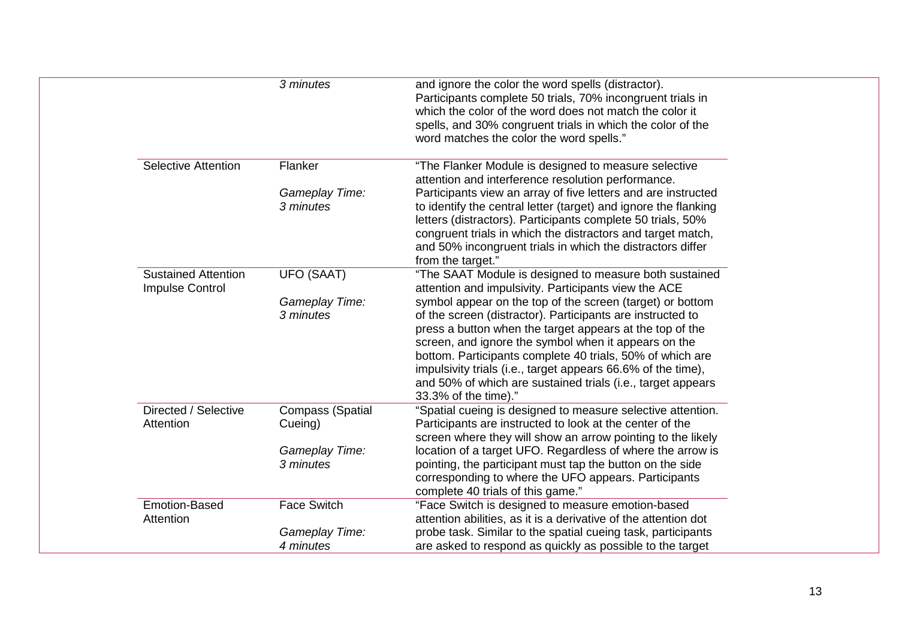| | | |
|---|---|---|
| | *3 minutes* | and ignore the color the word spells (distractor). Participants complete 50 trials, 70% incongruent trials in which the color of the word does not match the color it spells, and 30% congruent trials in which the color of the word matches the color the word spells." |
| Selective Attention | Flanker<br><br>*Gameplay Time:*<br>*3 minutes* | "The Flanker Module is designed to measure selective attention and interference resolution performance. Participants view an array of five letters and are instructed to identify the central letter (target) and ignore the flanking letters (distractors). Participants complete 50 trials, 50% congruent trials in which the distractors and target match, and 50% incongruent trials in which the distractors differ from the target." |
| Sustained Attention<br>Impulse Control | UFO (SAAT)<br><br>*Gameplay Time:*<br>*3 minutes* | "The SAAT Module is designed to measure both sustained attention and impulsivity. Participants view the ACE symbol appear on the top of the screen (target) or bottom of the screen (distractor). Participants are instructed to press a button when the target appears at the top of the screen, and ignore the symbol when it appears on the bottom. Participants complete 40 trials, 50% of which are impulsivity trials (i.e., target appears 66.6% of the time), and 50% of which are sustained trials (i.e., target appears 33.3% of the time)." |
| Directed / Selective Attention | Compass (Spatial Cueing)<br><br>*Gameplay Time:*<br>*3 minutes* | "Spatial cueing is designed to measure selective attention. Participants are instructed to look at the center of the screen where they will show an arrow pointing to the likely location of a target UFO. Regardless of where the arrow is pointing, the participant must tap the button on the side corresponding to where the UFO appears. Participants complete 40 trials of this game." |
| Emotion-Based Attention | Face Switch<br><br>*Gameplay Time:*<br>*4 minutes* | "Face Switch is designed to measure emotion-based attention abilities, as it is a derivative of the attention dot probe task. Similar to the spatial cueing task, participants are asked to respond as quickly as possible to the target |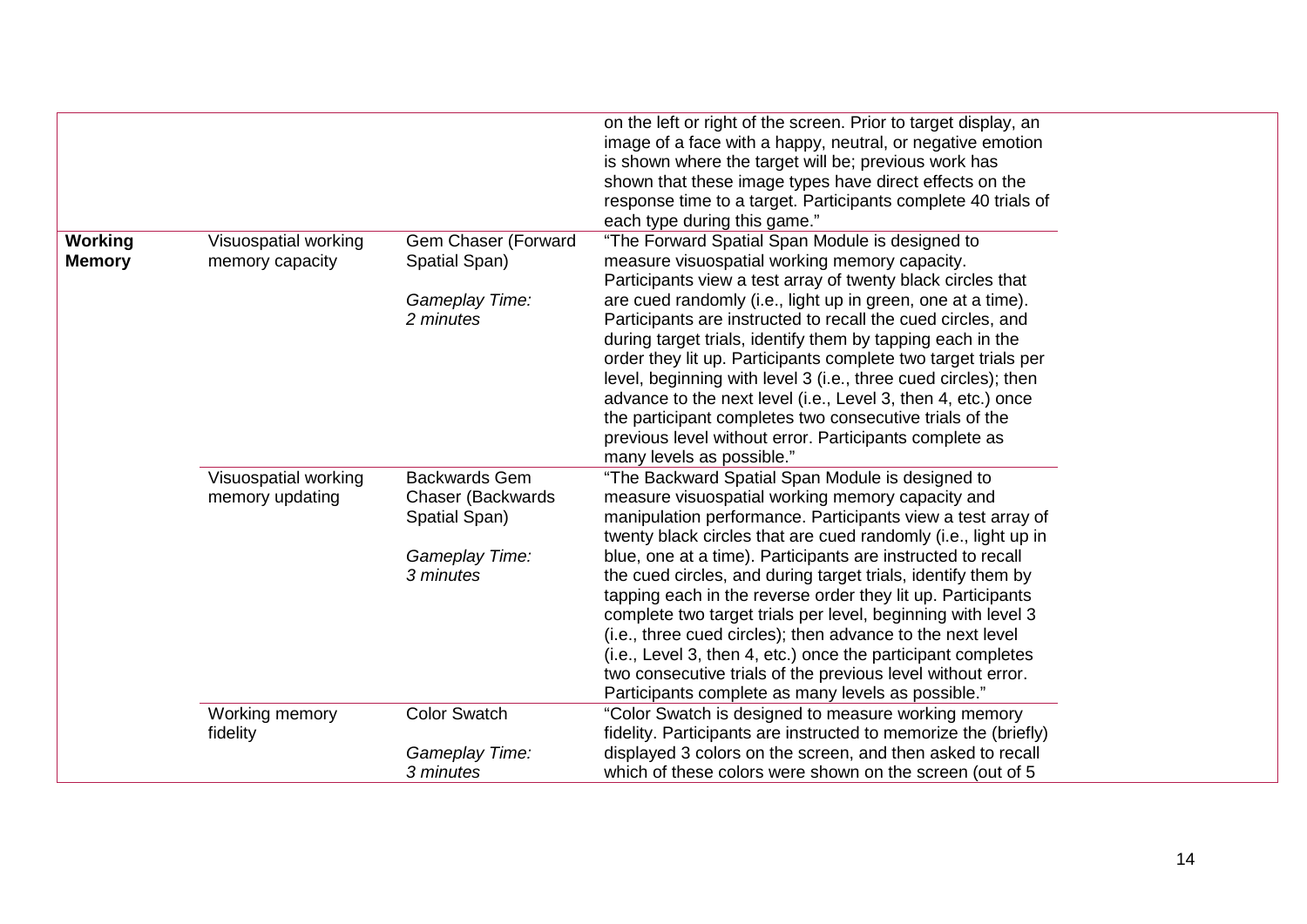| | | | |
|---|---|---|---|
| | | | on the left or right of the screen. Prior to target display, an image of a face with a happy, neutral, or negative emotion is shown where the target will be; previous work has shown that these image types have direct effects on the response time to a target. Participants complete 40 trials of each type during this game." |
| **Working Memory** | Visuospatial working memory capacity | Gem Chaser (Forward Spatial Span)<br><br>*Gameplay Time: 2 minutes* | "The Forward Spatial Span Module is designed to measure visuospatial working memory capacity. Participants view a test array of twenty black circles that are cued randomly (i.e., light up in green, one at a time). Participants are instructed to recall the cued circles, and during target trials, identify them by tapping each in the order they lit up. Participants complete two target trials per level, beginning with level 3 (i.e., three cued circles); then advance to the next level (i.e., Level 3, then 4, etc.) once the participant completes two consecutive trials of the previous level without error. Participants complete as many levels as possible." |
| | Visuospatial working memory updating | Backwards Gem Chaser (Backwards Spatial Span)<br><br>*Gameplay Time: 3 minutes* | "The Backward Spatial Span Module is designed to measure visuospatial working memory capacity and manipulation performance. Participants view a test array of twenty black circles that are cued randomly (i.e., light up in blue, one at a time). Participants are instructed to recall the cued circles, and during target trials, identify them by tapping each in the reverse order they lit up. Participants complete two target trials per level, beginning with level 3 (i.e., three cued circles); then advance to the next level (i.e., Level 3, then 4, etc.) once the participant completes two consecutive trials of the previous level without error. Participants complete as many levels as possible." |
| | Working memory fidelity | Color Swatch<br><br>*Gameplay Time: 3 minutes* | "Color Swatch is designed to measure working memory fidelity. Participants are instructed to memorize the (briefly) displayed 3 colors on the screen, and then asked to recall which of these colors were shown on the screen (out of 5 |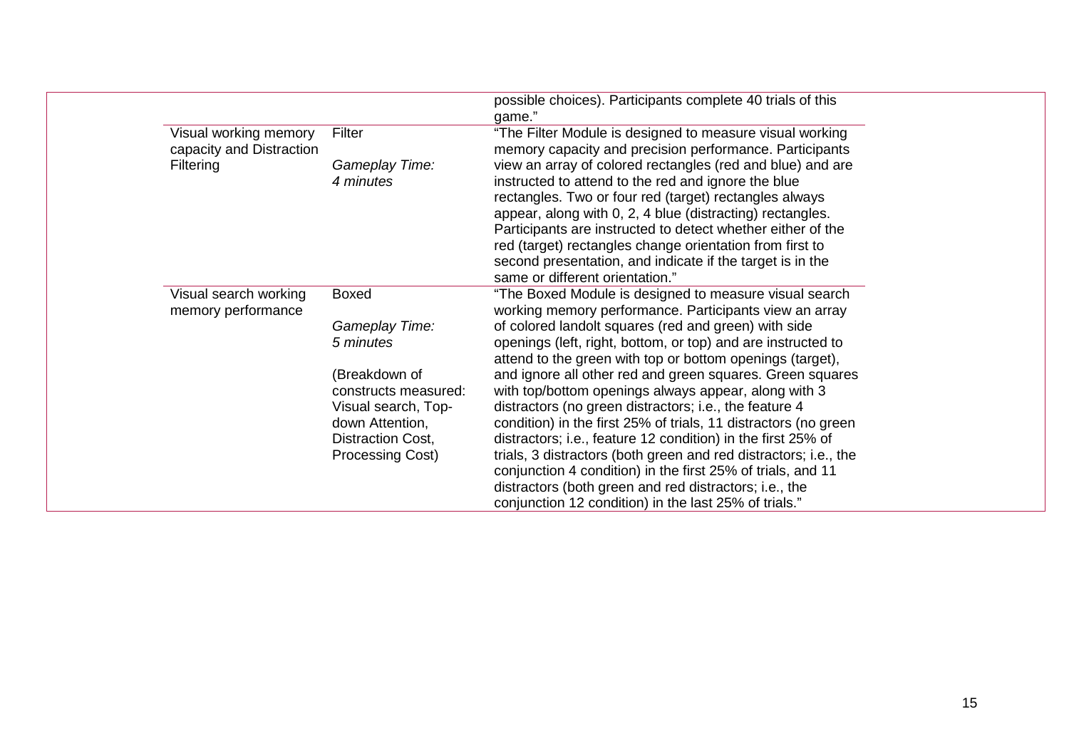|  |  | possible choices). Participants complete 40 trials of this game." |
|---|---|---|
| Visual working memory capacity and Distraction Filtering | Filter<br><br>*Gameplay Time:*<br>*4 minutes* | "The Filter Module is designed to measure visual working memory capacity and precision performance. Participants view an array of colored rectangles (red and blue) and are instructed to attend to the red and ignore the blue rectangles. Two or four red (target) rectangles always appear, along with 0, 2, 4 blue (distracting) rectangles. Participants are instructed to detect whether either of the red (target) rectangles change orientation from first to second presentation, and indicate if the target is in the same or different orientation." |
| Visual search working memory performance | Boxed<br><br>*Gameplay Time:*<br>*5 minutes*<br><br>(Breakdown of constructs measured: Visual search, Top-down Attention, Distraction Cost, Processing Cost) | "The Boxed Module is designed to measure visual search working memory performance. Participants view an array of colored landolt squares (red and green) with side openings (left, right, bottom, or top) and are instructed to attend to the green with top or bottom openings (target), and ignore all other red and green squares. Green squares with top/bottom openings always appear, along with 3 distractors (no green distractors; i.e., the feature 4 condition) in the first 25% of trials, 11 distractors (no green distractors; i.e., feature 12 condition) in the first 25% of trials, 3 distractors (both green and red distractors; i.e., the conjunction 4 condition) in the first 25% of trials, and 11 distractors (both green and red distractors; i.e., the conjunction 12 condition) in the last 25% of trials." |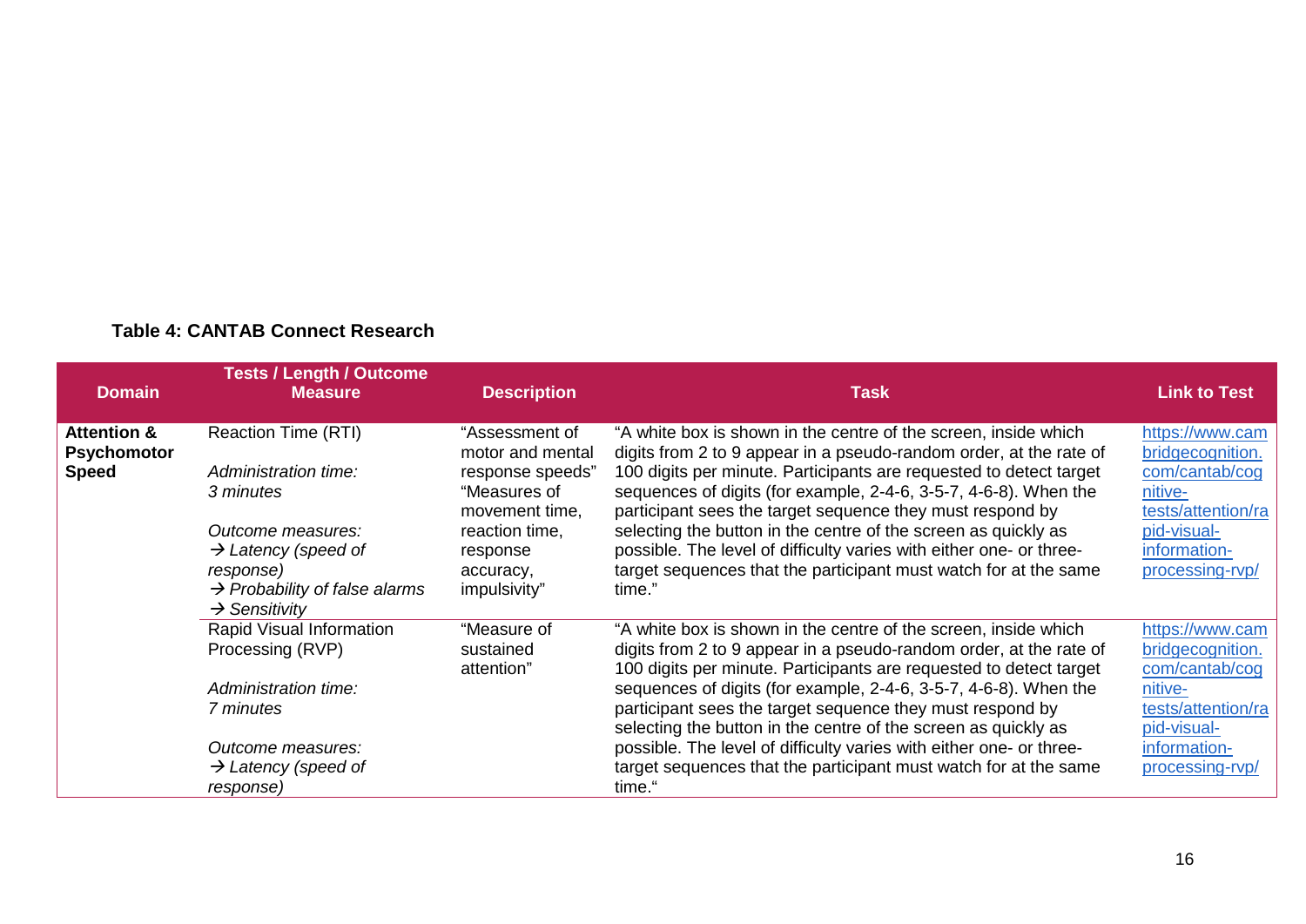**Table 4: CANTAB Connect Research**

| Domain | Tests / Length / Outcome Measure | Description | Task | Link to Test |
|---|---|---|---|---|
| **Attention & Psychomotor Speed** | Reaction Time (RTI)<br><br>*Administration time:*<br>*3 minutes*<br><br>*Outcome measures:*<br>→ *Latency (speed of response)*<br>→ *Probability of false alarms*<br>→ *Sensitivity* | "Assessment of motor and mental response speeds" "Measures of movement time, reaction time, response accuracy, impulsivity" | "A white box is shown in the centre of the screen, inside which digits from 2 to 9 appear in a pseudo-random order, at the rate of 100 digits per minute. Participants are requested to detect target sequences of digits (for example, 2-4-6, 3-5-7, 4-6-8). When the participant sees the target sequence they must respond by selecting the button in the centre of the screen as quickly as possible. The level of difficulty varies with either one- or three-target sequences that the participant must watch for at the same time." | https://www.cambridgecognition.com/cantab/cognitive-tests/attention/rapid-visual-information-processing-rvp/ |
| | Rapid Visual Information Processing (RVP)<br><br>*Administration time:*<br>*7 minutes*<br><br>*Outcome measures:*<br>→ *Latency (speed of response)* | "Measure of sustained attention" | "A white box is shown in the centre of the screen, inside which digits from 2 to 9 appear in a pseudo-random order, at the rate of 100 digits per minute. Participants are requested to detect target sequences of digits (for example, 2-4-6, 3-5-7, 4-6-8). When the participant sees the target sequence they must respond by selecting the button in the centre of the screen as quickly as possible. The level of difficulty varies with either one- or three-target sequences that the participant must watch for at the same time." | https://www.cambridgecognition.com/cantab/cognitive-tests/attention/rapid-visual-information-processing-rvp/ |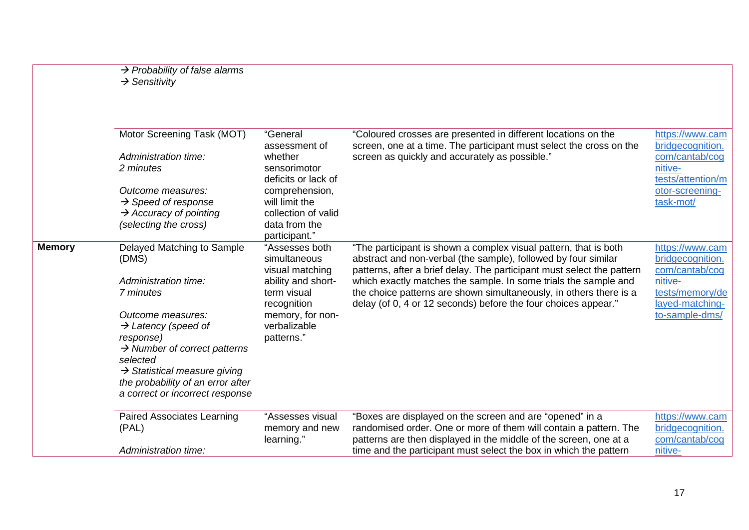| | | | | |
|---|---|---|---|---|
| | → *Probability of false alarms*<br>→ *Sensitivity* | | | |
| | Motor Screening Task (MOT)<br><br>*Administration time:*<br>*2 minutes*<br><br>*Outcome measures:*<br>→ *Speed of response*<br>→ *Accuracy of pointing (selecting the cross)* | "General assessment of whether sensorimotor deficits or lack of comprehension, will limit the collection of valid data from the participant." | "Coloured crosses are presented in different locations on the screen, one at a time. The participant must select the cross on the screen as quickly and accurately as possible." | https://www.cambridgecognition.com/cantab/cognitive-tests/attention/motor-screening-task-mot/ |
| **Memory** | Delayed Matching to Sample (DMS)<br><br>*Administration time:*<br>*7 minutes*<br><br>*Outcome measures:*<br>→ *Latency (speed of response)*<br>→ *Number of correct patterns selected*<br>→ *Statistical measure giving the probability of an error after a correct or incorrect response* | "Assesses both simultaneous visual matching ability and short-term visual recognition memory, for non-verbalizable patterns." | "The participant is shown a complex visual pattern, that is both abstract and non-verbal (the sample), followed by four similar patterns, after a brief delay. The participant must select the pattern which exactly matches the sample. In some trials the sample and the choice patterns are shown simultaneously, in others there is a delay (of 0, 4 or 12 seconds) before the four choices appear." | https://www.cambridgecognition.com/cantab/cognitive-tests/memory/delayed-matching-to-sample-dms/ |
| | Paired Associates Learning (PAL)<br><br>*Administration time:* | "Assesses visual memory and new learning." | "Boxes are displayed on the screen and are "opened" in a randomised order. One or more of them will contain a pattern. The patterns are then displayed in the middle of the screen, one at a time and the participant must select the box in which the pattern | https://www.cambridgecognition.com/cantab/cognitive- |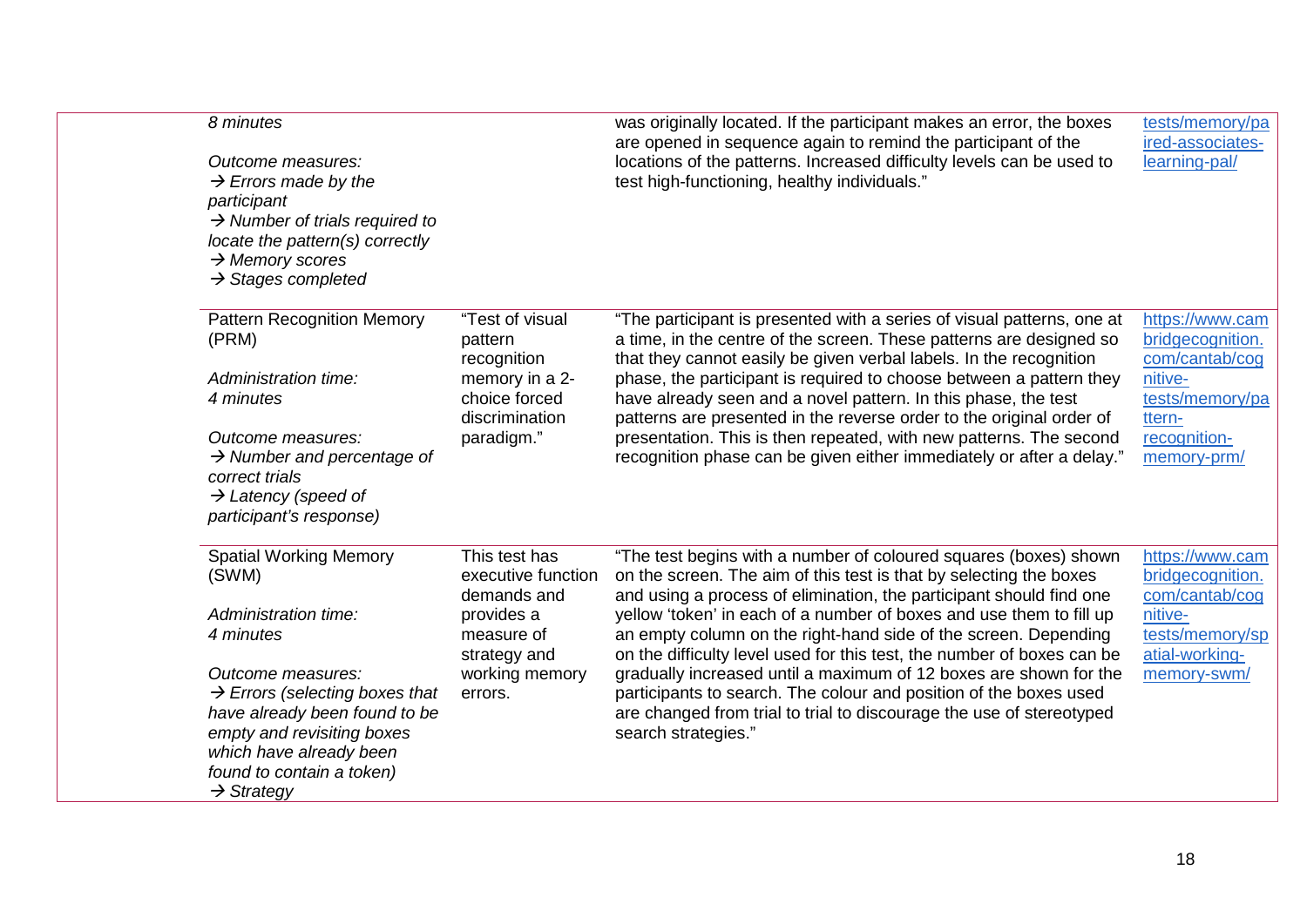| | | | |
|---|---|---|---|
| *8 minutes*<br><br>*Outcome measures:*<br>*→ Errors made by the participant*<br>*→ Number of trials required to locate the pattern(s) correctly*<br>*→ Memory scores*<br>*→ Stages completed* | | was originally located. If the participant makes an error, the boxes are opened in sequence again to remind the participant of the locations of the patterns. Increased difficulty levels can be used to test high-functioning, healthy individuals." | tests/memory/paired-associates-learning-pal/ |
| Pattern Recognition Memory (PRM)<br><br>*Administration time:*<br>*4 minutes*<br><br>*Outcome measures:*<br>*→ Number and percentage of correct trials*<br>*→ Latency (speed of participant's response)* | "Test of visual pattern recognition memory in a 2-choice forced discrimination paradigm." | "The participant is presented with a series of visual patterns, one at a time, in the centre of the screen. These patterns are designed so that they cannot easily be given verbal labels. In the recognition phase, the participant is required to choose between a pattern they have already seen and a novel pattern. In this phase, the test patterns are presented in the reverse order to the original order of presentation. This is then repeated, with new patterns. The second recognition phase can be given either immediately or after a delay." | https://www.cambridgecognition.com/cantab/cognitive-tests/memory/pattern-recognition-memory-prm/ |
| Spatial Working Memory (SWM)<br><br>*Administration time:*<br>*4 minutes*<br><br>*Outcome measures:*<br>*→ Errors (selecting boxes that have already been found to be empty and revisiting boxes which have already been found to contain a token)*<br>*→ Strategy* | This test has executive function demands and provides a measure of strategy and working memory errors. | "The test begins with a number of coloured squares (boxes) shown on the screen. The aim of this test is that by selecting the boxes and using a process of elimination, the participant should find one yellow 'token' in each of a number of boxes and use them to fill up an empty column on the right-hand side of the screen. Depending on the difficulty level used for this test, the number of boxes can be gradually increased until a maximum of 12 boxes are shown for the participants to search. The colour and position of the boxes used are changed from trial to trial to discourage the use of stereotyped search strategies." | https://www.cambridgecognition.com/cantab/cognitive-tests/memory/spatial-working-memory-swm/ |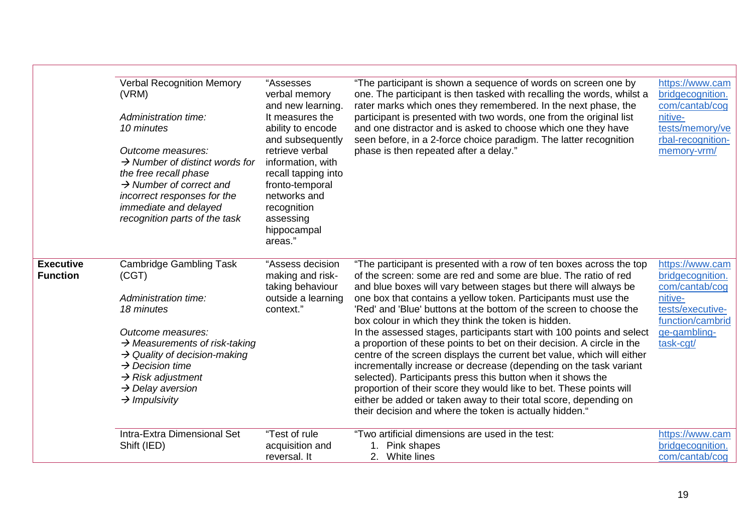| | | | | |
|---|---|---|---|---|
| | Verbal Recognition Memory (VRM)<br><br>*Administration time:*<br>*10 minutes*<br><br>*Outcome measures:*<br>*→ Number of distinct words for the free recall phase*<br>*→ Number of correct and incorrect responses for the immediate and delayed recognition parts of the task* | "Assesses verbal memory and new learning. It measures the ability to encode and subsequently retrieve verbal information, with recall tapping into fronto-temporal networks and recognition assessing hippocampal areas." | "The participant is shown a sequence of words on screen one by one. The participant is then tasked with recalling the words, whilst a rater marks which ones they remembered. In the next phase, the participant is presented with two words, one from the original list and one distractor and is asked to choose which one they have seen before, in a 2-force choice paradigm. The latter recognition phase is then repeated after a delay." | https://www.cambridgecognition.com/cantab/cognitive-tests/memory/verbal-recognition-memory-vrm/ |
| **Executive Function** | Cambridge Gambling Task (CGT)<br><br>*Administration time:*<br>*18 minutes*<br><br>*Outcome measures:*<br>*→ Measurements of risk-taking*<br>*→ Quality of decision-making*<br>*→ Decision time*<br>*→ Risk adjustment*<br>*→ Delay aversion*<br>*→ Impulsivity* | "Assess decision making and risk-taking behaviour outside a learning context." | "The participant is presented with a row of ten boxes across the top of the screen: some are red and some are blue. The ratio of red and blue boxes will vary between stages but there will always be one box that contains a yellow token. Participants must use the 'Red' and 'Blue' buttons at the bottom of the screen to choose the box colour in which they think the token is hidden.<br>In the assessed stages, participants start with 100 points and select a proportion of these points to bet on their decision. A circle in the centre of the screen displays the current bet value, which will either incrementally increase or decrease (depending on the task variant selected). Participants press this button when it shows the proportion of their score they would like to bet. These points will either be added or taken away to their total score, depending on their decision and where the token is actually hidden." | https://www.cambridgecognition.com/cantab/cognitive-tests/executive-function/cambridge-gambling-task-cgt/ |
| | Intra-Extra Dimensional Set Shift (IED) | "Test of rule acquisition and reversal. It | "Two artificial dimensions are used in the test:<br>1. Pink shapes<br>2. White lines | https://www.cambridgecognition.com/cantab/cog |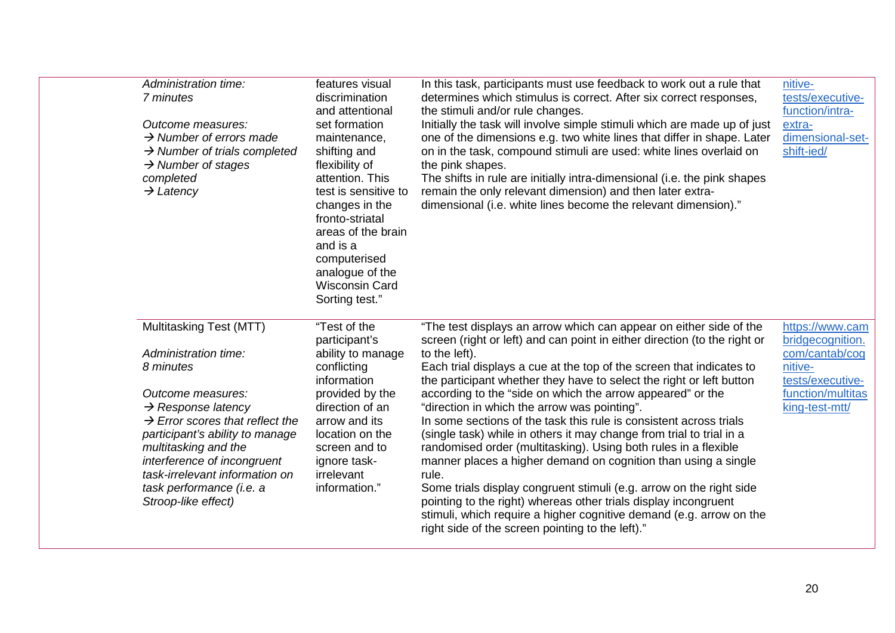| | | | | |
|---|---|---|---|---|
| | *Administration time:*<br>*7 minutes*<br><br>*Outcome measures:*<br>*→ Number of errors made*<br>*→ Number of trials completed*<br>*→ Number of stages completed*<br>*→ Latency* | features visual discrimination and attentional set formation maintenance, shifting and flexibility of attention. This test is sensitive to changes in the fronto-striatal areas of the brain and is a computerised analogue of the Wisconsin Card Sorting test." | In this task, participants must use feedback to work out a rule that determines which stimulus is correct. After six correct responses, the stimuli and/or rule changes.<br>Initially the task will involve simple stimuli which are made up of just one of the dimensions e.g. two white lines that differ in shape. Later on in the task, compound stimuli are used: white lines overlaid on the pink shapes.<br>The shifts in rule are initially intra-dimensional (i.e. the pink shapes remain the only relevant dimension) and then later extra-dimensional (i.e. white lines become the relevant dimension)." | nitive-tests/executive-function/intra-extra-dimensional-set-shift-ied/ |
| | Multitasking Test (MTT)<br><br>*Administration time:*<br>*8 minutes*<br><br>*Outcome measures:*<br>*→ Response latency*<br>*→ Error scores that reflect the participant's ability to manage multitasking and the interference of incongruent task-irrelevant information on task performance (i.e. a Stroop-like effect)* | "Test of the participant's ability to manage conflicting information provided by the direction of an arrow and its location on the screen and to ignore task-irrelevant information." | "The test displays an arrow which can appear on either side of the screen (right or left) and can point in either direction (to the right or to the left).<br>Each trial displays a cue at the top of the screen that indicates to the participant whether they have to select the right or left button according to the "side on which the arrow appeared" or the "direction in which the arrow was pointing".<br>In some sections of the task this rule is consistent across trials (single task) while in others it may change from trial to trial in a randomised order (multitasking). Using both rules in a flexible manner places a higher demand on cognition than using a single rule.<br>Some trials display congruent stimuli (e.g. arrow on the right side pointing to the right) whereas other trials display incongruent stimuli, which require a higher cognitive demand (e.g. arrow on the right side of the screen pointing to the left)." | https://www.cambridgecognition.com/cantab/cognitive-tests/executive-function/multitasking-test-mtt/ |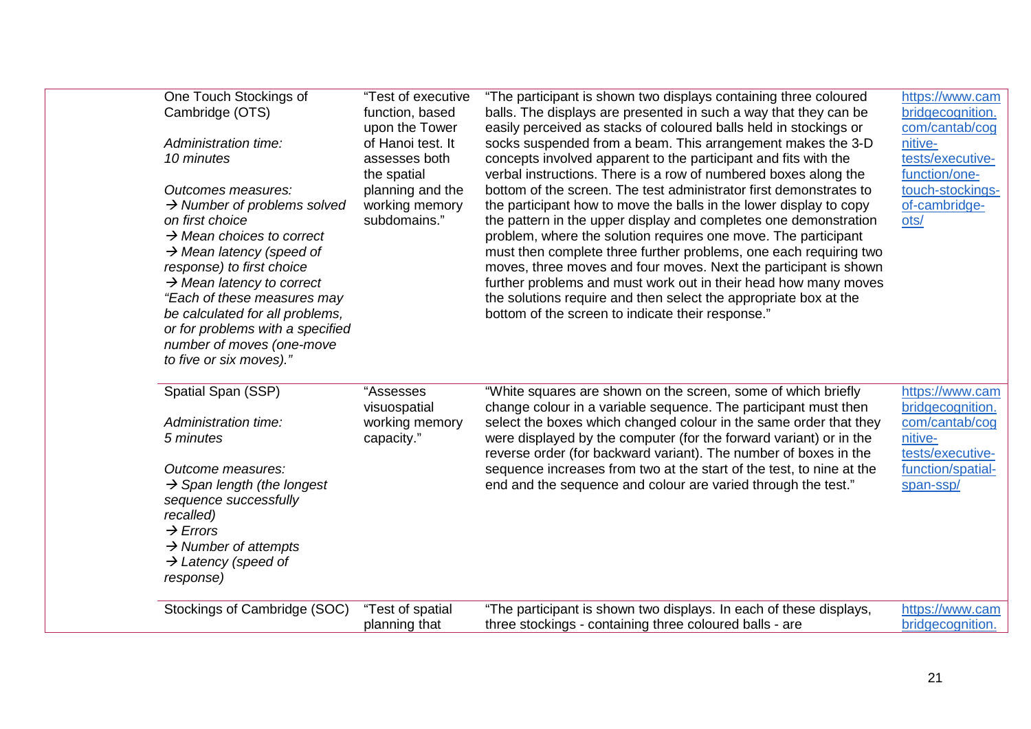| | | | | |
|---|---|---|---|---|
| | One Touch Stockings of Cambridge (OTS)<br><br>*Administration time: 10 minutes*<br><br>*Outcomes measures:*<br>*→ Number of problems solved on first choice*<br>*→ Mean choices to correct*<br>*→ Mean latency (speed of response) to first choice*<br>*→ Mean latency to correct*<br>*"Each of these measures may be calculated for all problems, or for problems with a specified number of moves (one-move to five or six moves)."* | "Test of executive function, based upon the Tower of Hanoi test. It assesses both the spatial planning and the working memory subdomains." | "The participant is shown two displays containing three coloured balls. The displays are presented in such a way that they can be easily perceived as stacks of coloured balls held in stockings or socks suspended from a beam. This arrangement makes the 3-D concepts involved apparent to the participant and fits with the verbal instructions. There is a row of numbered boxes along the bottom of the screen. The test administrator first demonstrates to the participant how to move the balls in the lower display to copy the pattern in the upper display and completes one demonstration problem, where the solution requires one move. The participant must then complete three further problems, one each requiring two moves, three moves and four moves. Next the participant is shown further problems and must work out in their head how many moves the solutions require and then select the appropriate box at the bottom of the screen to indicate their response." | https://www.cambridgecognition.com/cantab/cognitive-tests/executive-function/one-touch-stockings-of-cambridge-ots/ |
| | Spatial Span (SSP)<br><br>*Administration time: 5 minutes*<br><br>*Outcome measures:*<br>*→ Span length (the longest sequence successfully recalled)*<br>*→ Errors*<br>*→ Number of attempts*<br>*→ Latency (speed of response)* | "Assesses visuospatial working memory capacity." | "White squares are shown on the screen, some of which briefly change colour in a variable sequence. The participant must then select the boxes which changed colour in the same order that they were displayed by the computer (for the forward variant) or in the reverse order (for backward variant). The number of boxes in the sequence increases from two at the start of the test, to nine at the end and the sequence and colour are varied through the test." | https://www.cambridgecognition.com/cantab/cognitive-tests/executive-function/spatial-span-ssp/ |
| | Stockings of Cambridge (SOC) | "Test of spatial planning that | "The participant is shown two displays. In each of these displays, three stockings - containing three coloured balls - are | https://www.cambridgecognition. |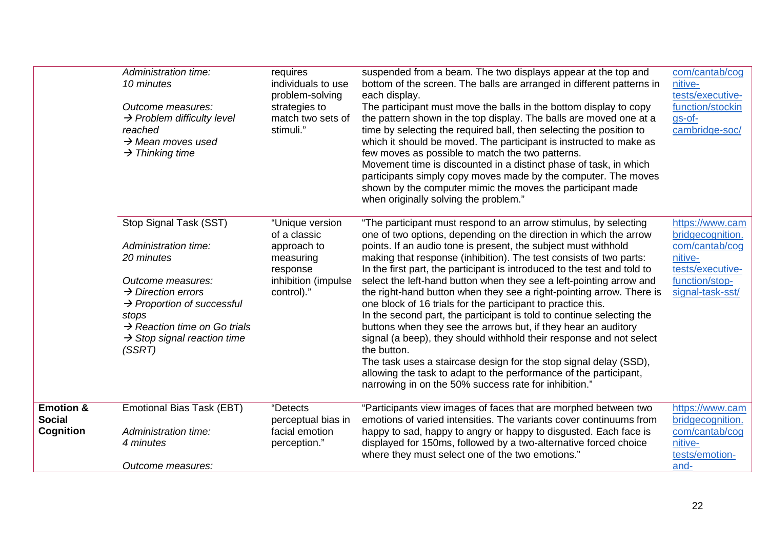| | | | | |
|---|---|---|---|---|
| | *Administration time:*<br>*10 minutes*<br><br>*Outcome measures:*<br>*→ Problem difficulty level reached*<br>*→ Mean moves used*<br>*→ Thinking time* | requires individuals to use problem-solving strategies to match two sets of stimuli." | suspended from a beam. The two displays appear at the top and bottom of the screen. The balls are arranged in different patterns in each display.<br>The participant must move the balls in the bottom display to copy the pattern shown in the top display. The balls are moved one at a time by selecting the required ball, then selecting the position to which it should be moved. The participant is instructed to make as few moves as possible to match the two patterns.<br>Movement time is discounted in a distinct phase of task, in which participants simply copy moves made by the computer. The moves shown by the computer mimic the moves the participant made when originally solving the problem." | com/cantab/cognitive-tests/executive-function/stockings-of-cambridge-soc/ |
| | Stop Signal Task (SST)<br><br>*Administration time:*<br>*20 minutes*<br><br>*Outcome measures:*<br>*→ Direction errors*<br>*→ Proportion of successful stops*<br>*→ Reaction time on Go trials*<br>*→ Stop signal reaction time (SSRT)* | "Unique version of a classic approach to measuring response inhibition (impulse control)." | "The participant must respond to an arrow stimulus, by selecting one of two options, depending on the direction in which the arrow points. If an audio tone is present, the subject must withhold making that response (inhibition). The test consists of two parts:<br>In the first part, the participant is introduced to the test and told to select the left-hand button when they see a left-pointing arrow and the right-hand button when they see a right-pointing arrow. There is one block of 16 trials for the participant to practice this.<br>In the second part, the participant is told to continue selecting the buttons when they see the arrows but, if they hear an auditory signal (a beep), they should withhold their response and not select the button.<br>The task uses a staircase design for the stop signal delay (SSD), allowing the task to adapt to the performance of the participant, narrowing in on the 50% success rate for inhibition." | https://www.cambridgecognition.com/cantab/cognitive-tests/executive-function/stop-signal-task-sst/ |
| **Emotion & Social Cognition** | Emotional Bias Task (EBT)<br><br>*Administration time:*<br>*4 minutes*<br><br>*Outcome measures:* | "Detects perceptual bias in facial emotion perception." | "Participants view images of faces that are morphed between two emotions of varied intensities. The variants cover continuums from happy to sad, happy to angry or happy to disgusted. Each face is displayed for 150ms, followed by a two-alternative forced choice where they must select one of the two emotions." | https://www.cambridgecognition.com/cantab/cognitive-tests/emotion-and- |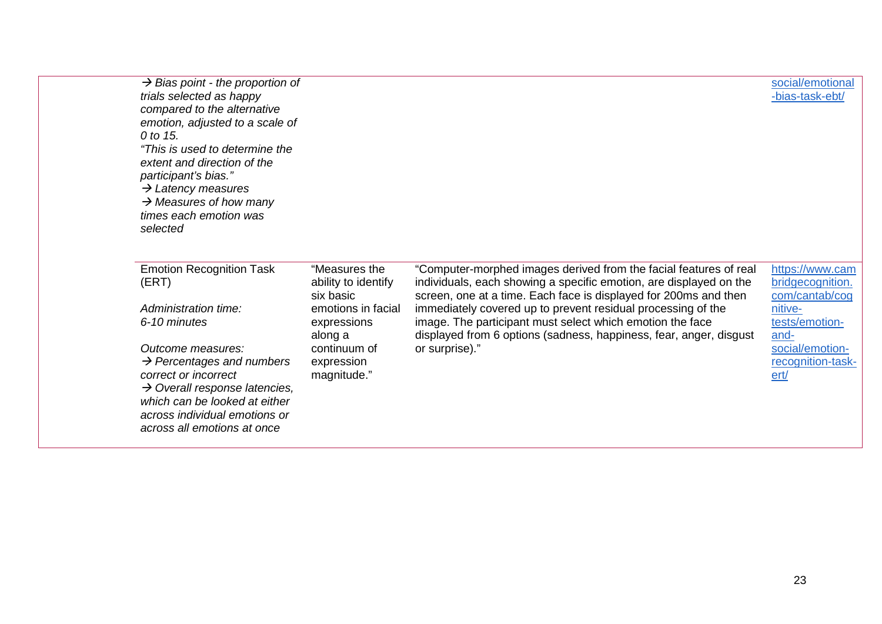| | | | |
|---|---|---|---|
| → *Bias point - the proportion of trials selected as happy compared to the alternative emotion, adjusted to a scale of 0 to 15.*<br>*"This is used to determine the extent and direction of the participant's bias."*<br>→ *Latency measures*<br>→ *Measures of how many times each emotion was selected* | | | social/emotional-bias-task-ebt/ |
| Emotion Recognition Task (ERT)<br><br>*Administration time:*<br>*6-10 minutes*<br><br>*Outcome measures:*<br>→ *Percentages and numbers correct or incorrect*<br>→ *Overall response latencies, which can be looked at either across individual emotions or across all emotions at once* | "Measures the ability to identify six basic emotions in facial expressions along a continuum of expression magnitude." | "Computer-morphed images derived from the facial features of real individuals, each showing a specific emotion, are displayed on the screen, one at a time. Each face is displayed for 200ms and then immediately covered up to prevent residual processing of the image. The participant must select which emotion the face displayed from 6 options (sadness, happiness, fear, anger, disgust or surprise)." | https://www.cambridgecognition.com/cantab/cognitive-tests/emotion-and-social/emotion-recognition-task-ert/ |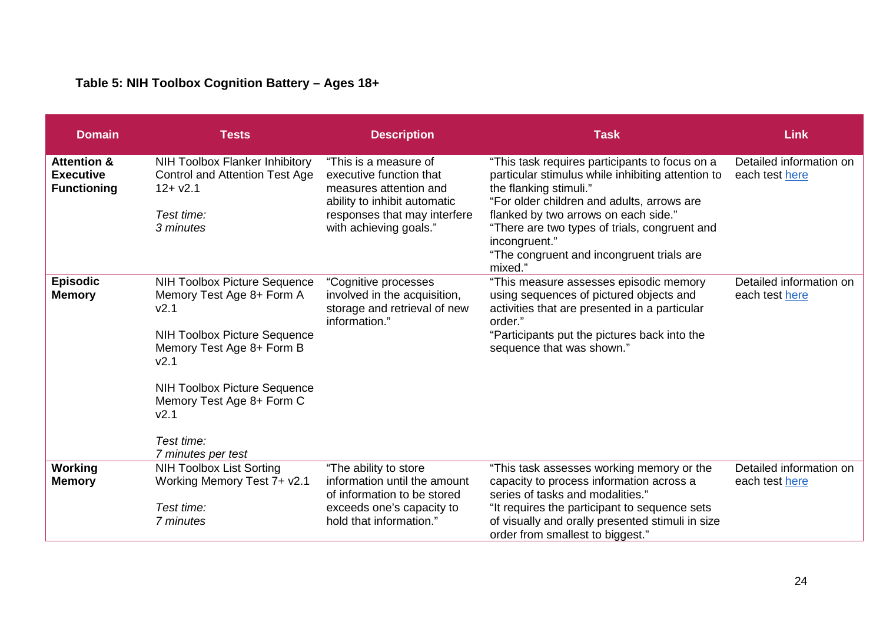**Table 5: NIH Toolbox Cognition Battery – Ages 18+**

| Domain | Tests | Description | Task | Link |
|---|---|---|---|---|
| **Attention & Executive Functioning** | NIH Toolbox Flanker Inhibitory Control and Attention Test Age 12+ v2.1<br><br>*Test time:*<br>*3 minutes* | "This is a measure of executive function that measures attention and ability to inhibit automatic responses that may interfere with achieving goals." | "This task requires participants to focus on a particular stimulus while inhibiting attention to the flanking stimuli."<br>"For older children and adults, arrows are flanked by two arrows on each side."<br>"There are two types of trials, congruent and incongruent."<br>"The congruent and incongruent trials are mixed." | Detailed information on each test [here] |
| **Episodic Memory** | NIH Toolbox Picture Sequence Memory Test Age 8+ Form A v2.1<br><br>NIH Toolbox Picture Sequence Memory Test Age 8+ Form B v2.1<br><br>NIH Toolbox Picture Sequence Memory Test Age 8+ Form C v2.1<br><br>*Test time:*<br>*7 minutes per test* | "Cognitive processes involved in the acquisition, storage and retrieval of new information." | "This measure assesses episodic memory using sequences of pictured objects and activities that are presented in a particular order."<br>"Participants put the pictures back into the sequence that was shown." | Detailed information on each test [here] |
| **Working Memory** | NIH Toolbox List Sorting Working Memory Test 7+ v2.1<br><br>*Test time:*<br>*7 minutes* | "The ability to store information until the amount of information to be stored exceeds one's capacity to hold that information." | "This task assesses working memory or the capacity to process information across a series of tasks and modalities."<br>"It requires the participant to sequence sets of visually and orally presented stimuli in size order from smallest to biggest." | Detailed information on each test [here] |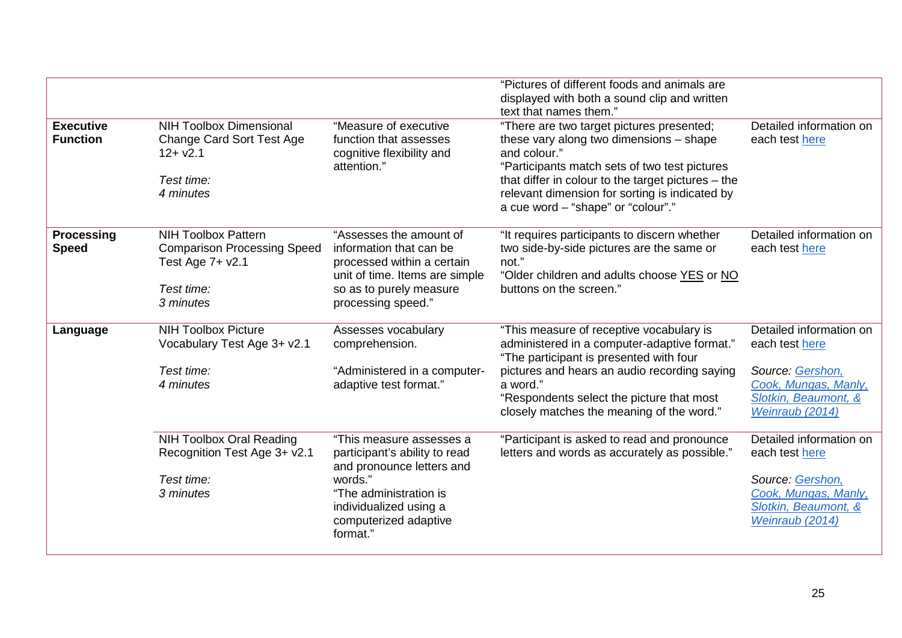| | | | | |
|---|---|---|---|---|
| | | | "Pictures of different foods and animals are displayed with both a sound clip and written text that names them." | |
| **Executive Function** | NIH Toolbox Dimensional Change Card Sort Test Age 12+ v2.1<br><br>*Test time:*<br>*4 minutes* | "Measure of executive function that assesses cognitive flexibility and attention." | "There are two target pictures presented; these vary along two dimensions – shape and colour."<br>"Participants match sets of two test pictures that differ in colour to the target pictures – the relevant dimension for sorting is indicated by a cue word – "shape" or "colour"." | Detailed information on each test here |
| **Processing Speed** | NIH Toolbox Pattern Comparison Processing Speed Test Age 7+ v2.1<br><br>*Test time:*<br>*3 minutes* | "Assesses the amount of information that can be processed within a certain unit of time. Items are simple so as to purely measure processing speed." | "It requires participants to discern whether two side-by-side pictures are the same or not."<br>"Older children and adults choose YES or NO buttons on the screen." | Detailed information on each test here |
| **Language** | NIH Toolbox Picture Vocabulary Test Age 3+ v2.1<br><br>*Test time:*<br>*4 minutes* | Assesses vocabulary comprehension.<br><br>"Administered in a computer-adaptive test format." | "This measure of receptive vocabulary is administered in a computer-adaptive format."<br>"The participant is presented with four pictures and hears an audio recording saying a word."<br>"Respondents select the picture that most closely matches the meaning of the word." | Detailed information on each test here<br><br>*Source: Gershon, Cook, Mungas, Manly, Slotkin, Beaumont, & Weinraub (2014)* |
| | NIH Toolbox Oral Reading Recognition Test Age 3+ v2.1<br><br>*Test time:*<br>*3 minutes* | "This measure assesses a participant's ability to read and pronounce letters and words."<br>"The administration is individualized using a computerized adaptive format." | "Participant is asked to read and pronounce letters and words as accurately as possible." | Detailed information on each test here<br><br>*Source: Gershon, Cook, Mungas, Manly, Slotkin, Beaumont, & Weinraub (2014)* |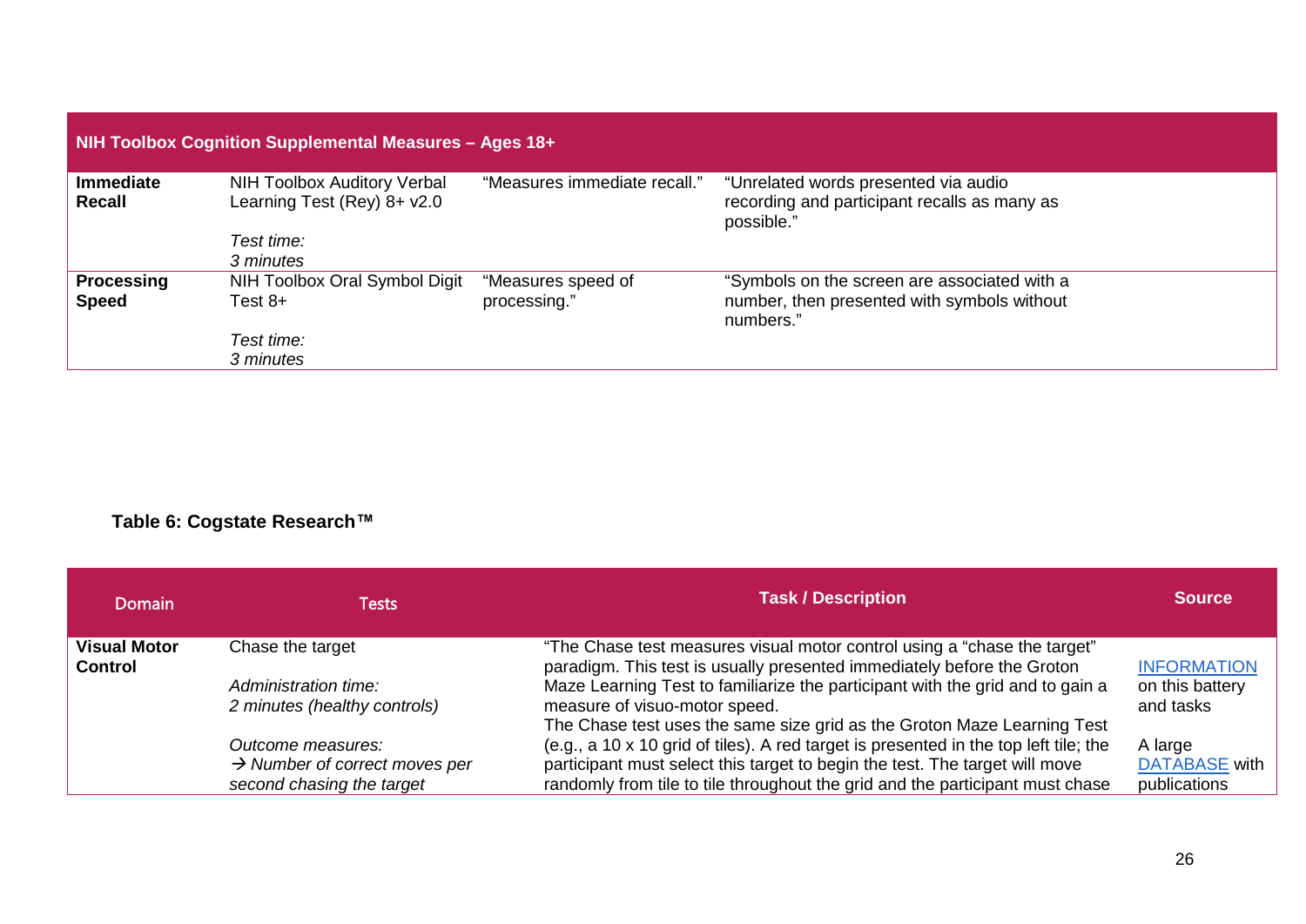| NIH Toolbox Cognition Supplemental Measures – Ages 18+ | | | |
|---|---|---|---|
| **Immediate Recall** | NIH Toolbox Auditory Verbal Learning Test (Rey) 8+ v2.0<br><br>*Test time:*<br>*3 minutes* | "Measures immediate recall." | "Unrelated words presented via audio recording and participant recalls as many as possible." |
| **Processing Speed** | NIH Toolbox Oral Symbol Digit Test 8+<br><br>*Test time:*<br>*3 minutes* | "Measures speed of processing." | "Symbols on the screen are associated with a number, then presented with symbols without numbers." |

**Table 6: Cogstate Research™**

| Domain | Tests | Task / Description | Source |
|---|---|---|---|
| **Visual Motor Control** | Chase the target<br><br>*Administration time:*<br>*2 minutes (healthy controls)*<br><br>*Outcome measures:*<br>*→ Number of correct moves per second chasing the target* | "The Chase test measures visual motor control using a "chase the target" paradigm. This test is usually presented immediately before the Groton Maze Learning Test to familiarize the participant with the grid and to gain a measure of visuo-motor speed.<br>The Chase test uses the same size grid as the Groton Maze Learning Test (e.g., a 10 x 10 grid of tiles). A red target is presented in the top left tile; the participant must select this target to begin the test. The target will move randomly from tile to tile throughout the grid and the participant must chase | INFORMATION on this battery and tasks<br><br>A large DATABASE with publications |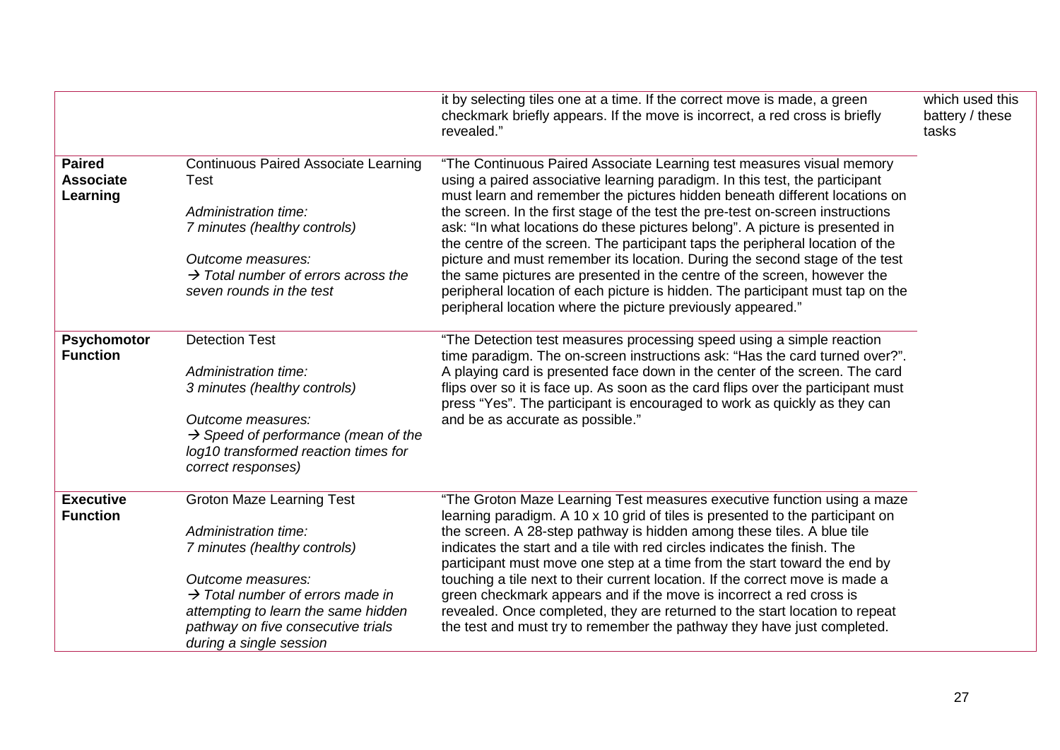| | | | |
|---|---|---|---|
| | | it by selecting tiles one at a time. If the correct move is made, a green checkmark briefly appears. If the move is incorrect, a red cross is briefly revealed." | which used this battery / these tasks |
| **Paired Associate Learning** | Continuous Paired Associate Learning Test<br><br>*Administration time:*<br>*7 minutes (healthy controls)*<br><br>*Outcome measures:*<br>*→ Total number of errors across the seven rounds in the test* | "The Continuous Paired Associate Learning test measures visual memory using a paired associative learning paradigm. In this test, the participant must learn and remember the pictures hidden beneath different locations on the screen. In the first stage of the test the pre-test on-screen instructions ask: "In what locations do these pictures belong". A picture is presented in the centre of the screen. The participant taps the peripheral location of the picture and must remember its location. During the second stage of the test the same pictures are presented in the centre of the screen, however the peripheral location of each picture is hidden. The participant must tap on the peripheral location where the picture previously appeared." | |
| **Psychomotor Function** | Detection Test<br><br>*Administration time:*<br>*3 minutes (healthy controls)*<br><br>*Outcome measures:*<br>*→ Speed of performance (mean of the log10 transformed reaction times for correct responses)* | "The Detection test measures processing speed using a simple reaction time paradigm. The on-screen instructions ask: "Has the card turned over?". A playing card is presented face down in the center of the screen. The card flips over so it is face up. As soon as the card flips over the participant must press "Yes". The participant is encouraged to work as quickly as they can and be as accurate as possible." | |
| **Executive Function** | Groton Maze Learning Test<br><br>*Administration time:*<br>*7 minutes (healthy controls)*<br><br>*Outcome measures:*<br>*→ Total number of errors made in attempting to learn the same hidden pathway on five consecutive trials during a single session* | "The Groton Maze Learning Test measures executive function using a maze learning paradigm. A 10 x 10 grid of tiles is presented to the participant on the screen. A 28-step pathway is hidden among these tiles. A blue tile indicates the start and a tile with red circles indicates the finish. The participant must move one step at a time from the start toward the end by touching a tile next to their current location. If the correct move is made a green checkmark appears and if the move is incorrect a red cross is revealed. Once completed, they are returned to the start location to repeat the test and must try to remember the pathway they have just completed. | |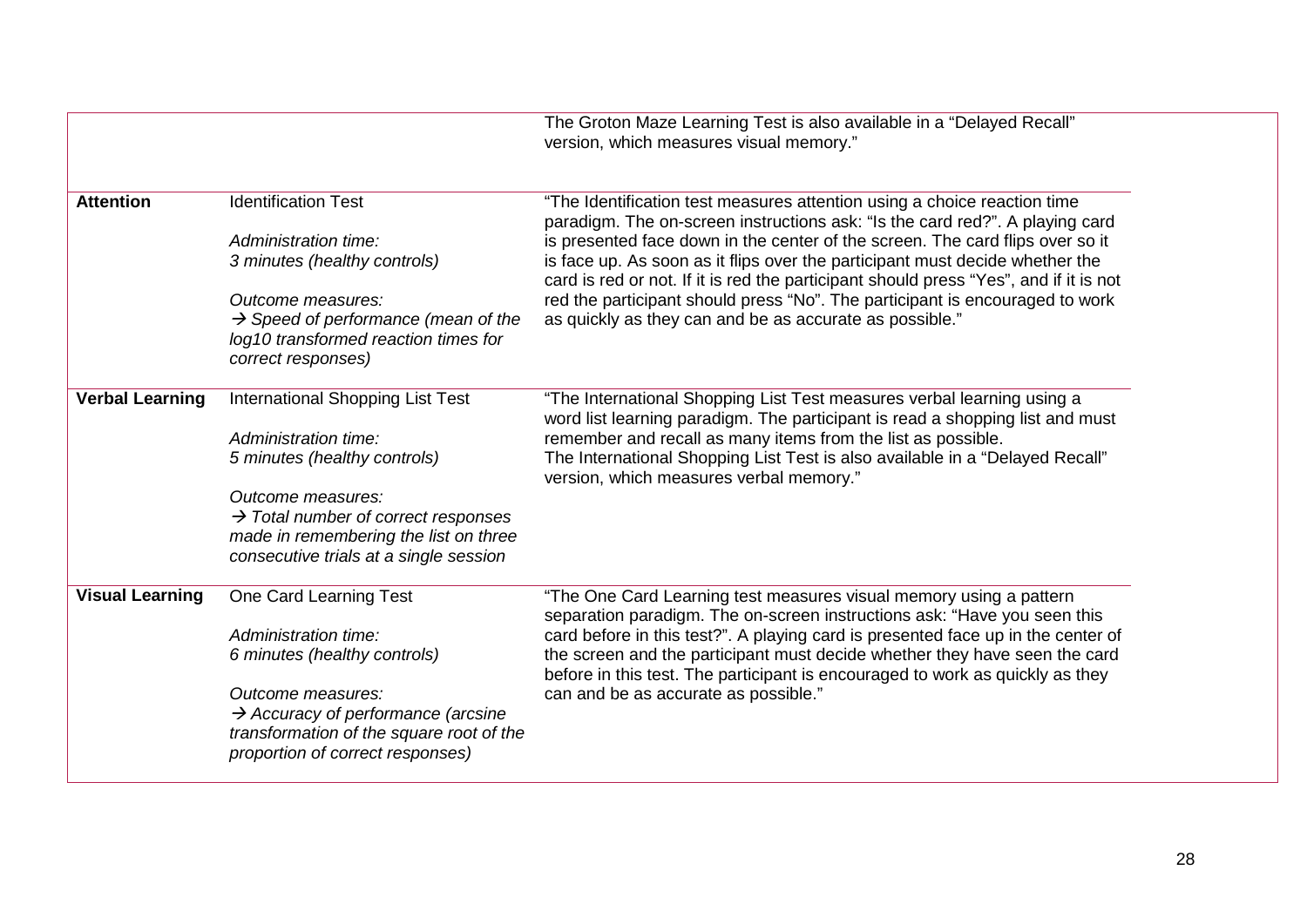| | | |
|---|---|---|
| | | The Groton Maze Learning Test is also available in a "Delayed Recall" version, which measures visual memory." |
| **Attention** | Identification Test<br><br>*Administration time:*<br>*3 minutes (healthy controls)*<br><br>*Outcome measures:*<br>*→ Speed of performance (mean of the log10 transformed reaction times for correct responses)* | "The Identification test measures attention using a choice reaction time paradigm. The on-screen instructions ask: "Is the card red?". A playing card is presented face down in the center of the screen. The card flips over so it is face up. As soon as it flips over the participant must decide whether the card is red or not. If it is red the participant should press "Yes", and if it is not red the participant should press "No". The participant is encouraged to work as quickly as they can and be as accurate as possible." |
| **Verbal Learning** | International Shopping List Test<br><br>*Administration time:*<br>*5 minutes (healthy controls)*<br><br>*Outcome measures:*<br>*→ Total number of correct responses made in remembering the list on three consecutive trials at a single session* | "The International Shopping List Test measures verbal learning using a word list learning paradigm. The participant is read a shopping list and must remember and recall as many items from the list as possible.<br>The International Shopping List Test is also available in a "Delayed Recall" version, which measures verbal memory." |
| **Visual Learning** | One Card Learning Test<br><br>*Administration time:*<br>*6 minutes (healthy controls)*<br><br>*Outcome measures:*<br>*→ Accuracy of performance (arcsine transformation of the square root of the proportion of correct responses)* | "The One Card Learning test measures visual memory using a pattern separation paradigm. The on-screen instructions ask: "Have you seen this card before in this test?". A playing card is presented face up in the center of the screen and the participant must decide whether they have seen the card before in this test. The participant is encouraged to work as quickly as they can and be as accurate as possible." |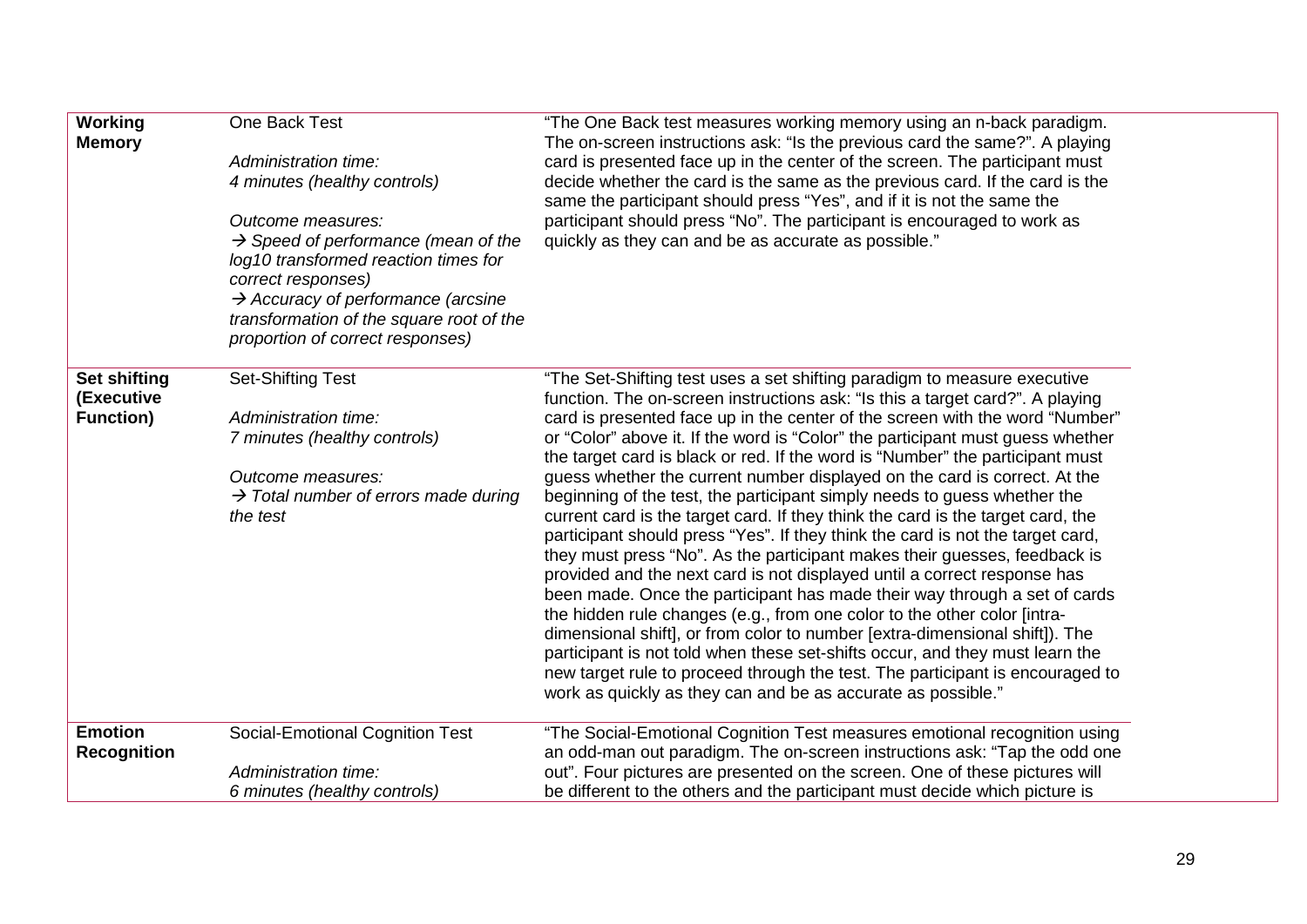| | | |
|---|---|---|
| **Working Memory** | One Back Test<br><br>*Administration time:*<br>*4 minutes (healthy controls)*<br><br>*Outcome measures:*<br>*→ Speed of performance (mean of the log10 transformed reaction times for correct responses)*<br>*→ Accuracy of performance (arcsine transformation of the square root of the proportion of correct responses)* | "The One Back test measures working memory using an n-back paradigm. The on-screen instructions ask: "Is the previous card the same?". A playing card is presented face up in the center of the screen. The participant must decide whether the card is the same as the previous card. If the card is the same the participant should press "Yes", and if it is not the same the participant should press "No". The participant is encouraged to work as quickly as they can and be as accurate as possible." |
| **Set shifting (Executive Function)** | Set-Shifting Test<br><br>*Administration time:*<br>*7 minutes (healthy controls)*<br><br>*Outcome measures:*<br>*→ Total number of errors made during the test* | "The Set-Shifting test uses a set shifting paradigm to measure executive function. The on-screen instructions ask: "Is this a target card?". A playing card is presented face up in the center of the screen with the word "Number" or "Color" above it. If the word is "Color" the participant must guess whether the target card is black or red. If the word is "Number" the participant must guess whether the current number displayed on the card is correct. At the beginning of the test, the participant simply needs to guess whether the current card is the target card. If they think the card is the target card, the participant should press "Yes". If they think the card is not the target card, they must press "No". As the participant makes their guesses, feedback is provided and the next card is not displayed until a correct response has been made. Once the participant has made their way through a set of cards the hidden rule changes (e.g., from one color to the other color [intra-dimensional shift], or from color to number [extra-dimensional shift]). The participant is not told when these set-shifts occur, and they must learn the new target rule to proceed through the test. The participant is encouraged to work as quickly as they can and be as accurate as possible." |
| **Emotion Recognition** | Social-Emotional Cognition Test<br><br>*Administration time:*<br>*6 minutes (healthy controls)* | "The Social-Emotional Cognition Test measures emotional recognition using an odd-man out paradigm. The on-screen instructions ask: "Tap the odd one out". Four pictures are presented on the screen. One of these pictures will be different to the others and the participant must decide which picture is |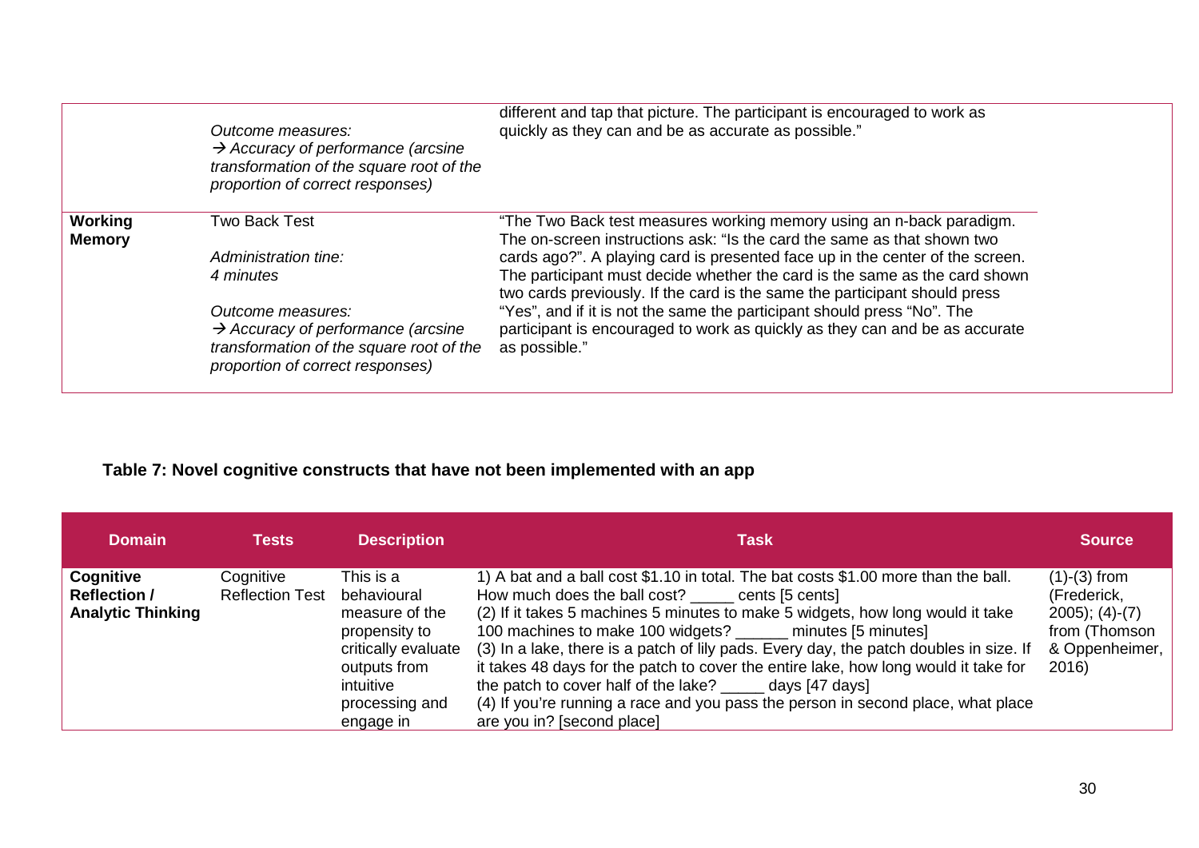| | | |
|---|---|---|
| | *Outcome measures:* <br> *→ Accuracy of performance (arcsine transformation of the square root of the proportion of correct responses)* | different and tap that picture. The participant is encouraged to work as quickly as they can and be as accurate as possible." |
| **Working Memory** | Two Back Test <br><br> *Administration tine:* <br> *4 minutes* <br><br> *Outcome measures:* <br> *→ Accuracy of performance (arcsine transformation of the square root of the proportion of correct responses)* | "The Two Back test measures working memory using an n-back paradigm. The on-screen instructions ask: "Is the card the same as that shown two cards ago?". A playing card is presented face up in the center of the screen. The participant must decide whether the card is the same as the card shown two cards previously. If the card is the same the participant should press "Yes", and if it is not the same the participant should press "No". The participant is encouraged to work as quickly as they can and be as accurate as possible." |

**Table 7: Novel cognitive constructs that have not been implemented with an app**

| Domain | Tests | Description | Task | Source |
|---|---|---|---|---|
| **Cognitive Reflection / Analytic Thinking** | Cognitive Reflection Test | This is a behavioural measure of the propensity to critically evaluate outputs from intuitive processing and engage in | 1) A bat and a ball cost $1.10 in total. The bat costs $1.00 more than the ball. How much does the ball cost? _____ cents [5 cents] <br> (2) If it takes 5 machines 5 minutes to make 5 widgets, how long would it take 100 machines to make 100 widgets? ______ minutes [5 minutes] <br> (3) In a lake, there is a patch of lily pads. Every day, the patch doubles in size. If it takes 48 days for the patch to cover the entire lake, how long would it take for the patch to cover half of the lake? _____ days [47 days] <br> (4) If you're running a race and you pass the person in second place, what place are you in? [second place] | (1)-(3) from (Frederick, 2005); (4)-(7) from (Thomson & Oppenheimer, 2016) |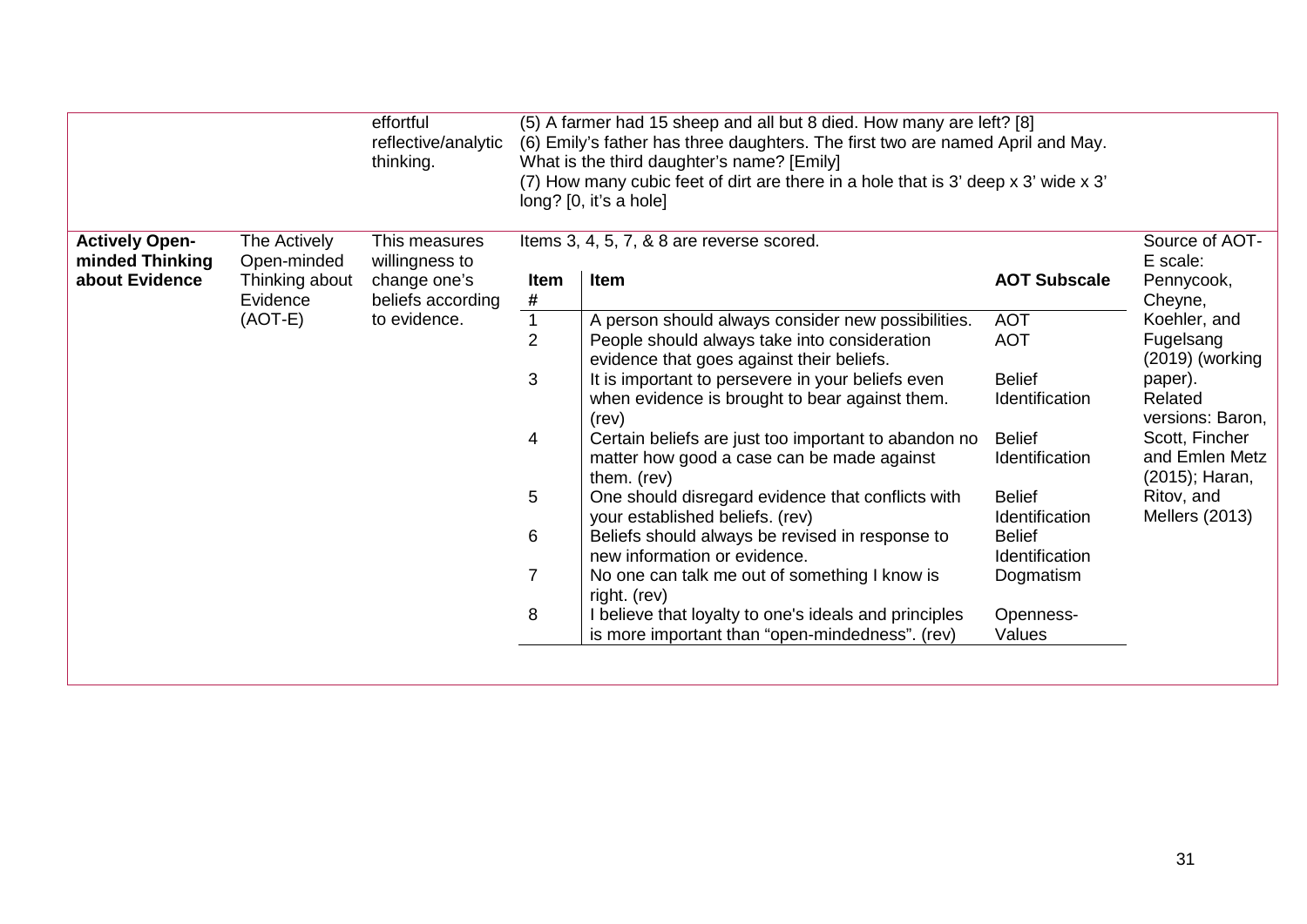| | | | | |
|---|---|---|---|---|
| | | effortful reflective/analytic thinking. | (5) A farmer had 15 sheep and all but 8 died. How many are left? [8]<br>(6) Emily's father has three daughters. The first two are named April and May. What is the third daughter's name? [Emily]<br>(7) How many cubic feet of dirt are there in a hole that is 3' deep x 3' wide x 3' long? [0, it's a hole] | |
| **Actively Open-minded Thinking about Evidence** | The Actively Open-minded Thinking about Evidence (AOT-E) | This measures willingness to change one's beliefs according to evidence. | Items 3, 4, 5, 7, & 8 are reverse scored. (see item table below) | Source of AOT-E scale: Pennycook, Cheyne, Koehler, and Fugelsang (2019) (working paper). Related versions: Baron, Scott, Fincher and Emlen Metz (2015); Haran, Ritov, and Mellers (2013) |

| Item # | Item | AOT Subscale |
|---|---|---|
| 1 | A person should always consider new possibilities. | AOT |
| 2 | People should always take into consideration evidence that goes against their beliefs. | AOT |
| 3 | It is important to persevere in your beliefs even when evidence is brought to bear against them. (rev) | Belief Identification |
| 4 | Certain beliefs are just too important to abandon no matter how good a case can be made against them. (rev) | Belief Identification |
| 5 | One should disregard evidence that conflicts with your established beliefs. (rev) | Belief Identification |
| 6 | Beliefs should always be revised in response to new information or evidence. | Belief Identification |
| 7 | No one can talk me out of something I know is right. (rev) | Dogmatism |
| 8 | I believe that loyalty to one's ideals and principles is more important than "open-mindedness". (rev) | Openness-Values |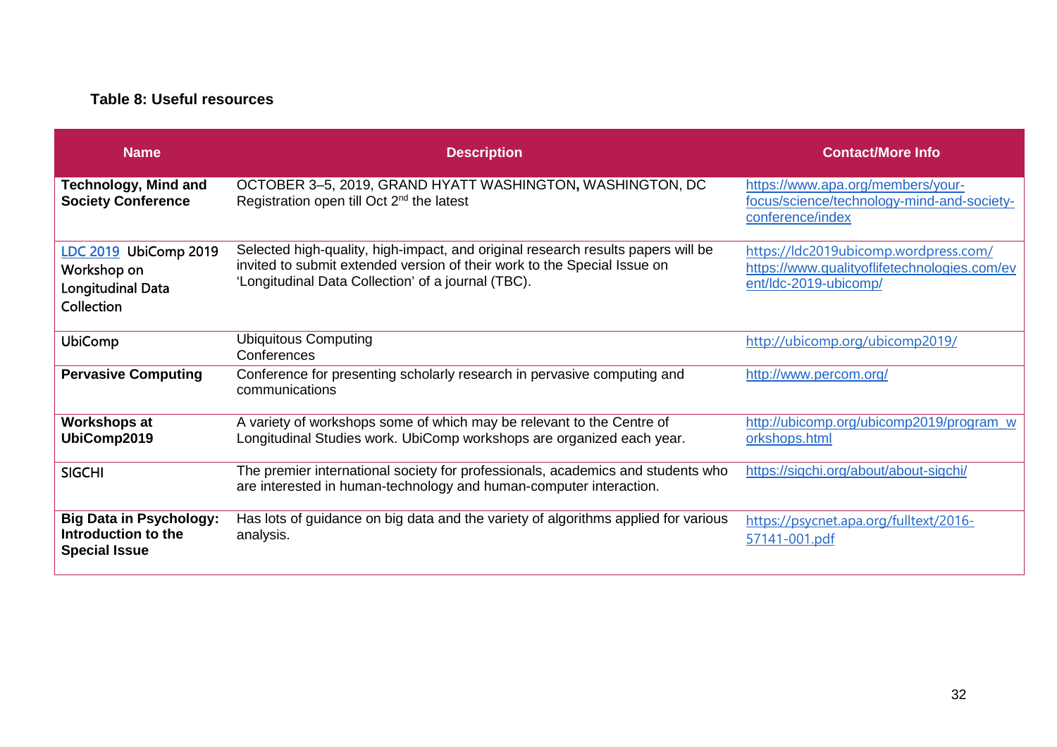**Table 8: Useful resources**

| Name | Description | Contact/More Info |
|---|---|---|
| **Technology, Mind and Society Conference** | OCTOBER 3–5, 2019, GRAND HYATT WASHINGTON, WASHINGTON, DC Registration open till Oct 2nd the latest | https://www.apa.org/members/your-focus/science/technology-mind-and-society-conference/index |
| LDC 2019 UbiComp 2019 Workshop on Longitudinal Data Collection | Selected high-quality, high-impact, and original research results papers will be invited to submit extended version of their work to the Special Issue on 'Longitudinal Data Collection' of a journal (TBC). | https://ldc2019ubicomp.wordpress.com/ https://www.qualityoflifetechnologies.com/event/ldc-2019-ubicomp/ |
| UbiComp | Ubiquitous Computing Conferences | http://ubicomp.org/ubicomp2019/ |
| **Pervasive Computing** | Conference for presenting scholarly research in pervasive computing and communications | http://www.percom.org/ |
| **Workshops at UbiComp2019** | A variety of workshops some of which may be relevant to the Centre of Longitudinal Studies work. UbiComp workshops are organized each year. | http://ubicomp.org/ubicomp2019/program_workshops.html |
| SIGCHI | The premier international society for professionals, academics and students who are interested in human-technology and human-computer interaction. | https://sigchi.org/about/about-sigchi/ |
| **Big Data in Psychology: Introduction to the Special Issue** | Has lots of guidance on big data and the variety of algorithms applied for various analysis. | https://psycnet.apa.org/fulltext/2016-57141-001.pdf |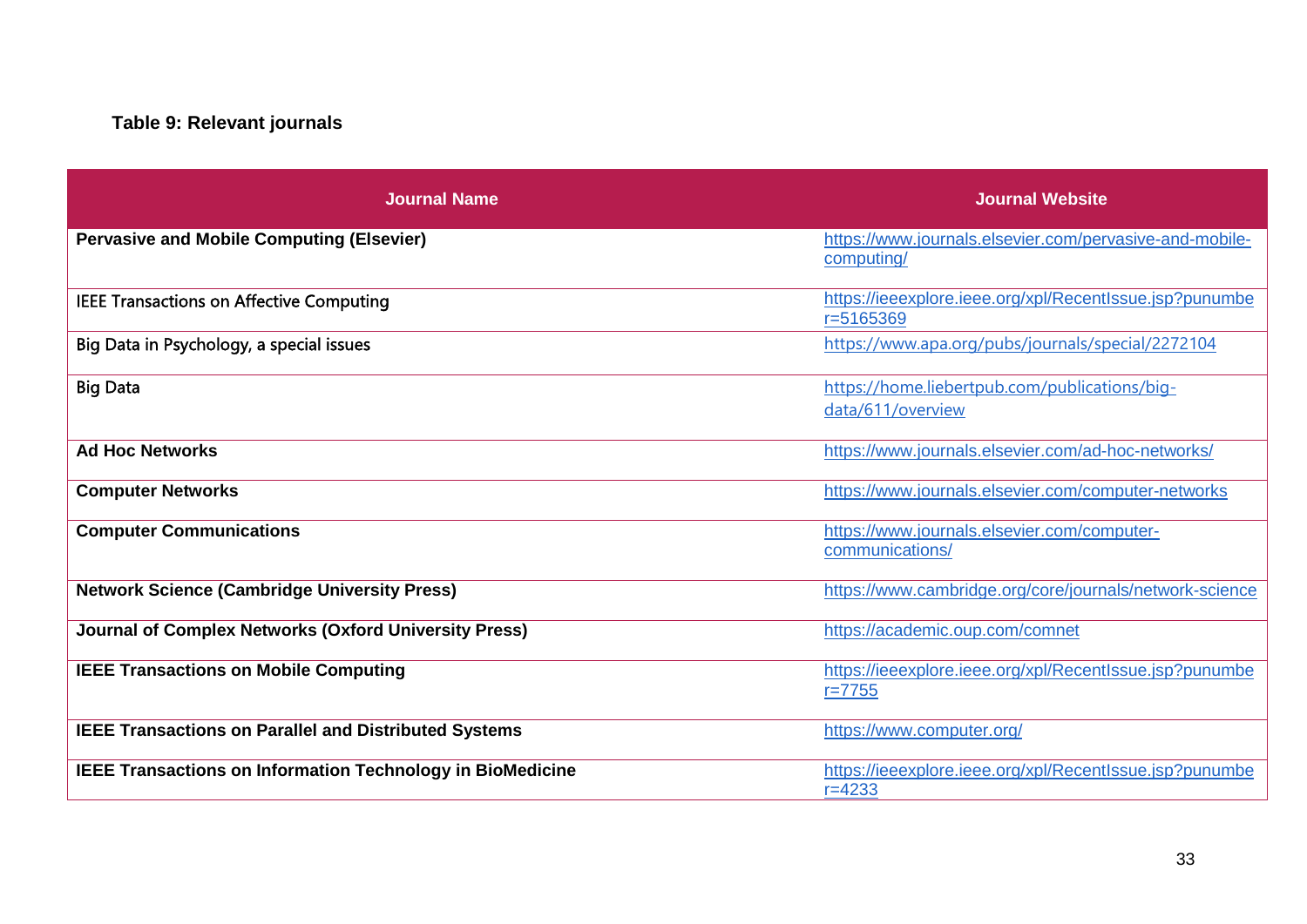**Table 9: Relevant journals**

| Journal Name | Journal Website |
|---|---|
| **Pervasive and Mobile Computing (Elsevier)** | https://www.journals.elsevier.com/pervasive-and-mobile-computing/ |
| IEEE Transactions on Affective Computing | https://ieeexplore.ieee.org/xpl/RecentIssue.jsp?punumber=5165369 |
| Big Data in Psychology, a special issues | https://www.apa.org/pubs/journals/special/2272104 |
| Big Data | https://home.liebertpub.com/publications/big-data/611/overview |
| **Ad Hoc Networks** | https://www.journals.elsevier.com/ad-hoc-networks/ |
| **Computer Networks** | https://www.journals.elsevier.com/computer-networks |
| **Computer Communications** | https://www.journals.elsevier.com/computer-communications/ |
| **Network Science (Cambridge University Press)** | https://www.cambridge.org/core/journals/network-science |
| **Journal of Complex Networks (Oxford University Press)** | https://academic.oup.com/comnet |
| **IEEE Transactions on Mobile Computing** | https://ieeexplore.ieee.org/xpl/RecentIssue.jsp?punumber=7755 |
| **IEEE Transactions on Parallel and Distributed Systems** | https://www.computer.org/ |
| **IEEE Transactions on Information Technology in BioMedicine** | https://ieeexplore.ieee.org/xpl/RecentIssue.jsp?punumber=4233 |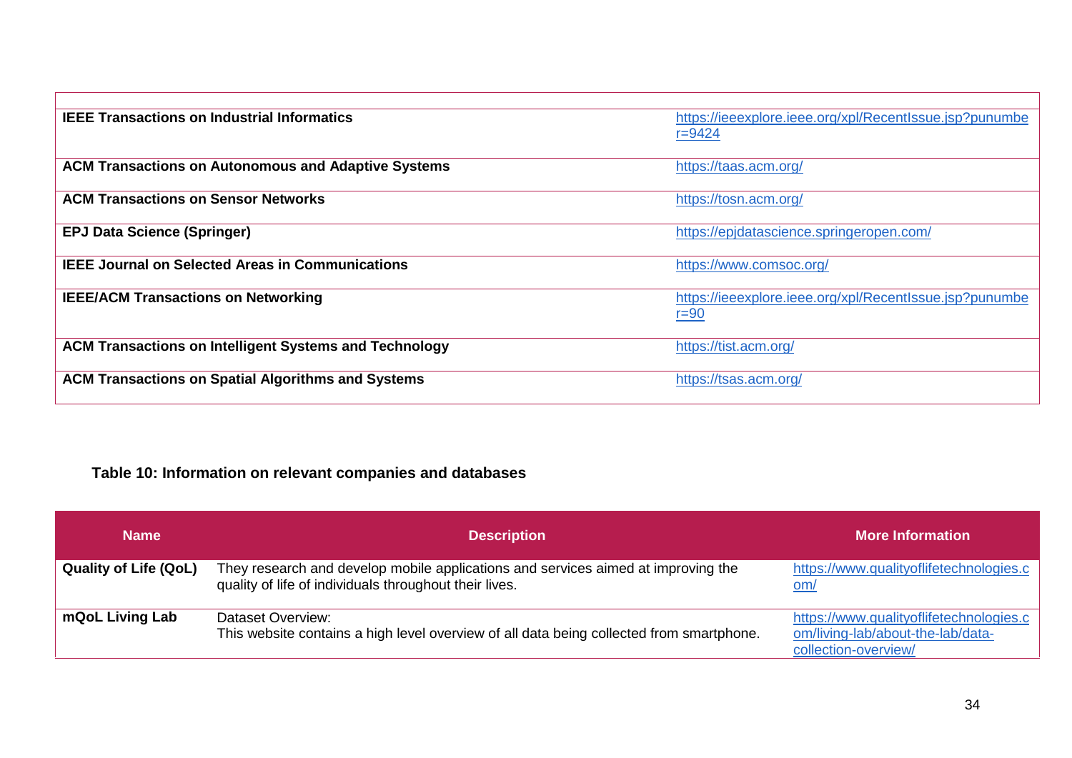| | |
|---|---|
| **IEEE Transactions on Industrial Informatics** | https://ieeexplore.ieee.org/xpl/RecentIssue.jsp?punumber=9424 |
| **ACM Transactions on Autonomous and Adaptive Systems** | https://taas.acm.org/ |
| **ACM Transactions on Sensor Networks** | https://tosn.acm.org/ |
| **EPJ Data Science (Springer)** | https://epjdatascience.springeropen.com/ |
| **IEEE Journal on Selected Areas in Communications** | https://www.comsoc.org/ |
| **IEEE/ACM Transactions on Networking** | https://ieeexplore.ieee.org/xpl/RecentIssue.jsp?punumber=90 |
| **ACM Transactions on Intelligent Systems and Technology** | https://tist.acm.org/ |
| **ACM Transactions on Spatial Algorithms and Systems** | https://tsas.acm.org/ |

**Table 10: Information on relevant companies and databases**

| Name | Description | More Information |
|---|---|---|
| **Quality of Life (QoL)** | They research and develop mobile applications and services aimed at improving the quality of life of individuals throughout their lives. | https://www.qualityoflifetechnologies.com/ |
| **mQoL Living Lab** | Dataset Overview:<br>This website contains a high level overview of all data being collected from smartphone. | https://www.qualityoflifetechnologies.com/living-lab/about-the-lab/data-collection-overview/ |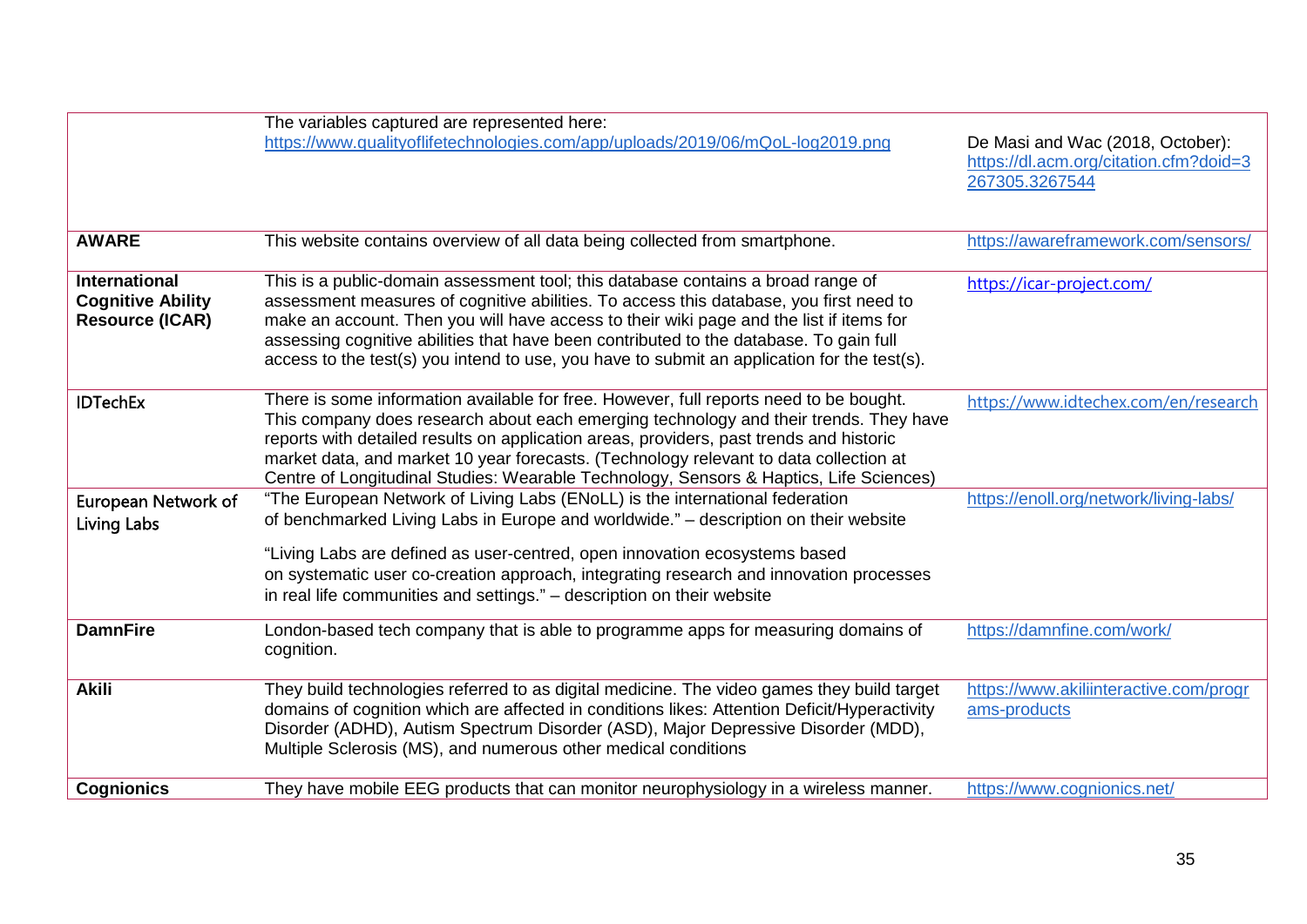|  |  |  |
|---|---|---|
|  | The variables captured are represented here: https://www.qualityoflifetechnologies.com/app/uploads/2019/06/mQoL-log2019.png | De Masi and Wac (2018, October): https://dl.acm.org/citation.cfm?doid=3267305.3267544 |
| **AWARE** | This website contains overview of all data being collected from smartphone. | https://awareframework.com/sensors/ |
| **International Cognitive Ability Resource (ICAR)** | This is a public-domain assessment tool; this database contains a broad range of assessment measures of cognitive abilities. To access this database, you first need to make an account. Then you will have access to their wiki page and the list if items for assessing cognitive abilities that have been contributed to the database. To gain full access to the test(s) you intend to use, you have to submit an application for the test(s). | https://icar-project.com/ |
| **IDTechEx** | There is some information available for free. However, full reports need to be bought. This company does research about each emerging technology and their trends. They have reports with detailed results on application areas, providers, past trends and historic market data, and market 10 year forecasts. (Technology relevant to data collection at Centre of Longitudinal Studies: Wearable Technology, Sensors & Haptics, Life Sciences) | https://www.idtechex.com/en/research |
| European Network of Living Labs | "The European Network of Living Labs (ENoLL) is the international federation of benchmarked Living Labs in Europe and worldwide." – description on their website<br><br>"Living Labs are defined as user-centred, open innovation ecosystems based on systematic user co-creation approach, integrating research and innovation processes in real life communities and settings." – description on their website | https://enoll.org/network/living-labs/ |
| **DamnFire** | London-based tech company that is able to programme apps for measuring domains of cognition. | https://damnfine.com/work/ |
| **Akili** | They build technologies referred to as digital medicine. The video games they build target domains of cognition which are affected in conditions likes: Attention Deficit/Hyperactivity Disorder (ADHD), Autism Spectrum Disorder (ASD), Major Depressive Disorder (MDD), Multiple Sclerosis (MS), and numerous other medical conditions | https://www.akiliinteractive.com/programs-products |
| **Cognionics** | They have mobile EEG products that can monitor neurophysiology in a wireless manner. | https://www.cognionics.net/ |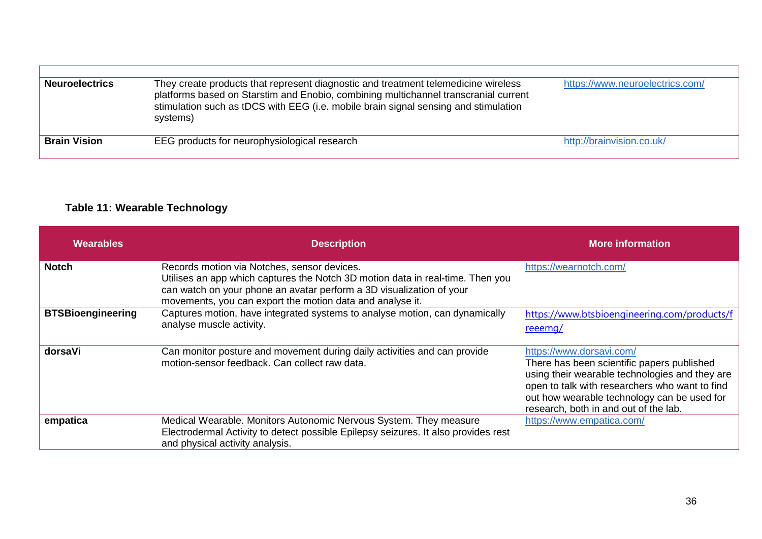| | | |
|---|---|---|
| **Neuroelectrics** | They create products that represent diagnostic and treatment telemedicine wireless platforms based on Starstim and Enobio, combining multichannel transcranial current stimulation such as tDCS with EEG (i.e. mobile brain signal sensing and stimulation systems) | https://www.neuroelectrics.com/ |
| **Brain Vision** | EEG products for neurophysiological research | http://brainvision.co.uk/ |

**Table 11: Wearable Technology**

| Wearables | Description | More information |
|---|---|---|
| **Notch** | Records motion via Notches, sensor devices. Utilises an app which captures the Notch 3D motion data in real-time. Then you can watch on your phone an avatar perform a 3D visualization of your movements, you can export the motion data and analyse it. | https://wearnotch.com/ |
| **BTSBioengineering** | Captures motion, have integrated systems to analyse motion, can dynamically analyse muscle activity. | https://www.btsbioengineering.com/products/freeemg/ |
| **dorsaVi** | Can monitor posture and movement during daily activities and can provide motion-sensor feedback. Can collect raw data. | https://www.dorsavi.com/ There has been scientific papers published using their wearable technologies and they are open to talk with researchers who want to find out how wearable technology can be used for research, both in and out of the lab. |
| **empatica** | Medical Wearable. Monitors Autonomic Nervous System. They measure Electrodermal Activity to detect possible Epilepsy seizures. It also provides rest and physical activity analysis. | https://www.empatica.com/ |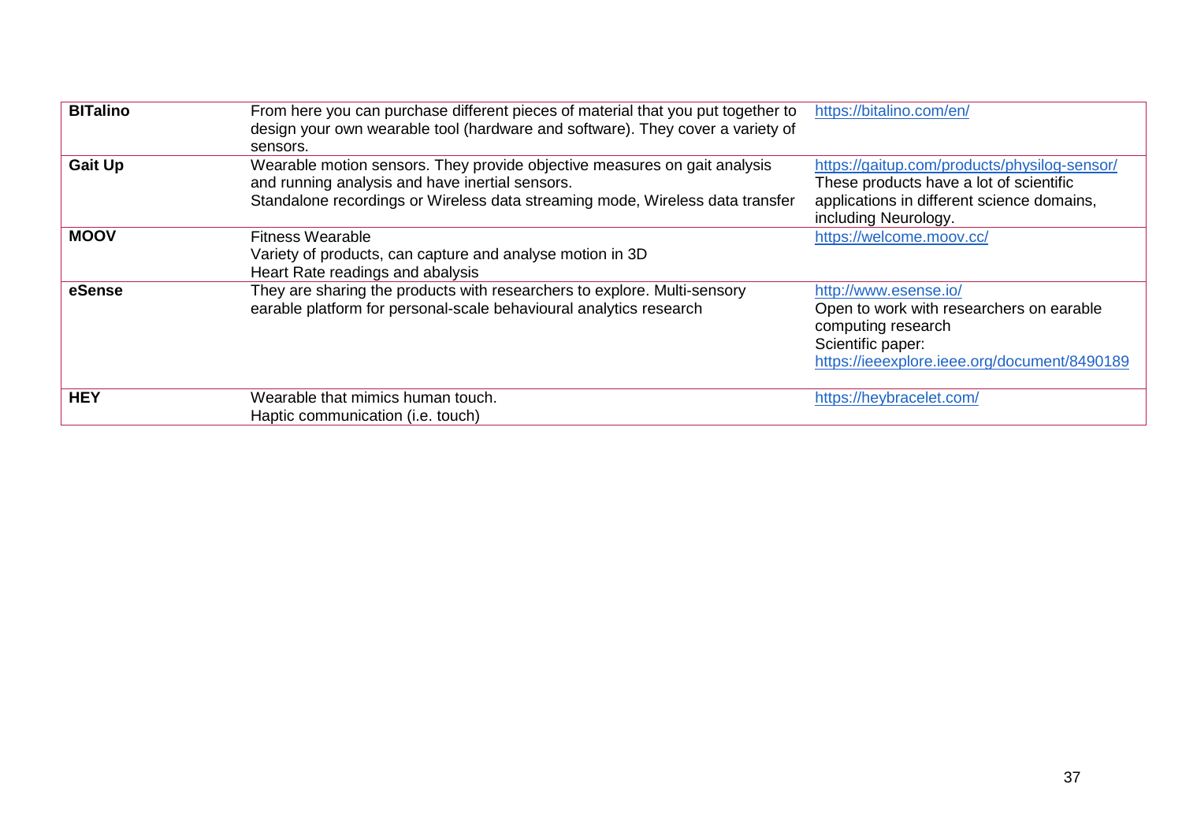| | | |
|---|---|---|
| **BITalino** | From here you can purchase different pieces of material that you put together to design your own wearable tool (hardware and software). They cover a variety of sensors. | https://bitalino.com/en/ |
| **Gait Up** | Wearable motion sensors. They provide objective measures on gait analysis and running analysis and have inertial sensors.<br>Standalone recordings or Wireless data streaming mode, Wireless data transfer | https://gaitup.com/products/physilog-sensor/<br>These products have a lot of scientific applications in different science domains, including Neurology. |
| **MOOV** | Fitness Wearable<br>Variety of products, can capture and analyse motion in 3D<br>Heart Rate readings and abalysis | https://welcome.moov.cc/ |
| **eSense** | They are sharing the products with researchers to explore. Multi-sensory earable platform for personal-scale behavioural analytics research | http://www.esense.io/<br>Open to work with researchers on earable computing research<br>Scientific paper:<br>https://ieeexplore.ieee.org/document/8490189 |
| **HEY** | Wearable that mimics human touch.<br>Haptic communication (i.e. touch) | https://heybracelet.com/ |